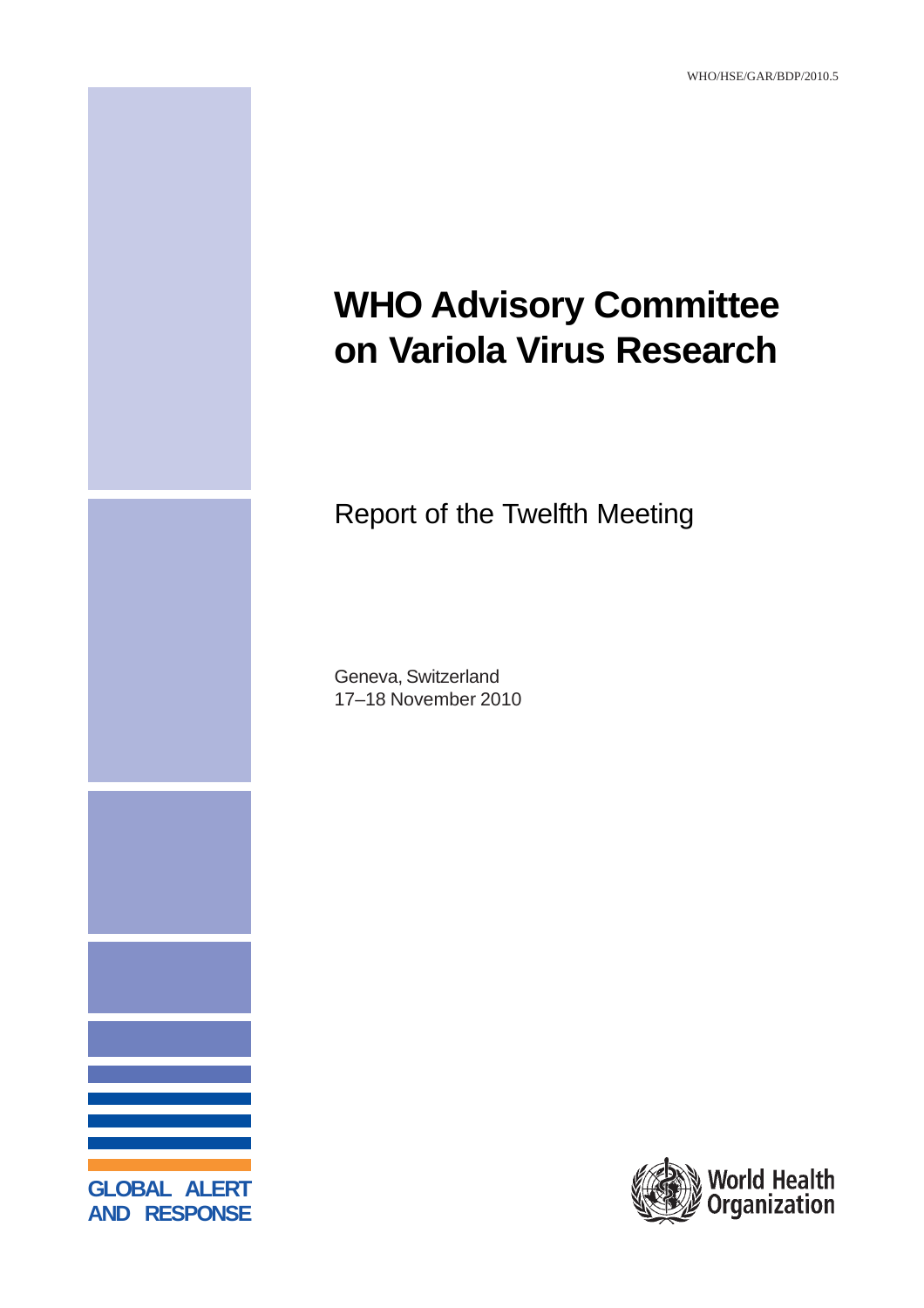WHO/HSE/GAR/BDP/2010.5

# WHO Advisory Committee on Variola Virus Research

## Report of the Twelfth Meeting

Geneva, Switzerland
17–18 November 2010

GLOBAL ALERT AND RESPONSE

World Health Organization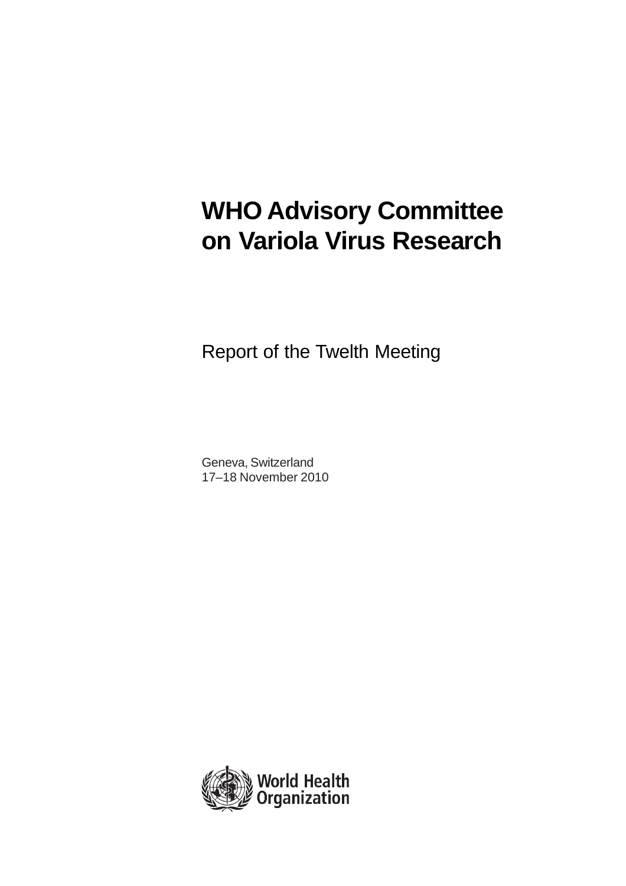# WHO Advisory Committee on Variola Virus Research

Report of the Twelth Meeting

Geneva, Switzerland
17–18 November 2010

World Health Organization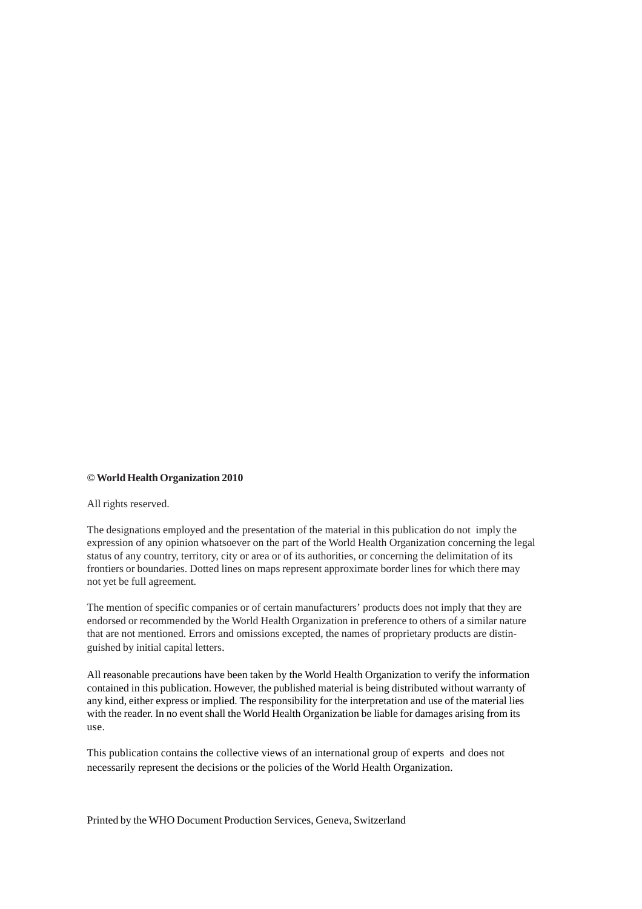**© World Health Organization 2010**

All rights reserved.

The designations employed and the presentation of the material in this publication do not imply the expression of any opinion whatsoever on the part of the World Health Organization concerning the legal status of any country, territory, city or area or of its authorities, or concerning the delimitation of its frontiers or boundaries. Dotted lines on maps represent approximate border lines for which there may not yet be full agreement.

The mention of specific companies or of certain manufacturers' products does not imply that they are endorsed or recommended by the World Health Organization in preference to others of a similar nature that are not mentioned. Errors and omissions excepted, the names of proprietary products are distinguished by initial capital letters.

All reasonable precautions have been taken by the World Health Organization to verify the information contained in this publication. However, the published material is being distributed without warranty of any kind, either express or implied. The responsibility for the interpretation and use of the material lies with the reader. In no event shall the World Health Organization be liable for damages arising from its use.

This publication contains the collective views of an international group of experts and does not necessarily represent the decisions or the policies of the World Health Organization.

Printed by the WHO Document Production Services, Geneva, Switzerland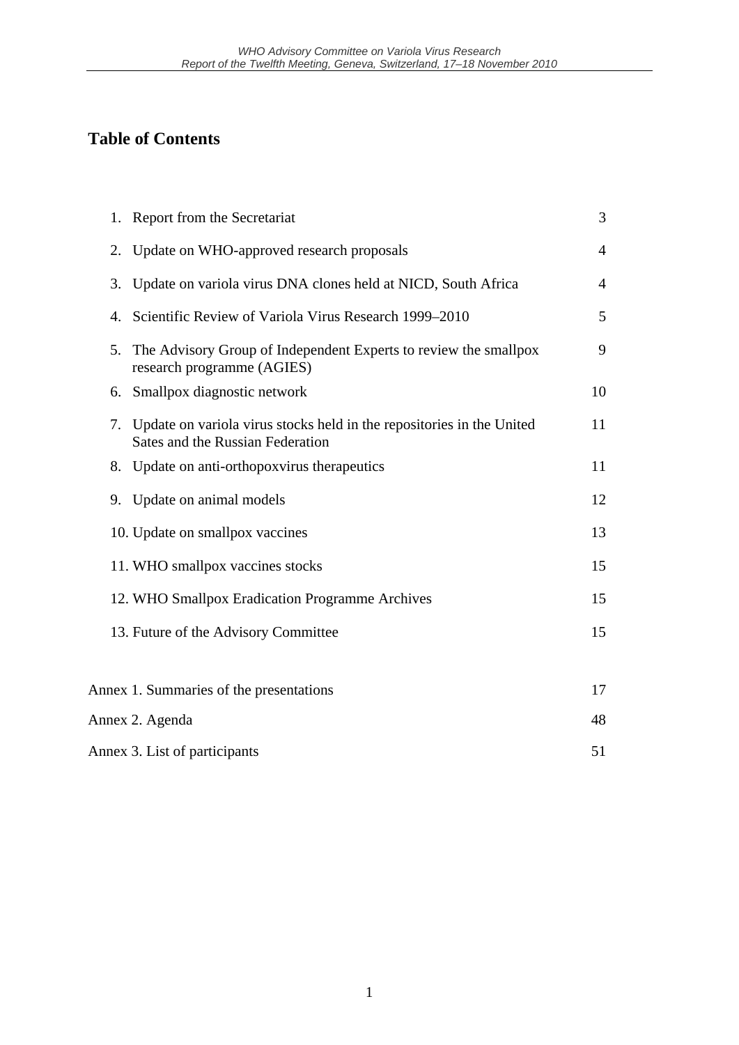## Table of Contents

| | |
|---|---|
| 1. Report from the Secretariat | 3 |
| 2. Update on WHO-approved research proposals | 4 |
| 3. Update on variola virus DNA clones held at NICD, South Africa | 4 |
| 4. Scientific Review of Variola Virus Research 1999–2010 | 5 |
| 5. The Advisory Group of Independent Experts to review the smallpox research programme (AGIES) | 9 |
| 6. Smallpox diagnostic network | 10 |
| 7. Update on variola virus stocks held in the repositories in the United Sates and the Russian Federation | 11 |
| 8. Update on anti-orthopoxvirus therapeutics | 11 |
| 9. Update on animal models | 12 |
| 10. Update on smallpox vaccines | 13 |
| 11. WHO smallpox vaccines stocks | 15 |
| 12. WHO Smallpox Eradication Programme Archives | 15 |
| 13. Future of the Advisory Committee | 15 |
| | |
| Annex 1. Summaries of the presentations | 17 |
| Annex 2. Agenda | 48 |
| Annex 3. List of participants | 51 |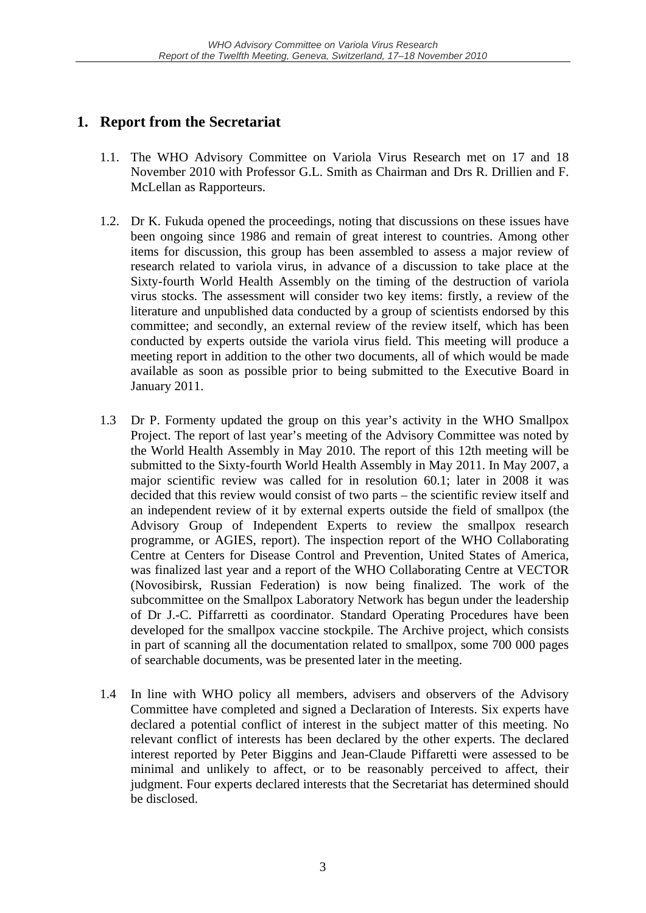## 1. Report from the Secretariat

1.1. The WHO Advisory Committee on Variola Virus Research met on 17 and 18 November 2010 with Professor G.L. Smith as Chairman and Drs R. Drillien and F. McLellan as Rapporteurs.

1.2. Dr K. Fukuda opened the proceedings, noting that discussions on these issues have been ongoing since 1986 and remain of great interest to countries. Among other items for discussion, this group has been assembled to assess a major review of research related to variola virus, in advance of a discussion to take place at the Sixty-fourth World Health Assembly on the timing of the destruction of variola virus stocks. The assessment will consider two key items: firstly, a review of the literature and unpublished data conducted by a group of scientists endorsed by this committee; and secondly, an external review of the review itself, which has been conducted by experts outside the variola virus field. This meeting will produce a meeting report in addition to the other two documents, all of which would be made available as soon as possible prior to being submitted to the Executive Board in January 2011.

1.3 Dr P. Formenty updated the group on this year's activity in the WHO Smallpox Project. The report of last year's meeting of the Advisory Committee was noted by the World Health Assembly in May 2010. The report of this 12th meeting will be submitted to the Sixty-fourth World Health Assembly in May 2011. In May 2007, a major scientific review was called for in resolution 60.1; later in 2008 it was decided that this review would consist of two parts – the scientific review itself and an independent review of it by external experts outside the field of smallpox (the Advisory Group of Independent Experts to review the smallpox research programme, or AGIES, report). The inspection report of the WHO Collaborating Centre at Centers for Disease Control and Prevention, United States of America, was finalized last year and a report of the WHO Collaborating Centre at VECTOR (Novosibirsk, Russian Federation) is now being finalized. The work of the subcommittee on the Smallpox Laboratory Network has begun under the leadership of Dr J.-C. Piffarretti as coordinator. Standard Operating Procedures have been developed for the smallpox vaccine stockpile. The Archive project, which consists in part of scanning all the documentation related to smallpox, some 700 000 pages of searchable documents, was be presented later in the meeting.

1.4 In line with WHO policy all members, advisers and observers of the Advisory Committee have completed and signed a Declaration of Interests. Six experts have declared a potential conflict of interest in the subject matter of this meeting. No relevant conflict of interests has been declared by the other experts. The declared interest reported by Peter Biggins and Jean-Claude Piffaretti were assessed to be minimal and unlikely to affect, or to be reasonably perceived to affect, their judgment. Four experts declared interests that the Secretariat has determined should be disclosed.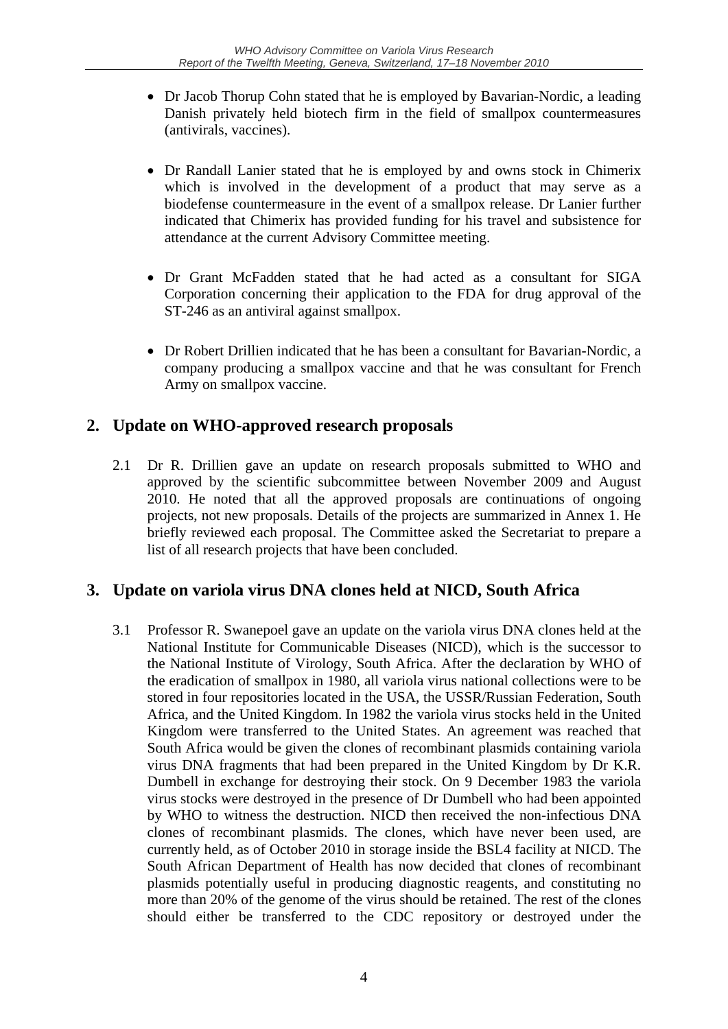- Dr Jacob Thorup Cohn stated that he is employed by Bavarian-Nordic, a leading Danish privately held biotech firm in the field of smallpox countermeasures (antivirals, vaccines).

- Dr Randall Lanier stated that he is employed by and owns stock in Chimerix which is involved in the development of a product that may serve as a biodefense countermeasure in the event of a smallpox release. Dr Lanier further indicated that Chimerix has provided funding for his travel and subsistence for attendance at the current Advisory Committee meeting.

- Dr Grant McFadden stated that he had acted as a consultant for SIGA Corporation concerning their application to the FDA for drug approval of the ST-246 as an antiviral against smallpox.

- Dr Robert Drillien indicated that he has been a consultant for Bavarian-Nordic, a company producing a smallpox vaccine and that he was consultant for French Army on smallpox vaccine.

## 2. Update on WHO-approved research proposals

2.1 Dr R. Drillien gave an update on research proposals submitted to WHO and approved by the scientific subcommittee between November 2009 and August 2010. He noted that all the approved proposals are continuations of ongoing projects, not new proposals. Details of the projects are summarized in Annex 1. He briefly reviewed each proposal. The Committee asked the Secretariat to prepare a list of all research projects that have been concluded.

## 3. Update on variola virus DNA clones held at NICD, South Africa

3.1 Professor R. Swanepoel gave an update on the variola virus DNA clones held at the National Institute for Communicable Diseases (NICD), which is the successor to the National Institute of Virology, South Africa. After the declaration by WHO of the eradication of smallpox in 1980, all variola virus national collections were to be stored in four repositories located in the USA, the USSR/Russian Federation, South Africa, and the United Kingdom. In 1982 the variola virus stocks held in the United Kingdom were transferred to the United States. An agreement was reached that South Africa would be given the clones of recombinant plasmids containing variola virus DNA fragments that had been prepared in the United Kingdom by Dr K.R. Dumbell in exchange for destroying their stock. On 9 December 1983 the variola virus stocks were destroyed in the presence of Dr Dumbell who had been appointed by WHO to witness the destruction. NICD then received the non-infectious DNA clones of recombinant plasmids. The clones, which have never been used, are currently held, as of October 2010 in storage inside the BSL4 facility at NICD. The South African Department of Health has now decided that clones of recombinant plasmids potentially useful in producing diagnostic reagents, and constituting no more than 20% of the genome of the virus should be retained. The rest of the clones should either be transferred to the CDC repository or destroyed under the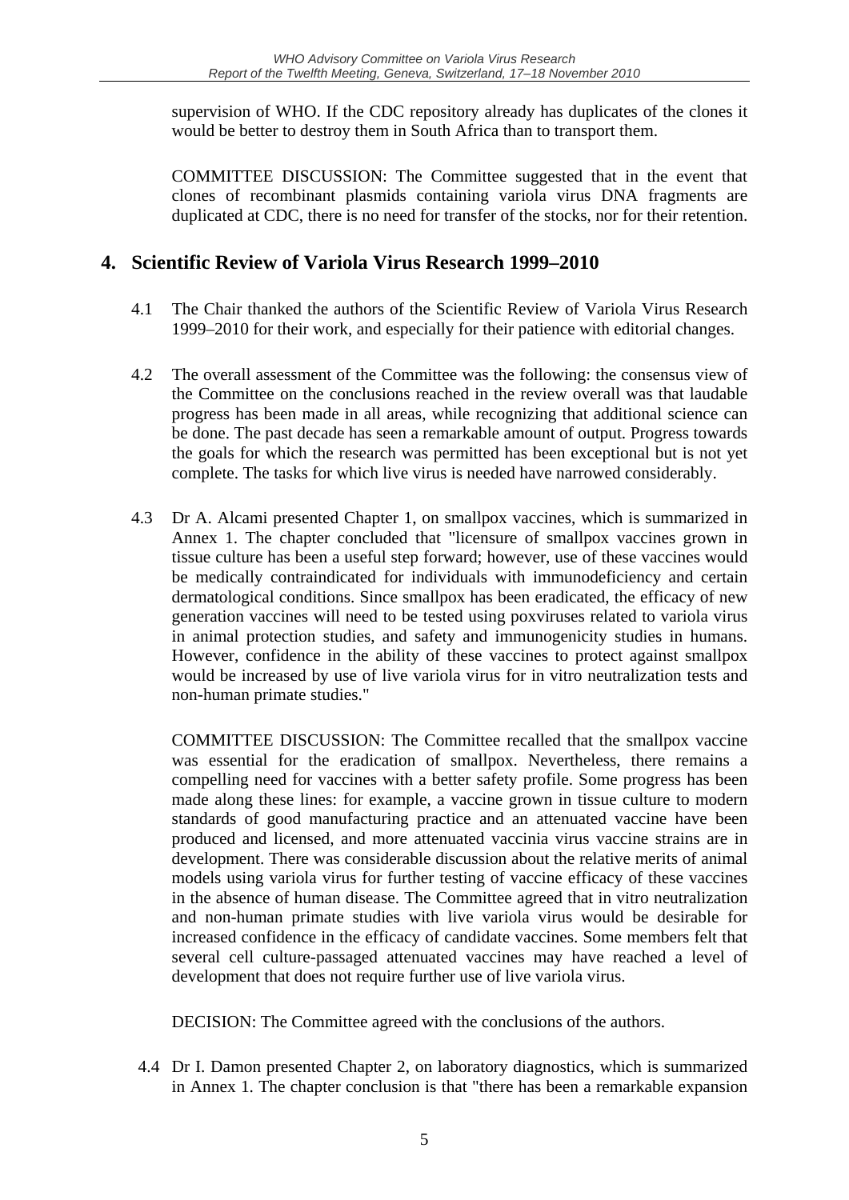supervision of WHO. If the CDC repository already has duplicates of the clones it would be better to destroy them in South Africa than to transport them.

COMMITTEE DISCUSSION: The Committee suggested that in the event that clones of recombinant plasmids containing variola virus DNA fragments are duplicated at CDC, there is no need for transfer of the stocks, nor for their retention.

## 4. Scientific Review of Variola Virus Research 1999–2010

4.1 The Chair thanked the authors of the Scientific Review of Variola Virus Research 1999–2010 for their work, and especially for their patience with editorial changes.

4.2 The overall assessment of the Committee was the following: the consensus view of the Committee on the conclusions reached in the review overall was that laudable progress has been made in all areas, while recognizing that additional science can be done. The past decade has seen a remarkable amount of output. Progress towards the goals for which the research was permitted has been exceptional but is not yet complete. The tasks for which live virus is needed have narrowed considerably.

4.3 Dr A. Alcami presented Chapter 1, on smallpox vaccines, which is summarized in Annex 1. The chapter concluded that "licensure of smallpox vaccines grown in tissue culture has been a useful step forward; however, use of these vaccines would be medically contraindicated for individuals with immunodeficiency and certain dermatological conditions. Since smallpox has been eradicated, the efficacy of new generation vaccines will need to be tested using poxviruses related to variola virus in animal protection studies, and safety and immunogenicity studies in humans. However, confidence in the ability of these vaccines to protect against smallpox would be increased by use of live variola virus for in vitro neutralization tests and non-human primate studies."

COMMITTEE DISCUSSION: The Committee recalled that the smallpox vaccine was essential for the eradication of smallpox. Nevertheless, there remains a compelling need for vaccines with a better safety profile. Some progress has been made along these lines: for example, a vaccine grown in tissue culture to modern standards of good manufacturing practice and an attenuated vaccine have been produced and licensed, and more attenuated vaccinia virus vaccine strains are in development. There was considerable discussion about the relative merits of animal models using variola virus for further testing of vaccine efficacy of these vaccines in the absence of human disease. The Committee agreed that in vitro neutralization and non-human primate studies with live variola virus would be desirable for increased confidence in the efficacy of candidate vaccines. Some members felt that several cell culture-passaged attenuated vaccines may have reached a level of development that does not require further use of live variola virus.

DECISION: The Committee agreed with the conclusions of the authors.

4.4 Dr I. Damon presented Chapter 2, on laboratory diagnostics, which is summarized in Annex 1. The chapter conclusion is that "there has been a remarkable expansion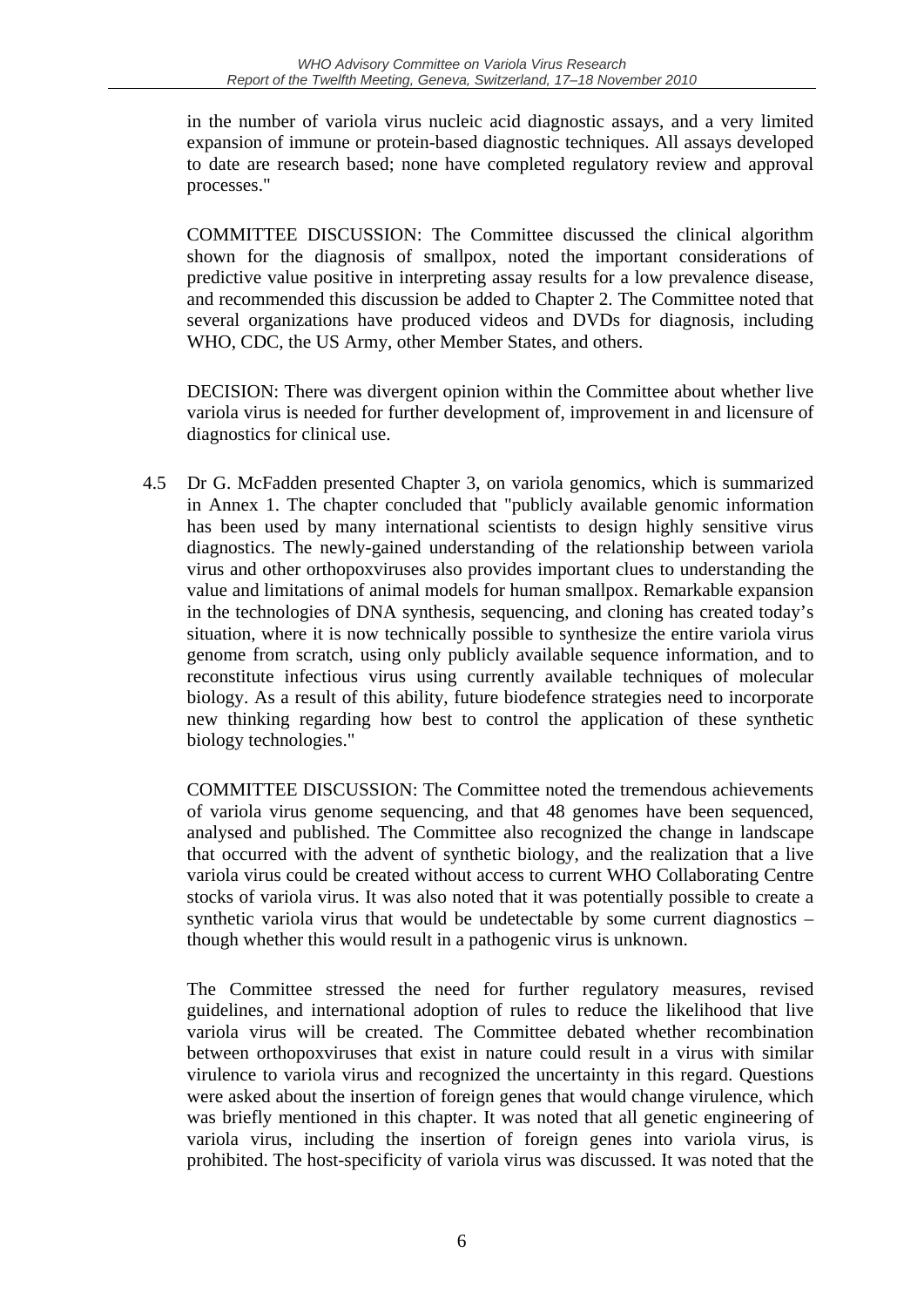in the number of variola virus nucleic acid diagnostic assays, and a very limited expansion of immune or protein-based diagnostic techniques. All assays developed to date are research based; none have completed regulatory review and approval processes."

COMMITTEE DISCUSSION: The Committee discussed the clinical algorithm shown for the diagnosis of smallpox, noted the important considerations of predictive value positive in interpreting assay results for a low prevalence disease, and recommended this discussion be added to Chapter 2. The Committee noted that several organizations have produced videos and DVDs for diagnosis, including WHO, CDC, the US Army, other Member States, and others.

DECISION: There was divergent opinion within the Committee about whether live variola virus is needed for further development of, improvement in and licensure of diagnostics for clinical use.

4.5 Dr G. McFadden presented Chapter 3, on variola genomics, which is summarized in Annex 1. The chapter concluded that "publicly available genomic information has been used by many international scientists to design highly sensitive virus diagnostics. The newly-gained understanding of the relationship between variola virus and other orthopoxviruses also provides important clues to understanding the value and limitations of animal models for human smallpox. Remarkable expansion in the technologies of DNA synthesis, sequencing, and cloning has created today's situation, where it is now technically possible to synthesize the entire variola virus genome from scratch, using only publicly available sequence information, and to reconstitute infectious virus using currently available techniques of molecular biology. As a result of this ability, future biodefence strategies need to incorporate new thinking regarding how best to control the application of these synthetic biology technologies."

COMMITTEE DISCUSSION: The Committee noted the tremendous achievements of variola virus genome sequencing, and that 48 genomes have been sequenced, analysed and published. The Committee also recognized the change in landscape that occurred with the advent of synthetic biology, and the realization that a live variola virus could be created without access to current WHO Collaborating Centre stocks of variola virus. It was also noted that it was potentially possible to create a synthetic variola virus that would be undetectable by some current diagnostics – though whether this would result in a pathogenic virus is unknown.

The Committee stressed the need for further regulatory measures, revised guidelines, and international adoption of rules to reduce the likelihood that live variola virus will be created. The Committee debated whether recombination between orthopoxviruses that exist in nature could result in a virus with similar virulence to variola virus and recognized the uncertainty in this regard. Questions were asked about the insertion of foreign genes that would change virulence, which was briefly mentioned in this chapter. It was noted that all genetic engineering of variola virus, including the insertion of foreign genes into variola virus, is prohibited. The host-specificity of variola virus was discussed. It was noted that the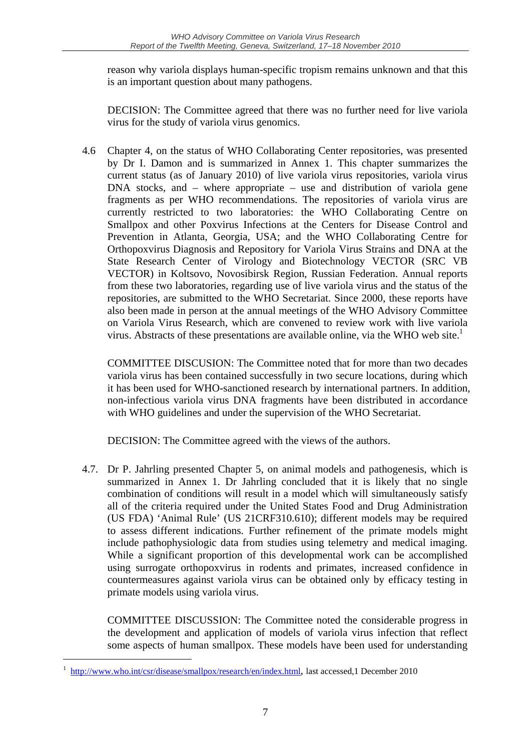reason why variola displays human-specific tropism remains unknown and that this is an important question about many pathogens.

DECISION: The Committee agreed that there was no further need for live variola virus for the study of variola virus genomics.

4.6 Chapter 4, on the status of WHO Collaborating Center repositories, was presented by Dr I. Damon and is summarized in Annex 1. This chapter summarizes the current status (as of January 2010) of live variola virus repositories, variola virus DNA stocks, and – where appropriate – use and distribution of variola gene fragments as per WHO recommendations. The repositories of variola virus are currently restricted to two laboratories: the WHO Collaborating Centre on Smallpox and other Poxvirus Infections at the Centers for Disease Control and Prevention in Atlanta, Georgia, USA; and the WHO Collaborating Centre for Orthopoxvirus Diagnosis and Repository for Variola Virus Strains and DNA at the State Research Center of Virology and Biotechnology VECTOR (SRC VB VECTOR) in Koltsovo, Novosibirsk Region, Russian Federation. Annual reports from these two laboratories, regarding use of live variola virus and the status of the repositories, are submitted to the WHO Secretariat. Since 2000, these reports have also been made in person at the annual meetings of the WHO Advisory Committee on Variola Virus Research, which are convened to review work with live variola virus. Abstracts of these presentations are available online, via the WHO web site.[1]

COMMITTEE DISCUSION: The Committee noted that for more than two decades variola virus has been contained successfully in two secure locations, during which it has been used for WHO-sanctioned research by international partners. In addition, non-infectious variola virus DNA fragments have been distributed in accordance with WHO guidelines and under the supervision of the WHO Secretariat.

DECISION: The Committee agreed with the views of the authors.

4.7. Dr P. Jahrling presented Chapter 5, on animal models and pathogenesis, which is summarized in Annex 1. Dr Jahrling concluded that it is likely that no single combination of conditions will result in a model which will simultaneously satisfy all of the criteria required under the United States Food and Drug Administration (US FDA) 'Animal Rule' (US 21CRF310.610); different models may be required to assess different indications. Further refinement of the primate models might include pathophysiologic data from studies using telemetry and medical imaging. While a significant proportion of this developmental work can be accomplished using surrogate orthopoxvirus in rodents and primates, increased confidence in countermeasures against variola virus can be obtained only by efficacy testing in primate models using variola virus.

COMMITTEE DISCUSSION: The Committee noted the considerable progress in the development and application of models of variola virus infection that reflect some aspects of human smallpox. These models have been used for understanding

---

[1] http://www.who.int/csr/disease/smallpox/research/en/index.html, last accessed,1 December 2010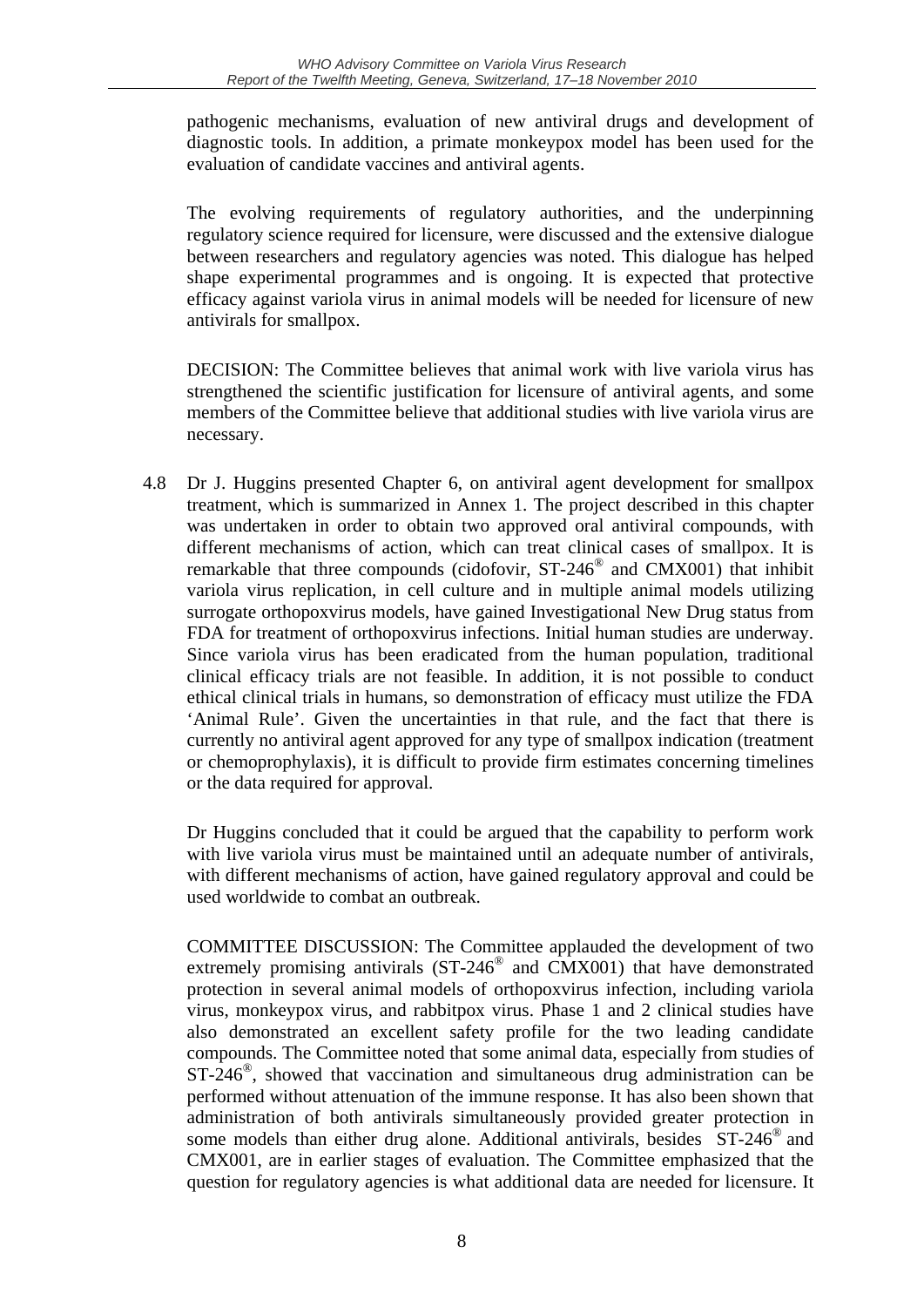pathogenic mechanisms, evaluation of new antiviral drugs and development of diagnostic tools. In addition, a primate monkeypox model has been used for the evaluation of candidate vaccines and antiviral agents.

The evolving requirements of regulatory authorities, and the underpinning regulatory science required for licensure, were discussed and the extensive dialogue between researchers and regulatory agencies was noted. This dialogue has helped shape experimental programmes and is ongoing. It is expected that protective efficacy against variola virus in animal models will be needed for licensure of new antivirals for smallpox.

DECISION: The Committee believes that animal work with live variola virus has strengthened the scientific justification for licensure of antiviral agents, and some members of the Committee believe that additional studies with live variola virus are necessary.

4.8 Dr J. Huggins presented Chapter 6, on antiviral agent development for smallpox treatment, which is summarized in Annex 1. The project described in this chapter was undertaken in order to obtain two approved oral antiviral compounds, with different mechanisms of action, which can treat clinical cases of smallpox. It is remarkable that three compounds (cidofovir, ST-246® and CMX001) that inhibit variola virus replication, in cell culture and in multiple animal models utilizing surrogate orthopoxvirus models, have gained Investigational New Drug status from FDA for treatment of orthopoxvirus infections. Initial human studies are underway. Since variola virus has been eradicated from the human population, traditional clinical efficacy trials are not feasible. In addition, it is not possible to conduct ethical clinical trials in humans, so demonstration of efficacy must utilize the FDA 'Animal Rule'. Given the uncertainties in that rule, and the fact that there is currently no antiviral agent approved for any type of smallpox indication (treatment or chemoprophylaxis), it is difficult to provide firm estimates concerning timelines or the data required for approval.

Dr Huggins concluded that it could be argued that the capability to perform work with live variola virus must be maintained until an adequate number of antivirals, with different mechanisms of action, have gained regulatory approval and could be used worldwide to combat an outbreak.

COMMITTEE DISCUSSION: The Committee applauded the development of two extremely promising antivirals (ST-246® and CMX001) that have demonstrated protection in several animal models of orthopoxvirus infection, including variola virus, monkeypox virus, and rabbitpox virus. Phase 1 and 2 clinical studies have also demonstrated an excellent safety profile for the two leading candidate compounds. The Committee noted that some animal data, especially from studies of ST-246®, showed that vaccination and simultaneous drug administration can be performed without attenuation of the immune response. It has also been shown that administration of both antivirals simultaneously provided greater protection in some models than either drug alone. Additional antivirals, besides ST-246® and CMX001, are in earlier stages of evaluation. The Committee emphasized that the question for regulatory agencies is what additional data are needed for licensure. It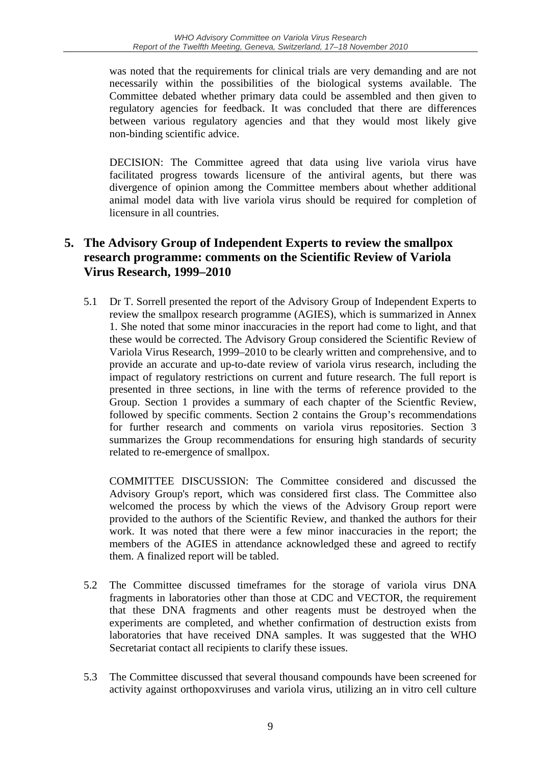was noted that the requirements for clinical trials are very demanding and are not necessarily within the possibilities of the biological systems available. The Committee debated whether primary data could be assembled and then given to regulatory agencies for feedback. It was concluded that there are differences between various regulatory agencies and that they would most likely give non-binding scientific advice.

DECISION: The Committee agreed that data using live variola virus have facilitated progress towards licensure of the antiviral agents, but there was divergence of opinion among the Committee members about whether additional animal model data with live variola virus should be required for completion of licensure in all countries.

## 5. The Advisory Group of Independent Experts to review the smallpox research programme: comments on the Scientific Review of Variola Virus Research, 1999–2010

5.1 Dr T. Sorrell presented the report of the Advisory Group of Independent Experts to review the smallpox research programme (AGIES), which is summarized in Annex 1. She noted that some minor inaccuracies in the report had come to light, and that these would be corrected. The Advisory Group considered the Scientific Review of Variola Virus Research, 1999–2010 to be clearly written and comprehensive, and to provide an accurate and up-to-date review of variola virus research, including the impact of regulatory restrictions on current and future research. The full report is presented in three sections, in line with the terms of reference provided to the Group. Section 1 provides a summary of each chapter of the Scientfic Review, followed by specific comments. Section 2 contains the Group's recommendations for further research and comments on variola virus repositories. Section 3 summarizes the Group recommendations for ensuring high standards of security related to re-emergence of smallpox.

COMMITTEE DISCUSSION: The Committee considered and discussed the Advisory Group's report, which was considered first class. The Committee also welcomed the process by which the views of the Advisory Group report were provided to the authors of the Scientific Review, and thanked the authors for their work. It was noted that there were a few minor inaccuracies in the report; the members of the AGIES in attendance acknowledged these and agreed to rectify them. A finalized report will be tabled.

5.2 The Committee discussed timeframes for the storage of variola virus DNA fragments in laboratories other than those at CDC and VECTOR, the requirement that these DNA fragments and other reagents must be destroyed when the experiments are completed, and whether confirmation of destruction exists from laboratories that have received DNA samples. It was suggested that the WHO Secretariat contact all recipients to clarify these issues.

5.3 The Committee discussed that several thousand compounds have been screened for activity against orthopoxviruses and variola virus, utilizing an in vitro cell culture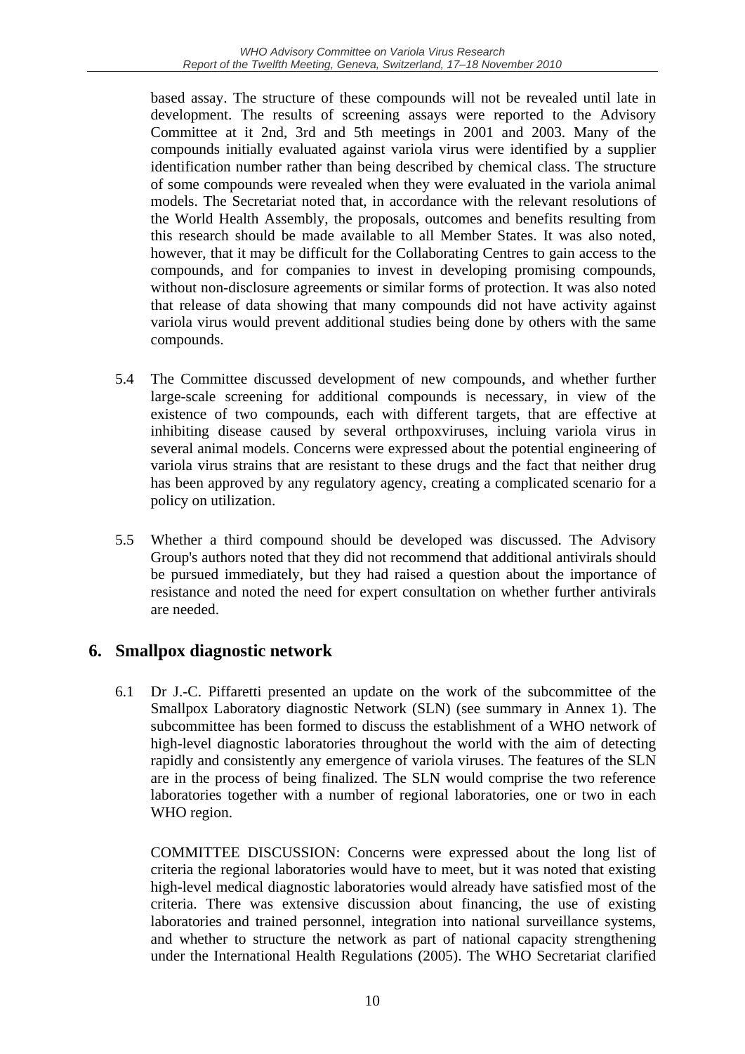based assay. The structure of these compounds will not be revealed until late in development. The results of screening assays were reported to the Advisory Committee at it 2nd, 3rd and 5th meetings in 2001 and 2003. Many of the compounds initially evaluated against variola virus were identified by a supplier identification number rather than being described by chemical class. The structure of some compounds were revealed when they were evaluated in the variola animal models. The Secretariat noted that, in accordance with the relevant resolutions of the World Health Assembly, the proposals, outcomes and benefits resulting from this research should be made available to all Member States. It was also noted, however, that it may be difficult for the Collaborating Centres to gain access to the compounds, and for companies to invest in developing promising compounds, without non-disclosure agreements or similar forms of protection. It was also noted that release of data showing that many compounds did not have activity against variola virus would prevent additional studies being done by others with the same compounds.

5.4 The Committee discussed development of new compounds, and whether further large-scale screening for additional compounds is necessary, in view of the existence of two compounds, each with different targets, that are effective at inhibiting disease caused by several orthpoxviruses, incluing variola virus in several animal models. Concerns were expressed about the potential engineering of variola virus strains that are resistant to these drugs and the fact that neither drug has been approved by any regulatory agency, creating a complicated scenario for a policy on utilization.

5.5 Whether a third compound should be developed was discussed. The Advisory Group's authors noted that they did not recommend that additional antivirals should be pursued immediately, but they had raised a question about the importance of resistance and noted the need for expert consultation on whether further antivirals are needed.

## 6. Smallpox diagnostic network

6.1 Dr J.-C. Piffaretti presented an update on the work of the subcommittee of the Smallpox Laboratory diagnostic Network (SLN) (see summary in Annex 1). The subcommittee has been formed to discuss the establishment of a WHO network of high-level diagnostic laboratories throughout the world with the aim of detecting rapidly and consistently any emergence of variola viruses. The features of the SLN are in the process of being finalized. The SLN would comprise the two reference laboratories together with a number of regional laboratories, one or two in each WHO region.

COMMITTEE DISCUSSION: Concerns were expressed about the long list of criteria the regional laboratories would have to meet, but it was noted that existing high-level medical diagnostic laboratories would already have satisfied most of the criteria. There was extensive discussion about financing, the use of existing laboratories and trained personnel, integration into national surveillance systems, and whether to structure the network as part of national capacity strengthening under the International Health Regulations (2005). The WHO Secretariat clarified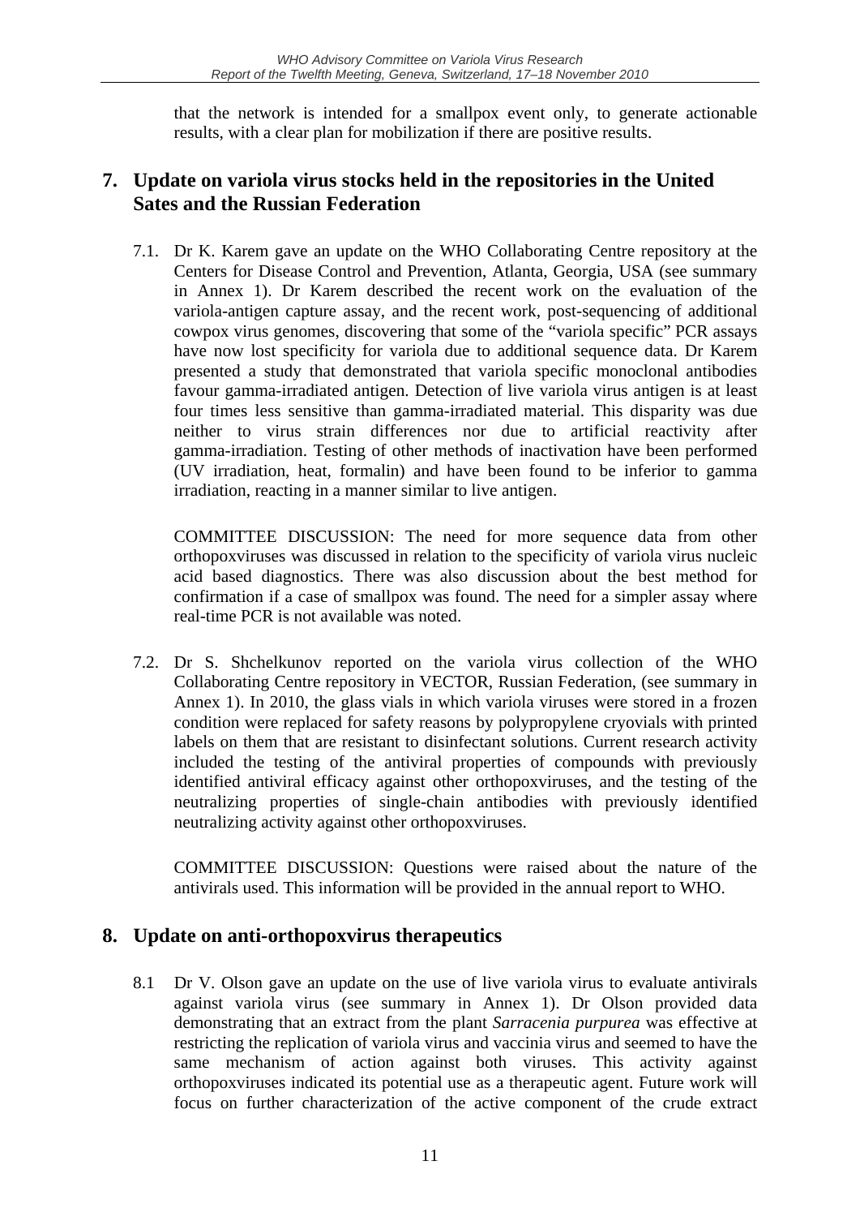that the network is intended for a smallpox event only, to generate actionable results, with a clear plan for mobilization if there are positive results.

## 7. Update on variola virus stocks held in the repositories in the United Sates and the Russian Federation

7.1. Dr K. Karem gave an update on the WHO Collaborating Centre repository at the Centers for Disease Control and Prevention, Atlanta, Georgia, USA (see summary in Annex 1). Dr Karem described the recent work on the evaluation of the variola-antigen capture assay, and the recent work, post-sequencing of additional cowpox virus genomes, discovering that some of the "variola specific" PCR assays have now lost specificity for variola due to additional sequence data. Dr Karem presented a study that demonstrated that variola specific monoclonal antibodies favour gamma-irradiated antigen. Detection of live variola virus antigen is at least four times less sensitive than gamma-irradiated material. This disparity was due neither to virus strain differences nor due to artificial reactivity after gamma-irradiation. Testing of other methods of inactivation have been performed (UV irradiation, heat, formalin) and have been found to be inferior to gamma irradiation, reacting in a manner similar to live antigen.

COMMITTEE DISCUSSION: The need for more sequence data from other orthopoxviruses was discussed in relation to the specificity of variola virus nucleic acid based diagnostics. There was also discussion about the best method for confirmation if a case of smallpox was found. The need for a simpler assay where real-time PCR is not available was noted.

7.2. Dr S. Shchelkunov reported on the variola virus collection of the WHO Collaborating Centre repository in VECTOR, Russian Federation, (see summary in Annex 1). In 2010, the glass vials in which variola viruses were stored in a frozen condition were replaced for safety reasons by polypropylene cryovials with printed labels on them that are resistant to disinfectant solutions. Current research activity included the testing of the antiviral properties of compounds with previously identified antiviral efficacy against other orthopoxviruses, and the testing of the neutralizing properties of single-chain antibodies with previously identified neutralizing activity against other orthopoxviruses.

COMMITTEE DISCUSSION: Questions were raised about the nature of the antivirals used. This information will be provided in the annual report to WHO.

## 8. Update on anti-orthopoxvirus therapeutics

8.1 Dr V. Olson gave an update on the use of live variola virus to evaluate antivirals against variola virus (see summary in Annex 1). Dr Olson provided data demonstrating that an extract from the plant *Sarracenia purpurea* was effective at restricting the replication of variola virus and vaccinia virus and seemed to have the same mechanism of action against both viruses. This activity against orthopoxviruses indicated its potential use as a therapeutic agent. Future work will focus on further characterization of the active component of the crude extract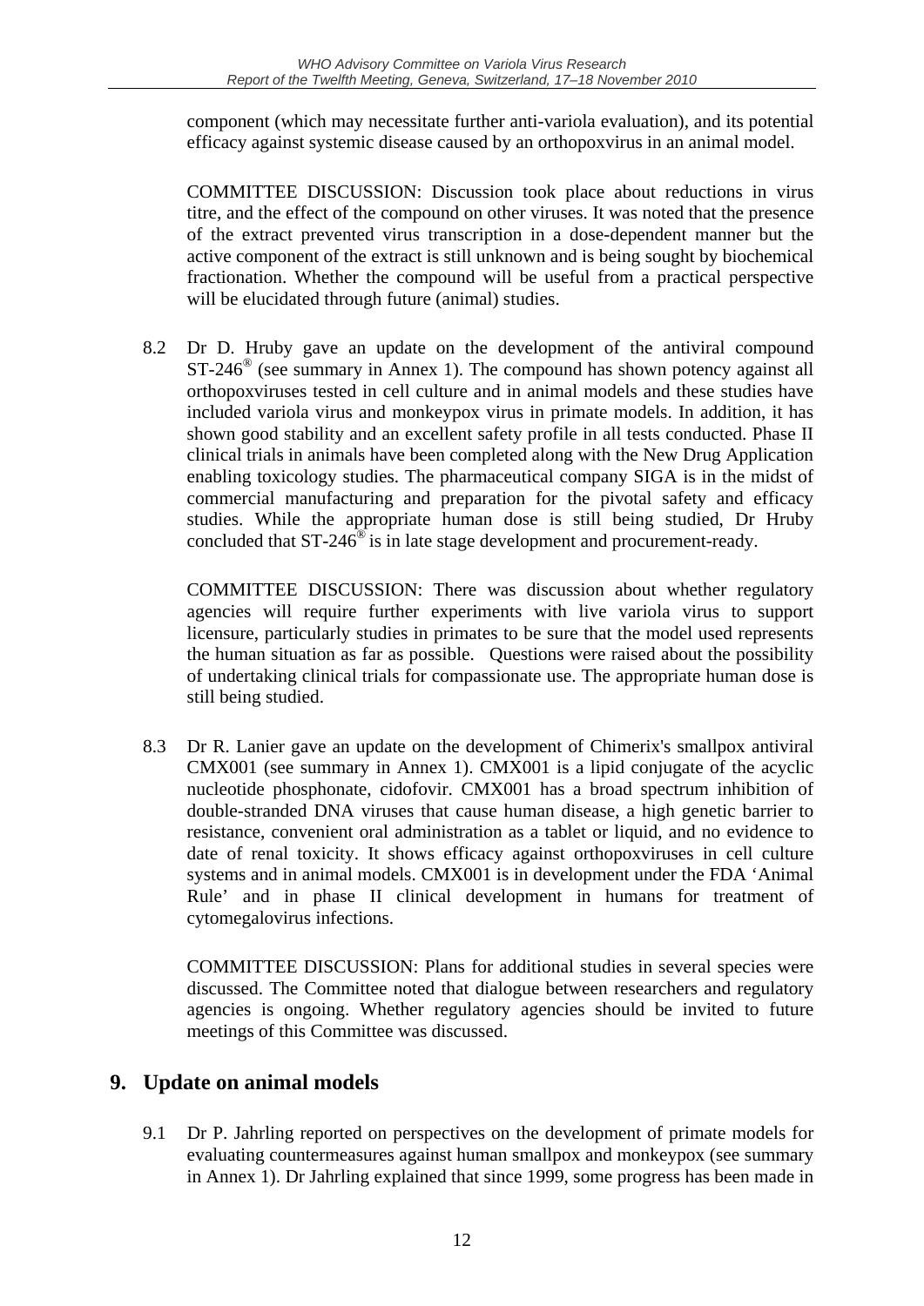component (which may necessitate further anti-variola evaluation), and its potential efficacy against systemic disease caused by an orthopoxvirus in an animal model.

COMMITTEE DISCUSSION: Discussion took place about reductions in virus titre, and the effect of the compound on other viruses. It was noted that the presence of the extract prevented virus transcription in a dose-dependent manner but the active component of the extract is still unknown and is being sought by biochemical fractionation. Whether the compound will be useful from a practical perspective will be elucidated through future (animal) studies.

8.2 Dr D. Hruby gave an update on the development of the antiviral compound ST-246® (see summary in Annex 1). The compound has shown potency against all orthopoxviruses tested in cell culture and in animal models and these studies have included variola virus and monkeypox virus in primate models. In addition, it has shown good stability and an excellent safety profile in all tests conducted. Phase II clinical trials in animals have been completed along with the New Drug Application enabling toxicology studies. The pharmaceutical company SIGA is in the midst of commercial manufacturing and preparation for the pivotal safety and efficacy studies. While the appropriate human dose is still being studied, Dr Hruby concluded that ST-246® is in late stage development and procurement-ready.

COMMITTEE DISCUSSION: There was discussion about whether regulatory agencies will require further experiments with live variola virus to support licensure, particularly studies in primates to be sure that the model used represents the human situation as far as possible. Questions were raised about the possibility of undertaking clinical trials for compassionate use. The appropriate human dose is still being studied.

8.3 Dr R. Lanier gave an update on the development of Chimerix's smallpox antiviral CMX001 (see summary in Annex 1). CMX001 is a lipid conjugate of the acyclic nucleotide phosphonate, cidofovir. CMX001 has a broad spectrum inhibition of double-stranded DNA viruses that cause human disease, a high genetic barrier to resistance, convenient oral administration as a tablet or liquid, and no evidence to date of renal toxicity. It shows efficacy against orthopoxviruses in cell culture systems and in animal models. CMX001 is in development under the FDA 'Animal Rule' and in phase II clinical development in humans for treatment of cytomegalovirus infections.

COMMITTEE DISCUSSION: Plans for additional studies in several species were discussed. The Committee noted that dialogue between researchers and regulatory agencies is ongoing. Whether regulatory agencies should be invited to future meetings of this Committee was discussed.

## 9. Update on animal models

9.1 Dr P. Jahrling reported on perspectives on the development of primate models for evaluating countermeasures against human smallpox and monkeypox (see summary in Annex 1). Dr Jahrling explained that since 1999, some progress has been made in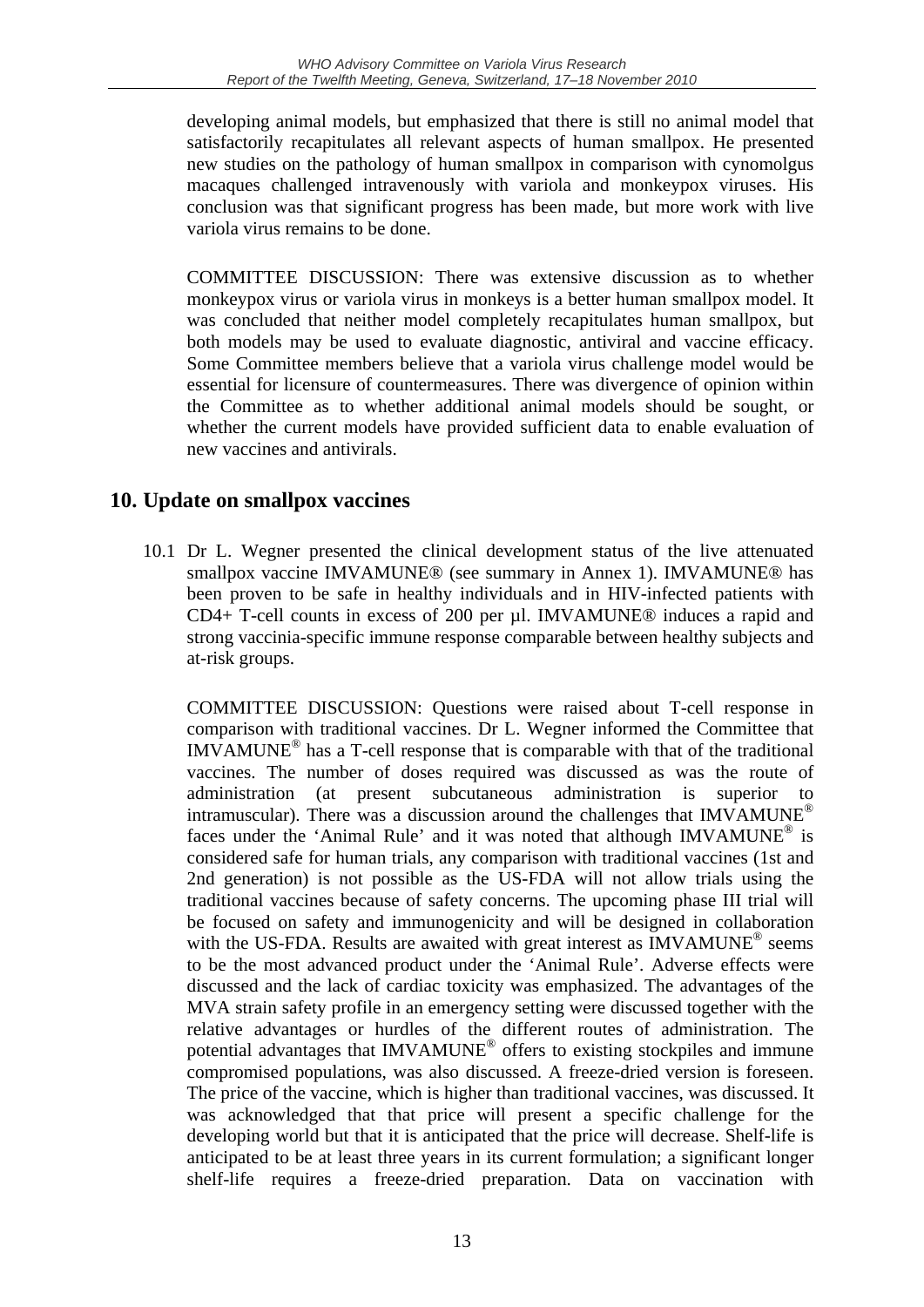developing animal models, but emphasized that there is still no animal model that satisfactorily recapitulates all relevant aspects of human smallpox. He presented new studies on the pathology of human smallpox in comparison with cynomolgus macaques challenged intravenously with variola and monkeypox viruses. His conclusion was that significant progress has been made, but more work with live variola virus remains to be done.

COMMITTEE DISCUSSION: There was extensive discussion as to whether monkeypox virus or variola virus in monkeys is a better human smallpox model. It was concluded that neither model completely recapitulates human smallpox, but both models may be used to evaluate diagnostic, antiviral and vaccine efficacy. Some Committee members believe that a variola virus challenge model would be essential for licensure of countermeasures. There was divergence of opinion within the Committee as to whether additional animal models should be sought, or whether the current models have provided sufficient data to enable evaluation of new vaccines and antivirals.

## 10. Update on smallpox vaccines

10.1 Dr L. Wegner presented the clinical development status of the live attenuated smallpox vaccine IMVAMUNE® (see summary in Annex 1). IMVAMUNE® has been proven to be safe in healthy individuals and in HIV-infected patients with CD4+ T-cell counts in excess of 200 per µl. IMVAMUNE® induces a rapid and strong vaccinia-specific immune response comparable between healthy subjects and at-risk groups.

COMMITTEE DISCUSSION: Questions were raised about T-cell response in comparison with traditional vaccines. Dr L. Wegner informed the Committee that IMVAMUNE® has a T-cell response that is comparable with that of the traditional vaccines. The number of doses required was discussed as was the route of administration (at present subcutaneous administration is superior to intramuscular). There was a discussion around the challenges that IMVAMUNE® faces under the 'Animal Rule' and it was noted that although IMVAMUNE® is considered safe for human trials, any comparison with traditional vaccines (1st and 2nd generation) is not possible as the US-FDA will not allow trials using the traditional vaccines because of safety concerns. The upcoming phase III trial will be focused on safety and immunogenicity and will be designed in collaboration with the US-FDA. Results are awaited with great interest as IMVAMUNE® seems to be the most advanced product under the 'Animal Rule'. Adverse effects were discussed and the lack of cardiac toxicity was emphasized. The advantages of the MVA strain safety profile in an emergency setting were discussed together with the relative advantages or hurdles of the different routes of administration. The potential advantages that IMVAMUNE® offers to existing stockpiles and immune compromised populations, was also discussed. A freeze-dried version is foreseen. The price of the vaccine, which is higher than traditional vaccines, was discussed. It was acknowledged that that price will present a specific challenge for the developing world but that it is anticipated that the price will decrease. Shelf-life is anticipated to be at least three years in its current formulation; a significant longer shelf-life requires a freeze-dried preparation. Data on vaccination with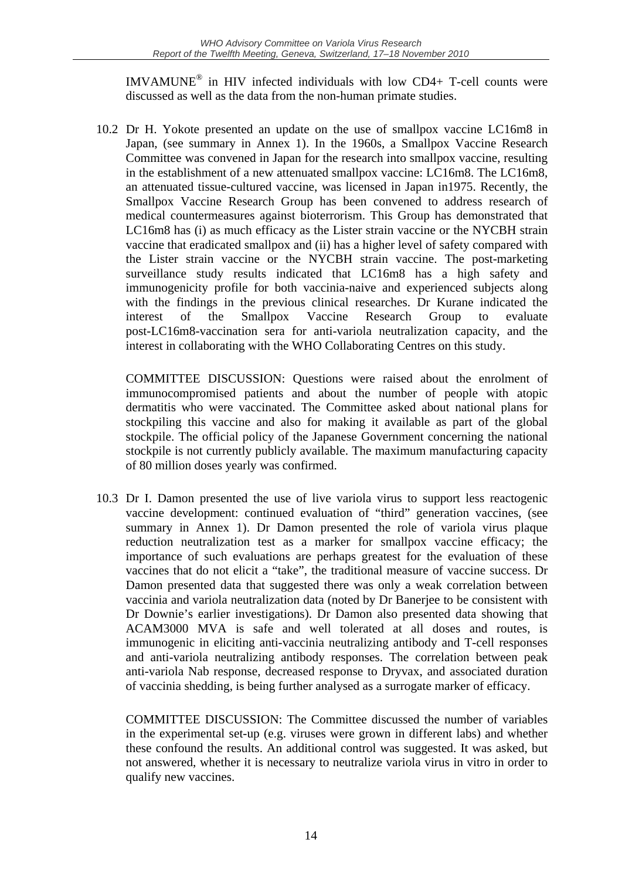IMVAMUNE® in HIV infected individuals with low CD4+ T-cell counts were discussed as well as the data from the non-human primate studies.

10.2 Dr H. Yokote presented an update on the use of smallpox vaccine LC16m8 in Japan, (see summary in Annex 1). In the 1960s, a Smallpox Vaccine Research Committee was convened in Japan for the research into smallpox vaccine, resulting in the establishment of a new attenuated smallpox vaccine: LC16m8. The LC16m8, an attenuated tissue-cultured vaccine, was licensed in Japan in1975. Recently, the Smallpox Vaccine Research Group has been convened to address research of medical countermeasures against bioterrorism. This Group has demonstrated that LC16m8 has (i) as much efficacy as the Lister strain vaccine or the NYCBH strain vaccine that eradicated smallpox and (ii) has a higher level of safety compared with the Lister strain vaccine or the NYCBH strain vaccine. The post-marketing surveillance study results indicated that LC16m8 has a high safety and immunogenicity profile for both vaccinia-naive and experienced subjects along with the findings in the previous clinical researches. Dr Kurane indicated the interest of the Smallpox Vaccine Research Group to evaluate post-LC16m8-vaccination sera for anti-variola neutralization capacity, and the interest in collaborating with the WHO Collaborating Centres on this study.

COMMITTEE DISCUSSION: Questions were raised about the enrolment of immunocompromised patients and about the number of people with atopic dermatitis who were vaccinated. The Committee asked about national plans for stockpiling this vaccine and also for making it available as part of the global stockpile. The official policy of the Japanese Government concerning the national stockpile is not currently publicly available. The maximum manufacturing capacity of 80 million doses yearly was confirmed.

10.3 Dr I. Damon presented the use of live variola virus to support less reactogenic vaccine development: continued evaluation of "third" generation vaccines, (see summary in Annex 1). Dr Damon presented the role of variola virus plaque reduction neutralization test as a marker for smallpox vaccine efficacy; the importance of such evaluations are perhaps greatest for the evaluation of these vaccines that do not elicit a "take", the traditional measure of vaccine success. Dr Damon presented data that suggested there was only a weak correlation between vaccinia and variola neutralization data (noted by Dr Banerjee to be consistent with Dr Downie's earlier investigations). Dr Damon also presented data showing that ACAM3000 MVA is safe and well tolerated at all doses and routes, is immunogenic in eliciting anti-vaccinia neutralizing antibody and T-cell responses and anti-variola neutralizing antibody responses. The correlation between peak anti-variola Nab response, decreased response to Dryvax, and associated duration of vaccinia shedding, is being further analysed as a surrogate marker of efficacy.

COMMITTEE DISCUSSION: The Committee discussed the number of variables in the experimental set-up (e.g. viruses were grown in different labs) and whether these confound the results. An additional control was suggested. It was asked, but not answered, whether it is necessary to neutralize variola virus in vitro in order to qualify new vaccines.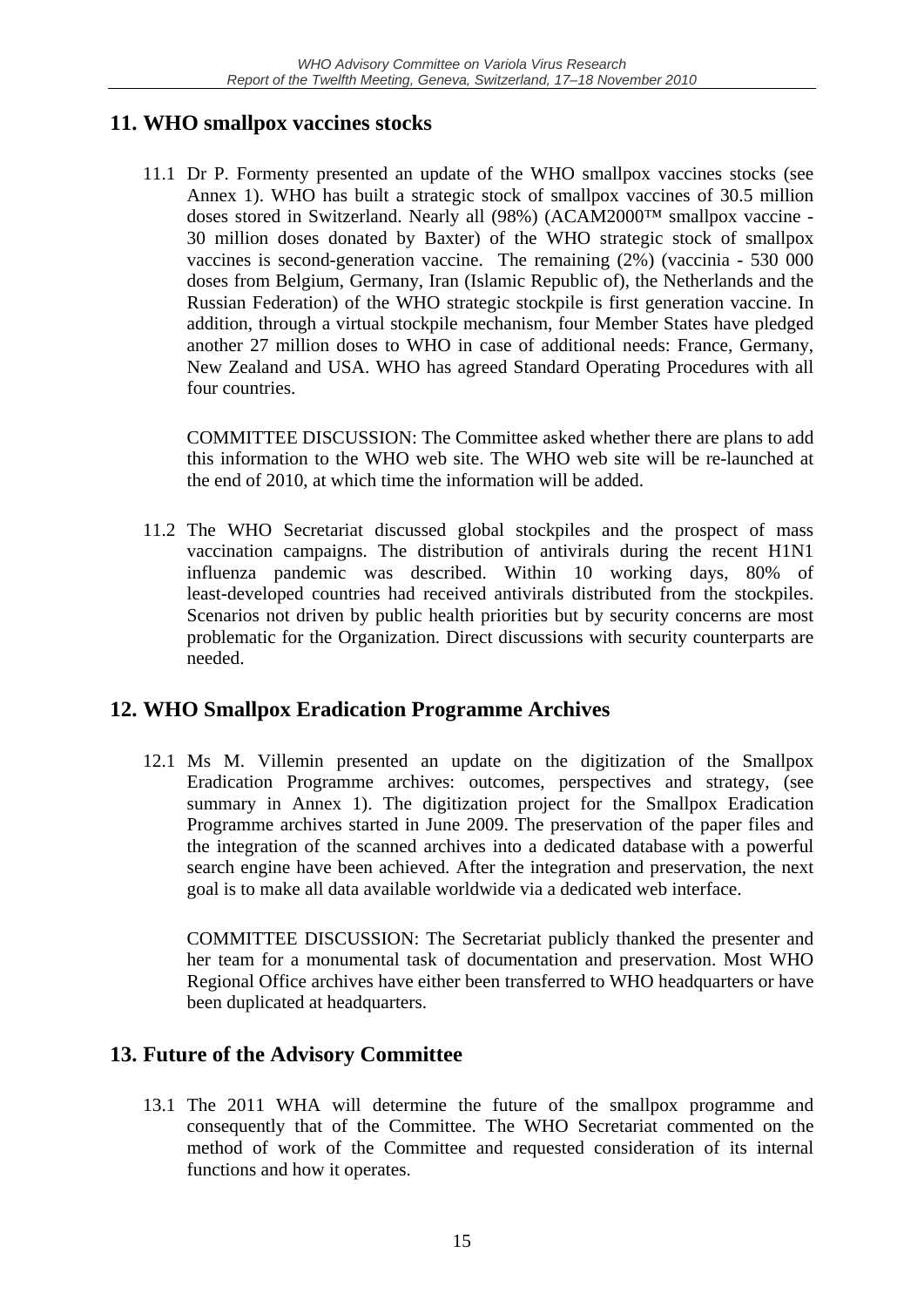## 11. WHO smallpox vaccines stocks

11.1 Dr P. Formenty presented an update of the WHO smallpox vaccines stocks (see Annex 1). WHO has built a strategic stock of smallpox vaccines of 30.5 million doses stored in Switzerland. Nearly all (98%) (ACAM2000™ smallpox vaccine - 30 million doses donated by Baxter) of the WHO strategic stock of smallpox vaccines is second-generation vaccine. The remaining (2%) (vaccinia - 530 000 doses from Belgium, Germany, Iran (Islamic Republic of), the Netherlands and the Russian Federation) of the WHO strategic stockpile is first generation vaccine. In addition, through a virtual stockpile mechanism, four Member States have pledged another 27 million doses to WHO in case of additional needs: France, Germany, New Zealand and USA. WHO has agreed Standard Operating Procedures with all four countries.

COMMITTEE DISCUSSION: The Committee asked whether there are plans to add this information to the WHO web site. The WHO web site will be re-launched at the end of 2010, at which time the information will be added.

11.2 The WHO Secretariat discussed global stockpiles and the prospect of mass vaccination campaigns. The distribution of antivirals during the recent H1N1 influenza pandemic was described. Within 10 working days, 80% of least-developed countries had received antivirals distributed from the stockpiles. Scenarios not driven by public health priorities but by security concerns are most problematic for the Organization. Direct discussions with security counterparts are needed.

## 12. WHO Smallpox Eradication Programme Archives

12.1 Ms M. Villemin presented an update on the digitization of the Smallpox Eradication Programme archives: outcomes, perspectives and strategy, (see summary in Annex 1). The digitization project for the Smallpox Eradication Programme archives started in June 2009. The preservation of the paper files and the integration of the scanned archives into a dedicated database with a powerful search engine have been achieved. After the integration and preservation, the next goal is to make all data available worldwide via a dedicated web interface.

COMMITTEE DISCUSSION: The Secretariat publicly thanked the presenter and her team for a monumental task of documentation and preservation. Most WHO Regional Office archives have either been transferred to WHO headquarters or have been duplicated at headquarters.

## 13. Future of the Advisory Committee

13.1 The 2011 WHA will determine the future of the smallpox programme and consequently that of the Committee. The WHO Secretariat commented on the method of work of the Committee and requested consideration of its internal functions and how it operates.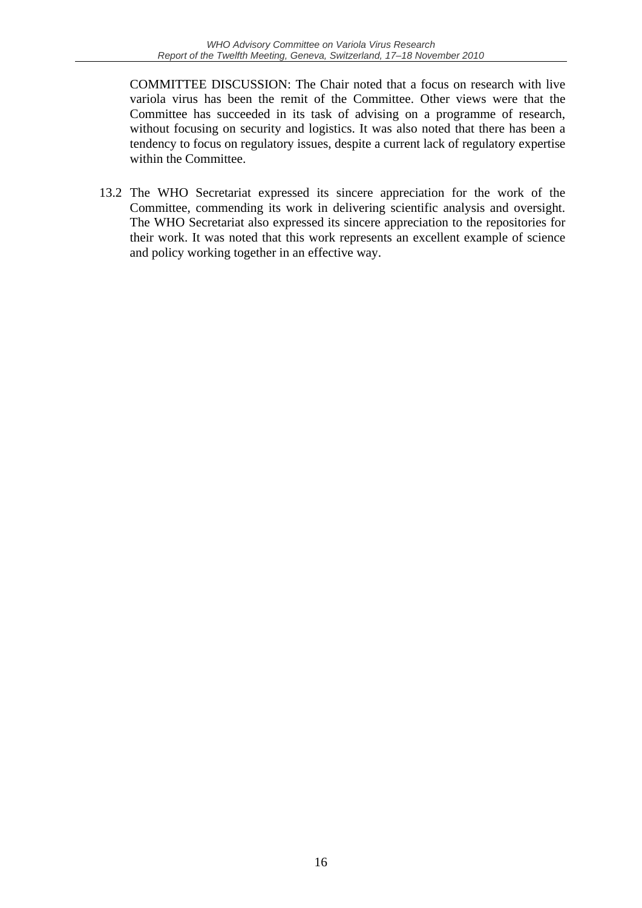COMMITTEE DISCUSSION: The Chair noted that a focus on research with live variola virus has been the remit of the Committee. Other views were that the Committee has succeeded in its task of advising on a programme of research, without focusing on security and logistics. It was also noted that there has been a tendency to focus on regulatory issues, despite a current lack of regulatory expertise within the Committee.

13.2 The WHO Secretariat expressed its sincere appreciation for the work of the Committee, commending its work in delivering scientific analysis and oversight. The WHO Secretariat also expressed its sincere appreciation to the repositories for their work. It was noted that this work represents an excellent example of science and policy working together in an effective way.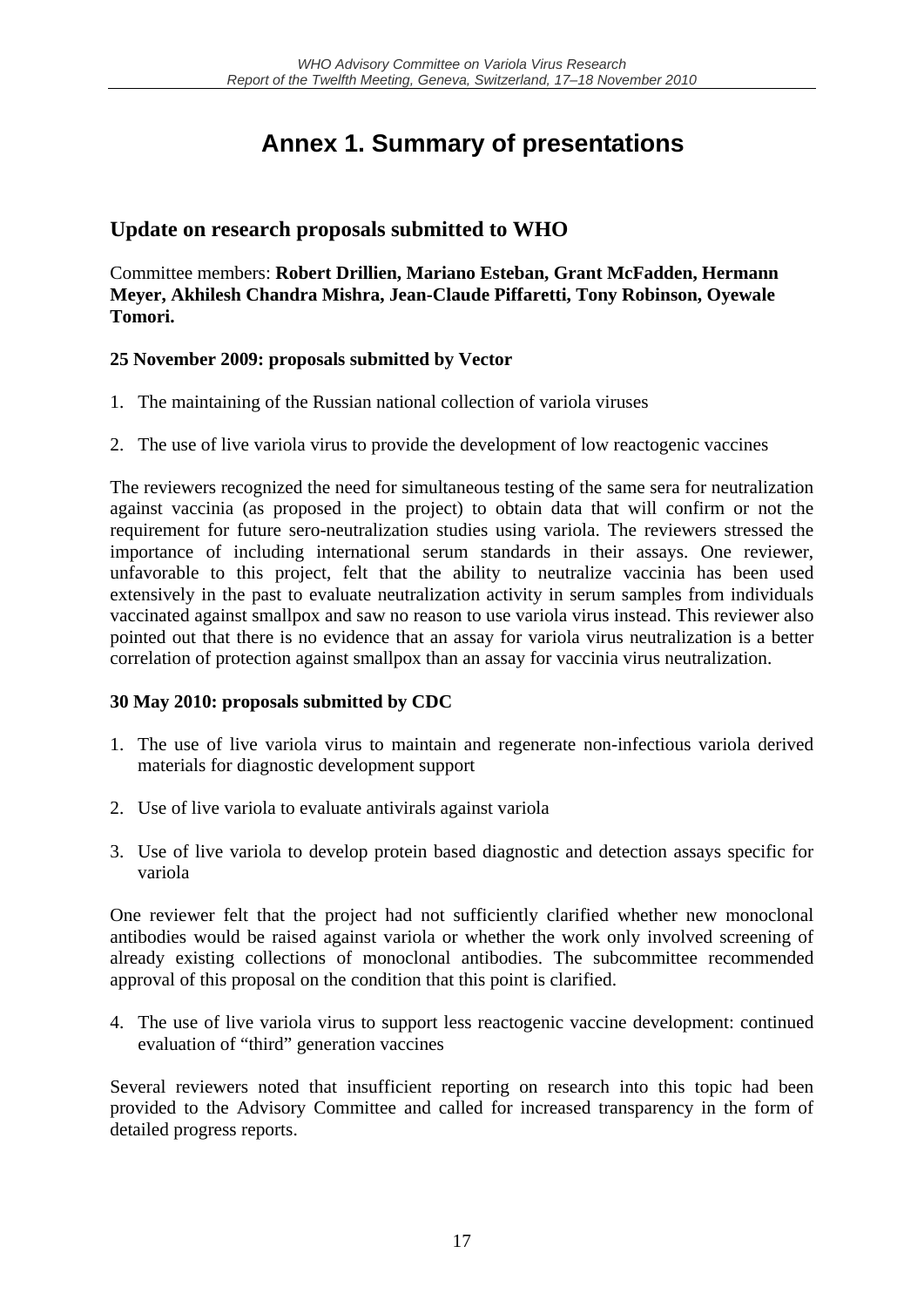# Annex 1. Summary of presentations

## Update on research proposals submitted to WHO

Committee members: **Robert Drillien, Mariano Esteban, Grant McFadden, Hermann Meyer, Akhilesh Chandra Mishra, Jean-Claude Piffaretti, Tony Robinson, Oyewale Tomori.**

**25 November 2009: proposals submitted by Vector**

1. The maintaining of the Russian national collection of variola viruses
2. The use of live variola virus to provide the development of low reactogenic vaccines

The reviewers recognized the need for simultaneous testing of the same sera for neutralization against vaccinia (as proposed in the project) to obtain data that will confirm or not the requirement for future sero-neutralization studies using variola. The reviewers stressed the importance of including international serum standards in their assays. One reviewer, unfavorable to this project, felt that the ability to neutralize vaccinia has been used extensively in the past to evaluate neutralization activity in serum samples from individuals vaccinated against smallpox and saw no reason to use variola virus instead. This reviewer also pointed out that there is no evidence that an assay for variola virus neutralization is a better correlation of protection against smallpox than an assay for vaccinia virus neutralization.

**30 May 2010: proposals submitted by CDC**

1. The use of live variola virus to maintain and regenerate non-infectious variola derived materials for diagnostic development support
2. Use of live variola to evaluate antivirals against variola
3. Use of live variola to develop protein based diagnostic and detection assays specific for variola

One reviewer felt that the project had not sufficiently clarified whether new monoclonal antibodies would be raised against variola or whether the work only involved screening of already existing collections of monoclonal antibodies. The subcommittee recommended approval of this proposal on the condition that this point is clarified.

4. The use of live variola virus to support less reactogenic vaccine development: continued evaluation of "third" generation vaccines

Several reviewers noted that insufficient reporting on research into this topic had been provided to the Advisory Committee and called for increased transparency in the form of detailed progress reports.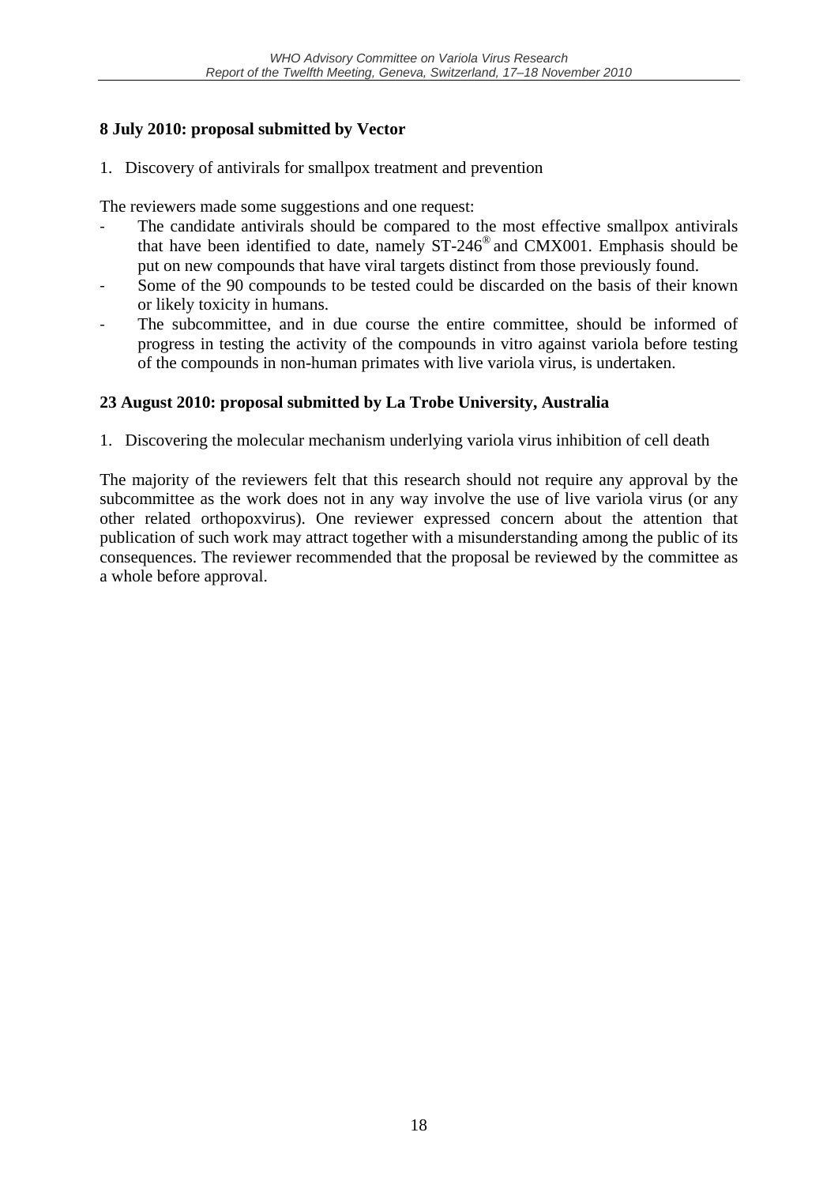**8 July 2010: proposal submitted by Vector**

1. Discovery of antivirals for smallpox treatment and prevention

The reviewers made some suggestions and one request:

- The candidate antivirals should be compared to the most effective smallpox antivirals that have been identified to date, namely ST-246® and CMX001. Emphasis should be put on new compounds that have viral targets distinct from those previously found.
- Some of the 90 compounds to be tested could be discarded on the basis of their known or likely toxicity in humans.
- The subcommittee, and in due course the entire committee, should be informed of progress in testing the activity of the compounds in vitro against variola before testing of the compounds in non-human primates with live variola virus, is undertaken.

**23 August 2010: proposal submitted by La Trobe University, Australia**

1. Discovering the molecular mechanism underlying variola virus inhibition of cell death

The majority of the reviewers felt that this research should not require any approval by the subcommittee as the work does not in any way involve the use of live variola virus (or any other related orthopoxvirus). One reviewer expressed concern about the attention that publication of such work may attract together with a misunderstanding among the public of its consequences. The reviewer recommended that the proposal be reviewed by the committee as a whole before approval.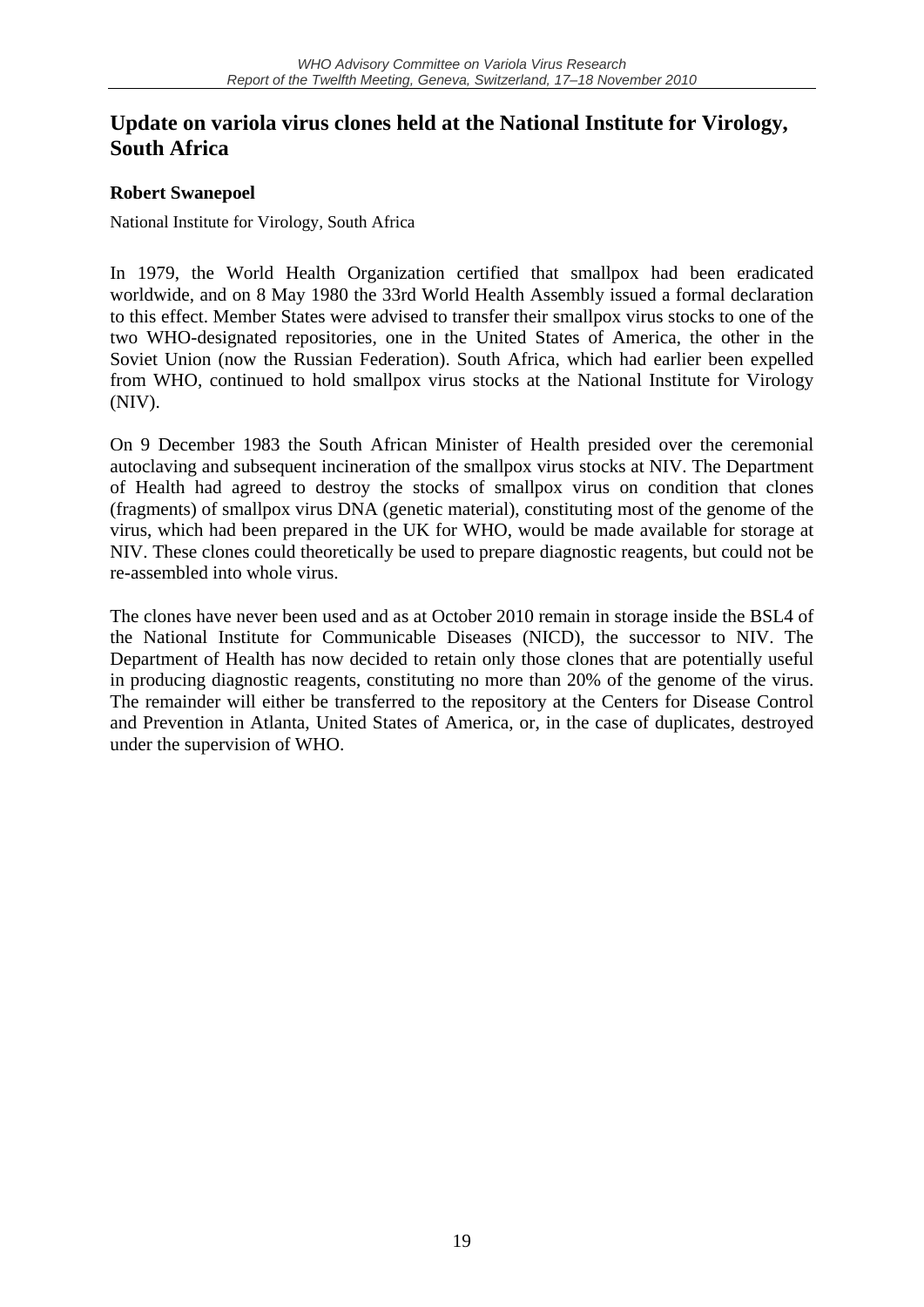## Update on variola virus clones held at the National Institute for Virology, South Africa

**Robert Swanepoel**

National Institute for Virology, South Africa

In 1979, the World Health Organization certified that smallpox had been eradicated worldwide, and on 8 May 1980 the 33rd World Health Assembly issued a formal declaration to this effect. Member States were advised to transfer their smallpox virus stocks to one of the two WHO-designated repositories, one in the United States of America, the other in the Soviet Union (now the Russian Federation). South Africa, which had earlier been expelled from WHO, continued to hold smallpox virus stocks at the National Institute for Virology (NIV).

On 9 December 1983 the South African Minister of Health presided over the ceremonial autoclaving and subsequent incineration of the smallpox virus stocks at NIV. The Department of Health had agreed to destroy the stocks of smallpox virus on condition that clones (fragments) of smallpox virus DNA (genetic material), constituting most of the genome of the virus, which had been prepared in the UK for WHO, would be made available for storage at NIV. These clones could theoretically be used to prepare diagnostic reagents, but could not be re-assembled into whole virus.

The clones have never been used and as at October 2010 remain in storage inside the BSL4 of the National Institute for Communicable Diseases (NICD), the successor to NIV. The Department of Health has now decided to retain only those clones that are potentially useful in producing diagnostic reagents, constituting no more than 20% of the genome of the virus. The remainder will either be transferred to the repository at the Centers for Disease Control and Prevention in Atlanta, United States of America, or, in the case of duplicates, destroyed under the supervision of WHO.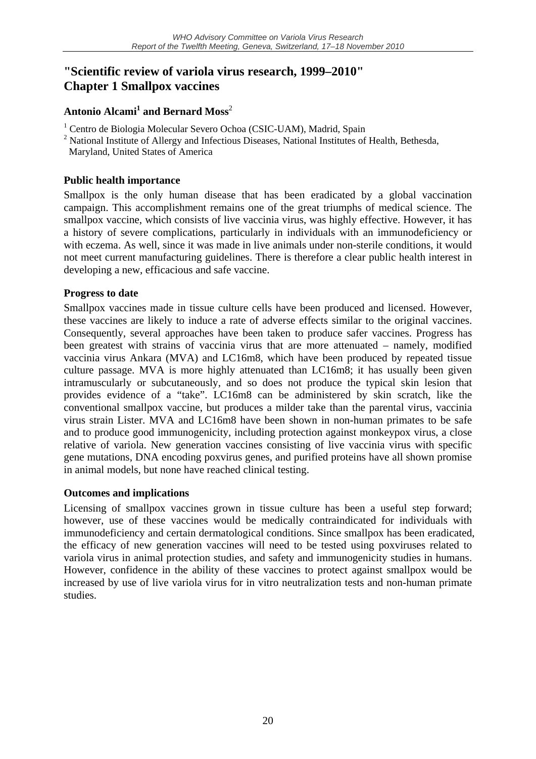# "Scientific review of variola virus research, 1999–2010" Chapter 1 Smallpox vaccines

**Antonio Alcami[1] and Bernard Moss[2]**

[1] Centro de Biologia Molecular Severo Ochoa (CSIC-UAM), Madrid, Spain
[2] National Institute of Allergy and Infectious Diseases, National Institutes of Health, Bethesda, Maryland, United States of America

## Public health importance

Smallpox is the only human disease that has been eradicated by a global vaccination campaign. This accomplishment remains one of the great triumphs of medical science. The smallpox vaccine, which consists of live vaccinia virus, was highly effective. However, it has a history of severe complications, particularly in individuals with an immunodeficiency or with eczema. As well, since it was made in live animals under non-sterile conditions, it would not meet current manufacturing guidelines. There is therefore a clear public health interest in developing a new, efficacious and safe vaccine.

## Progress to date

Smallpox vaccines made in tissue culture cells have been produced and licensed. However, these vaccines are likely to induce a rate of adverse effects similar to the original vaccines. Consequently, several approaches have been taken to produce safer vaccines. Progress has been greatest with strains of vaccinia virus that are more attenuated – namely, modified vaccinia virus Ankara (MVA) and LC16m8, which have been produced by repeated tissue culture passage. MVA is more highly attenuated than LC16m8; it has usually been given intramuscularly or subcutaneously, and so does not produce the typical skin lesion that provides evidence of a "take". LC16m8 can be administered by skin scratch, like the conventional smallpox vaccine, but produces a milder take than the parental virus, vaccinia virus strain Lister. MVA and LC16m8 have been shown in non-human primates to be safe and to produce good immunogenicity, including protection against monkeypox virus, a close relative of variola. New generation vaccines consisting of live vaccinia virus with specific gene mutations, DNA encoding poxvirus genes, and purified proteins have all shown promise in animal models, but none have reached clinical testing.

## Outcomes and implications

Licensing of smallpox vaccines grown in tissue culture has been a useful step forward; however, use of these vaccines would be medically contraindicated for individuals with immunodeficiency and certain dermatological conditions. Since smallpox has been eradicated, the efficacy of new generation vaccines will need to be tested using poxviruses related to variola virus in animal protection studies, and safety and immunogenicity studies in humans. However, confidence in the ability of these vaccines to protect against smallpox would be increased by use of live variola virus for in vitro neutralization tests and non-human primate studies.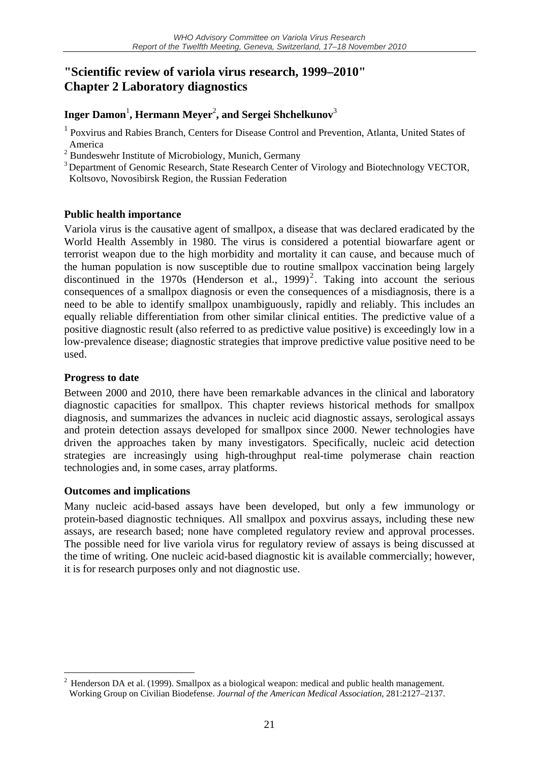## "Scientific review of variola virus research, 1999–2010" Chapter 2 Laboratory diagnostics

**Inger Damon[1], Hermann Meyer[2], and Sergei Shchelkunov[3]**

[1] Poxvirus and Rabies Branch, Centers for Disease Control and Prevention, Atlanta, United States of America
[2] Bundeswehr Institute of Microbiology, Munich, Germany
[3] Department of Genomic Research, State Research Center of Virology and Biotechnology VECTOR, Koltsovo, Novosibirsk Region, the Russian Federation

### Public health importance

Variola virus is the causative agent of smallpox, a disease that was declared eradicated by the World Health Assembly in 1980. The virus is considered a potential biowarfare agent or terrorist weapon due to the high morbidity and mortality it can cause, and because much of the human population is now susceptible due to routine smallpox vaccination being largely discontinued in the 1970s (Henderson et al., 1999)[2]. Taking into account the serious consequences of a smallpox diagnosis or even the consequences of a misdiagnosis, there is a need to be able to identify smallpox unambiguously, rapidly and reliably. This includes an equally reliable differentiation from other similar clinical entities. The predictive value of a positive diagnostic result (also referred to as predictive value positive) is exceedingly low in a low-prevalence disease; diagnostic strategies that improve predictive value positive need to be used.

### Progress to date

Between 2000 and 2010, there have been remarkable advances in the clinical and laboratory diagnostic capacities for smallpox. This chapter reviews historical methods for smallpox diagnosis, and summarizes the advances in nucleic acid diagnostic assays, serological assays and protein detection assays developed for smallpox since 2000. Newer technologies have driven the approaches taken by many investigators. Specifically, nucleic acid detection strategies are increasingly using high-throughput real-time polymerase chain reaction technologies and, in some cases, array platforms.

### Outcomes and implications

Many nucleic acid-based assays have been developed, but only a few immunology or protein-based diagnostic techniques. All smallpox and poxvirus assays, including these new assays, are research based; none have completed regulatory review and approval processes. The possible need for live variola virus for regulatory review of assays is being discussed at the time of writing. One nucleic acid-based diagnostic kit is available commercially; however, it is for research purposes only and not diagnostic use.

---

[2] Henderson DA et al. (1999). Smallpox as a biological weapon: medical and public health management. Working Group on Civilian Biodefense. *Journal of the American Medical Association*, 281:2127–2137.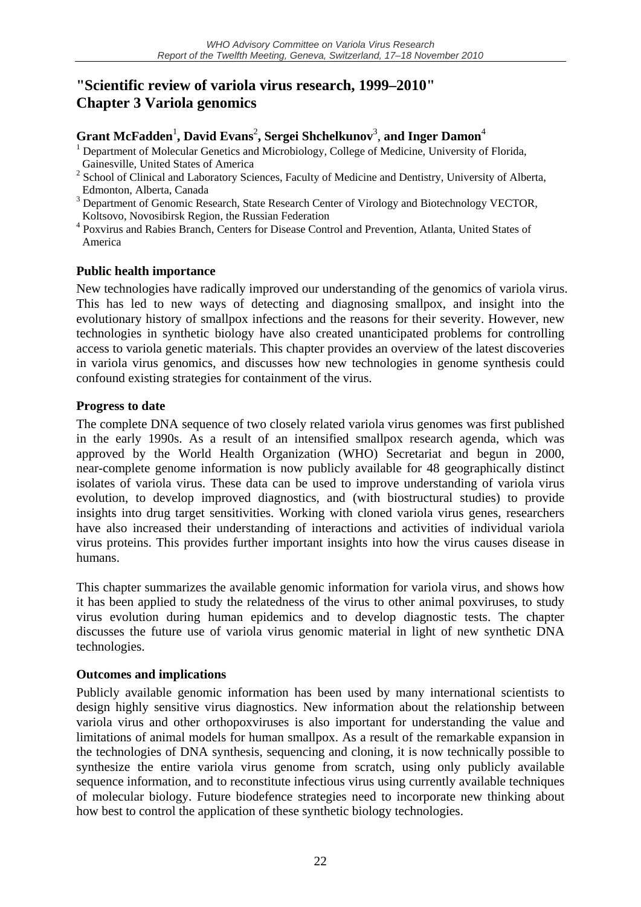# "Scientific review of variola virus research, 1999–2010" Chapter 3 Variola genomics

**Grant McFadden**[1]**, David Evans**[2]**, Sergei Shchelkunov**[3], **and Inger Damon**[4]

[1] Department of Molecular Genetics and Microbiology, College of Medicine, University of Florida, Gainesville, United States of America

[2] School of Clinical and Laboratory Sciences, Faculty of Medicine and Dentistry, University of Alberta, Edmonton, Alberta, Canada

[3] Department of Genomic Research, State Research Center of Virology and Biotechnology VECTOR, Koltsovo, Novosibirsk Region, the Russian Federation

[4] Poxvirus and Rabies Branch, Centers for Disease Control and Prevention, Atlanta, United States of America

### Public health importance

New technologies have radically improved our understanding of the genomics of variola virus. This has led to new ways of detecting and diagnosing smallpox, and insight into the evolutionary history of smallpox infections and the reasons for their severity. However, new technologies in synthetic biology have also created unanticipated problems for controlling access to variola genetic materials. This chapter provides an overview of the latest discoveries in variola virus genomics, and discusses how new technologies in genome synthesis could confound existing strategies for containment of the virus.

### Progress to date

The complete DNA sequence of two closely related variola virus genomes was first published in the early 1990s. As a result of an intensified smallpox research agenda, which was approved by the World Health Organization (WHO) Secretariat and begun in 2000, near-complete genome information is now publicly available for 48 geographically distinct isolates of variola virus. These data can be used to improve understanding of variola virus evolution, to develop improved diagnostics, and (with biostructural studies) to provide insights into drug target sensitivities. Working with cloned variola virus genes, researchers have also increased their understanding of interactions and activities of individual variola virus proteins. This provides further important insights into how the virus causes disease in humans.

This chapter summarizes the available genomic information for variola virus, and shows how it has been applied to study the relatedness of the virus to other animal poxviruses, to study virus evolution during human epidemics and to develop diagnostic tests. The chapter discusses the future use of variola virus genomic material in light of new synthetic DNA technologies.

### Outcomes and implications

Publicly available genomic information has been used by many international scientists to design highly sensitive virus diagnostics. New information about the relationship between variola virus and other orthopoxviruses is also important for understanding the value and limitations of animal models for human smallpox. As a result of the remarkable expansion in the technologies of DNA synthesis, sequencing and cloning, it is now technically possible to synthesize the entire variola virus genome from scratch, using only publicly available sequence information, and to reconstitute infectious virus using currently available techniques of molecular biology. Future biodefence strategies need to incorporate new thinking about how best to control the application of these synthetic biology technologies.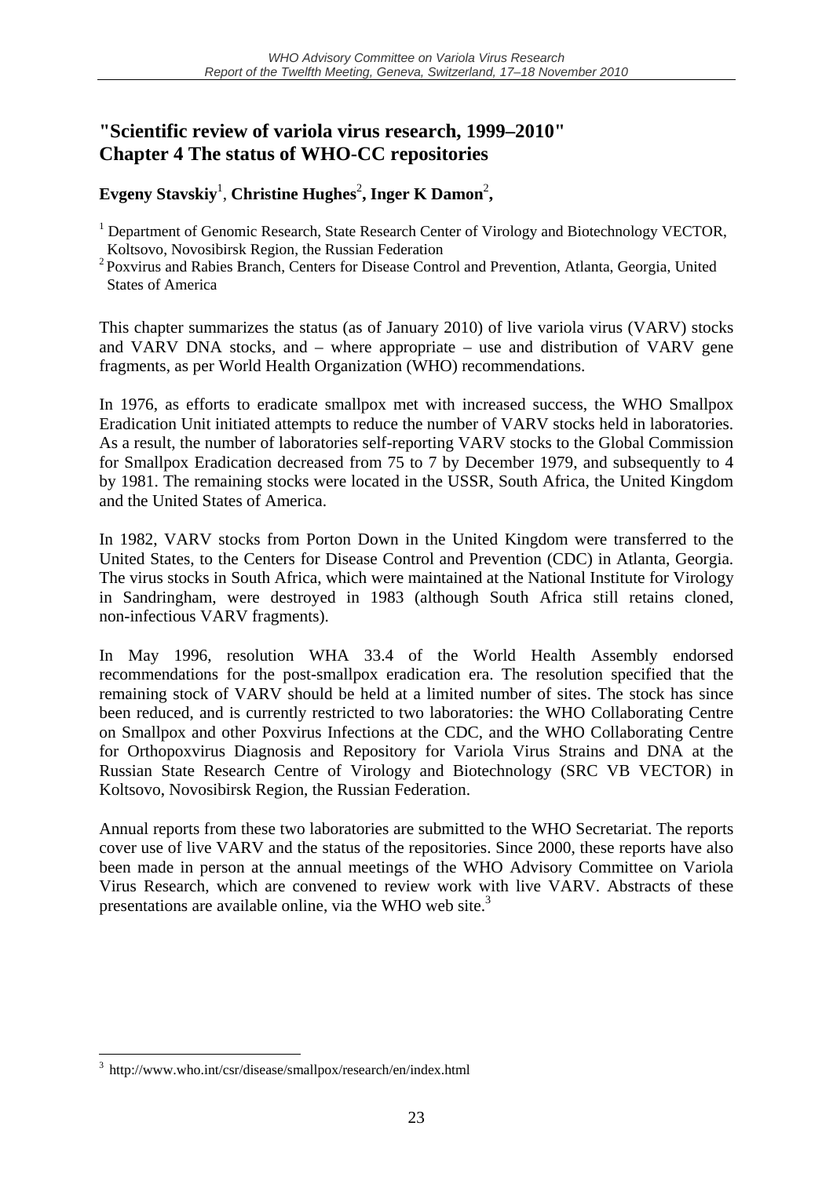# "Scientific review of variola virus research, 1999–2010"
# Chapter 4 The status of WHO-CC repositories

**Evgeny Stavskiy**[1], **Christine Hughes**[2]**, Inger K Damon**[2]**,**

[1] Department of Genomic Research, State Research Center of Virology and Biotechnology VECTOR, Koltsovo, Novosibirsk Region, the Russian Federation

[2] Poxvirus and Rabies Branch, Centers for Disease Control and Prevention, Atlanta, Georgia, United States of America

This chapter summarizes the status (as of January 2010) of live variola virus (VARV) stocks and VARV DNA stocks, and – where appropriate – use and distribution of VARV gene fragments, as per World Health Organization (WHO) recommendations.

In 1976, as efforts to eradicate smallpox met with increased success, the WHO Smallpox Eradication Unit initiated attempts to reduce the number of VARV stocks held in laboratories. As a result, the number of laboratories self-reporting VARV stocks to the Global Commission for Smallpox Eradication decreased from 75 to 7 by December 1979, and subsequently to 4 by 1981. The remaining stocks were located in the USSR, South Africa, the United Kingdom and the United States of America.

In 1982, VARV stocks from Porton Down in the United Kingdom were transferred to the United States, to the Centers for Disease Control and Prevention (CDC) in Atlanta, Georgia. The virus stocks in South Africa, which were maintained at the National Institute for Virology in Sandringham, were destroyed in 1983 (although South Africa still retains cloned, non-infectious VARV fragments).

In May 1996, resolution WHA 33.4 of the World Health Assembly endorsed recommendations for the post-smallpox eradication era. The resolution specified that the remaining stock of VARV should be held at a limited number of sites. The stock has since been reduced, and is currently restricted to two laboratories: the WHO Collaborating Centre on Smallpox and other Poxvirus Infections at the CDC, and the WHO Collaborating Centre for Orthopoxvirus Diagnosis and Repository for Variola Virus Strains and DNA at the Russian State Research Centre of Virology and Biotechnology (SRC VB VECTOR) in Koltsovo, Novosibirsk Region, the Russian Federation.

Annual reports from these two laboratories are submitted to the WHO Secretariat. The reports cover use of live VARV and the status of the repositories. Since 2000, these reports have also been made in person at the annual meetings of the WHO Advisory Committee on Variola Virus Research, which are convened to review work with live VARV. Abstracts of these presentations are available online, via the WHO web site.[3]

---

[3] http://www.who.int/csr/disease/smallpox/research/en/index.html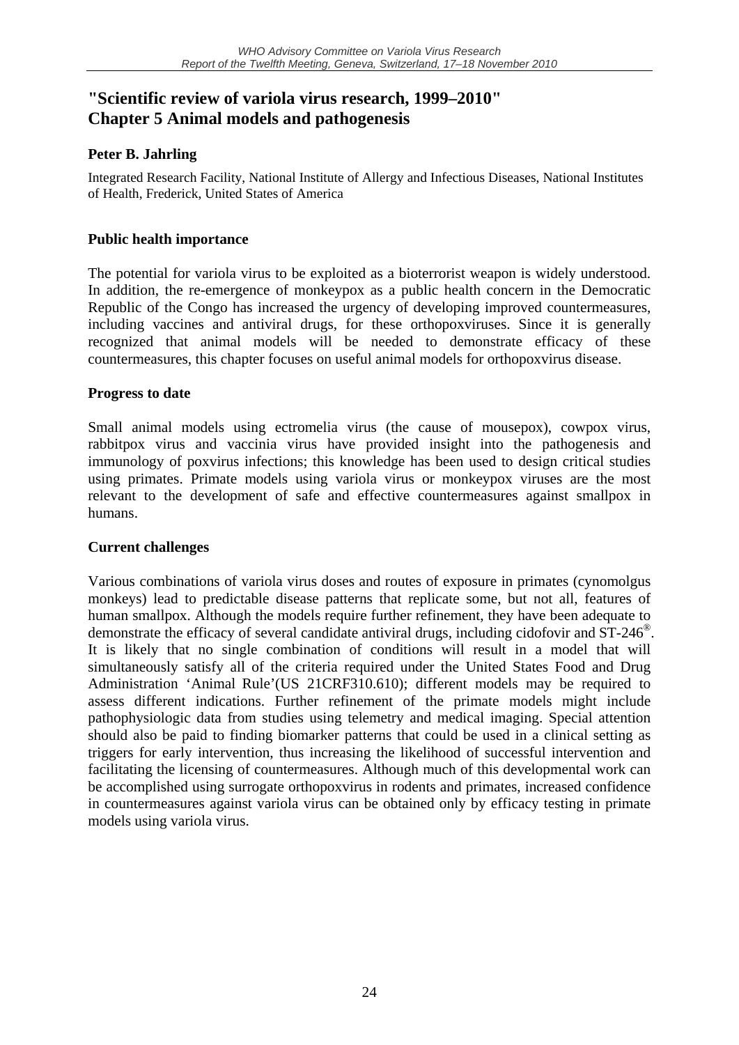# "Scientific review of variola virus research, 1999–2010" Chapter 5 Animal models and pathogenesis

**Peter B. Jahrling**

Integrated Research Facility, National Institute of Allergy and Infectious Diseases, National Institutes of Health, Frederick, United States of America

## Public health importance

The potential for variola virus to be exploited as a bioterrorist weapon is widely understood. In addition, the re-emergence of monkeypox as a public health concern in the Democratic Republic of the Congo has increased the urgency of developing improved countermeasures, including vaccines and antiviral drugs, for these orthopoxviruses. Since it is generally recognized that animal models will be needed to demonstrate efficacy of these countermeasures, this chapter focuses on useful animal models for orthopoxvirus disease.

## Progress to date

Small animal models using ectromelia virus (the cause of mousepox), cowpox virus, rabbitpox virus and vaccinia virus have provided insight into the pathogenesis and immunology of poxvirus infections; this knowledge has been used to design critical studies using primates. Primate models using variola virus or monkeypox viruses are the most relevant to the development of safe and effective countermeasures against smallpox in humans.

## Current challenges

Various combinations of variola virus doses and routes of exposure in primates (cynomolgus monkeys) lead to predictable disease patterns that replicate some, but not all, features of human smallpox. Although the models require further refinement, they have been adequate to demonstrate the efficacy of several candidate antiviral drugs, including cidofovir and ST-246®. It is likely that no single combination of conditions will result in a model that will simultaneously satisfy all of the criteria required under the United States Food and Drug Administration 'Animal Rule'(US 21CRF310.610); different models may be required to assess different indications. Further refinement of the primate models might include pathophysiologic data from studies using telemetry and medical imaging. Special attention should also be paid to finding biomarker patterns that could be used in a clinical setting as triggers for early intervention, thus increasing the likelihood of successful intervention and facilitating the licensing of countermeasures. Although much of this developmental work can be accomplished using surrogate orthopoxvirus in rodents and primates, increased confidence in countermeasures against variola virus can be obtained only by efficacy testing in primate models using variola virus.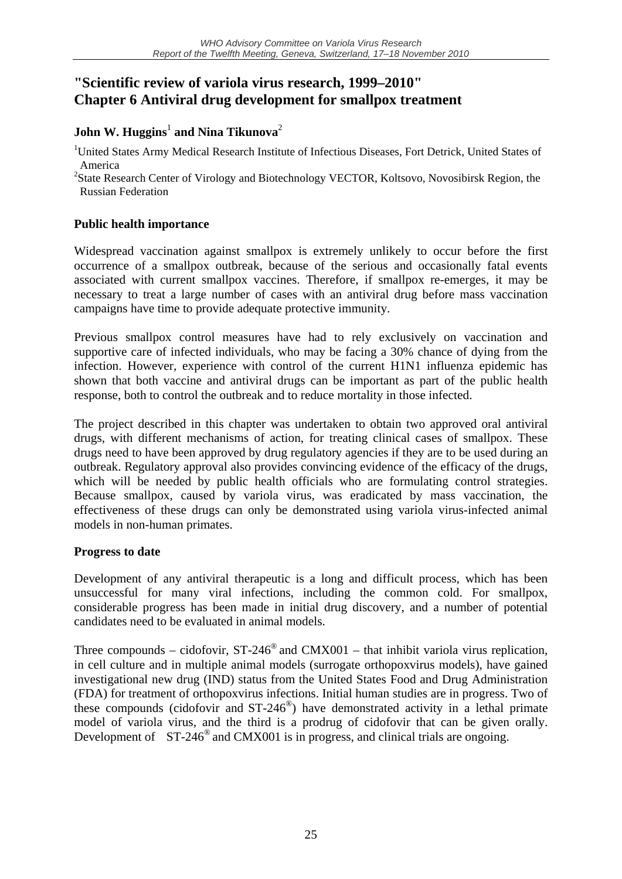## "Scientific review of variola virus research, 1999–2010" Chapter 6 Antiviral drug development for smallpox treatment

**John W. Huggins**[1] **and Nina Tikunova**[2]

[1]United States Army Medical Research Institute of Infectious Diseases, Fort Detrick, United States of America

[2]State Research Center of Virology and Biotechnology VECTOR, Koltsovo, Novosibirsk Region, the Russian Federation

### Public health importance

Widespread vaccination against smallpox is extremely unlikely to occur before the first occurrence of a smallpox outbreak, because of the serious and occasionally fatal events associated with current smallpox vaccines. Therefore, if smallpox re-emerges, it may be necessary to treat a large number of cases with an antiviral drug before mass vaccination campaigns have time to provide adequate protective immunity.

Previous smallpox control measures have had to rely exclusively on vaccination and supportive care of infected individuals, who may be facing a 30% chance of dying from the infection. However, experience with control of the current H1N1 influenza epidemic has shown that both vaccine and antiviral drugs can be important as part of the public health response, both to control the outbreak and to reduce mortality in those infected.

The project described in this chapter was undertaken to obtain two approved oral antiviral drugs, with different mechanisms of action, for treating clinical cases of smallpox. These drugs need to have been approved by drug regulatory agencies if they are to be used during an outbreak. Regulatory approval also provides convincing evidence of the efficacy of the drugs, which will be needed by public health officials who are formulating control strategies. Because smallpox, caused by variola virus, was eradicated by mass vaccination, the effectiveness of these drugs can only be demonstrated using variola virus-infected animal models in non-human primates.

### Progress to date

Development of any antiviral therapeutic is a long and difficult process, which has been unsuccessful for many viral infections, including the common cold. For smallpox, considerable progress has been made in initial drug discovery, and a number of potential candidates need to be evaluated in animal models.

Three compounds – cidofovir, ST-246® and CMX001 – that inhibit variola virus replication, in cell culture and in multiple animal models (surrogate orthopoxvirus models), have gained investigational new drug (IND) status from the United States Food and Drug Administration (FDA) for treatment of orthopoxvirus infections. Initial human studies are in progress. Two of these compounds (cidofovir and ST-246®) have demonstrated activity in a lethal primate model of variola virus, and the third is a prodrug of cidofovir that can be given orally. Development of ST-246® and CMX001 is in progress, and clinical trials are ongoing.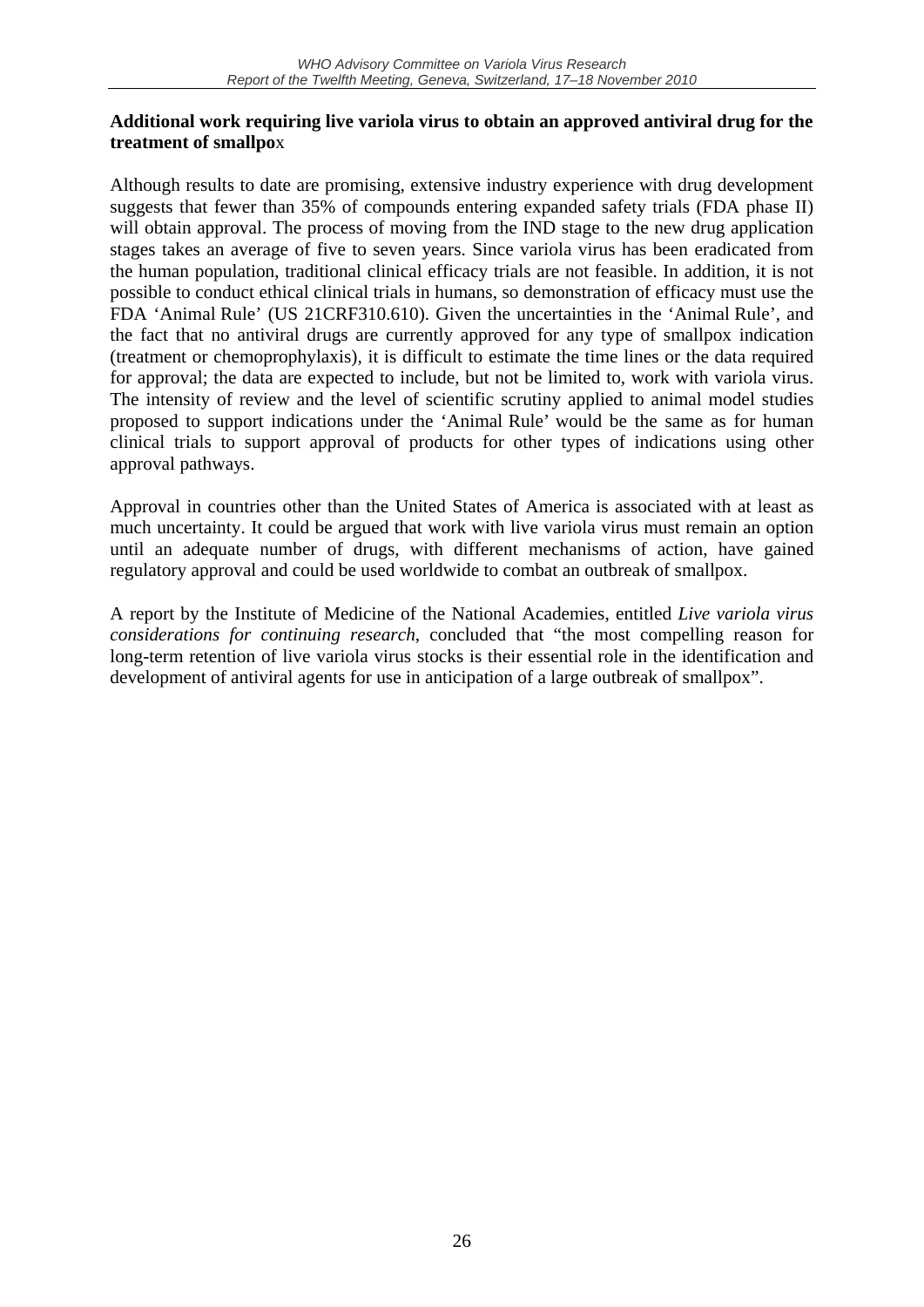**Additional work requiring live variola virus to obtain an approved antiviral drug for the treatment of smallpox**

Although results to date are promising, extensive industry experience with drug development suggests that fewer than 35% of compounds entering expanded safety trials (FDA phase II) will obtain approval. The process of moving from the IND stage to the new drug application stages takes an average of five to seven years. Since variola virus has been eradicated from the human population, traditional clinical efficacy trials are not feasible. In addition, it is not possible to conduct ethical clinical trials in humans, so demonstration of efficacy must use the FDA 'Animal Rule' (US 21CRF310.610). Given the uncertainties in the 'Animal Rule', and the fact that no antiviral drugs are currently approved for any type of smallpox indication (treatment or chemoprophylaxis), it is difficult to estimate the time lines or the data required for approval; the data are expected to include, but not be limited to, work with variola virus. The intensity of review and the level of scientific scrutiny applied to animal model studies proposed to support indications under the 'Animal Rule' would be the same as for human clinical trials to support approval of products for other types of indications using other approval pathways.

Approval in countries other than the United States of America is associated with at least as much uncertainty. It could be argued that work with live variola virus must remain an option until an adequate number of drugs, with different mechanisms of action, have gained regulatory approval and could be used worldwide to combat an outbreak of smallpox.

A report by the Institute of Medicine of the National Academies, entitled *Live variola virus considerations for continuing research*, concluded that "the most compelling reason for long-term retention of live variola virus stocks is their essential role in the identification and development of antiviral agents for use in anticipation of a large outbreak of smallpox".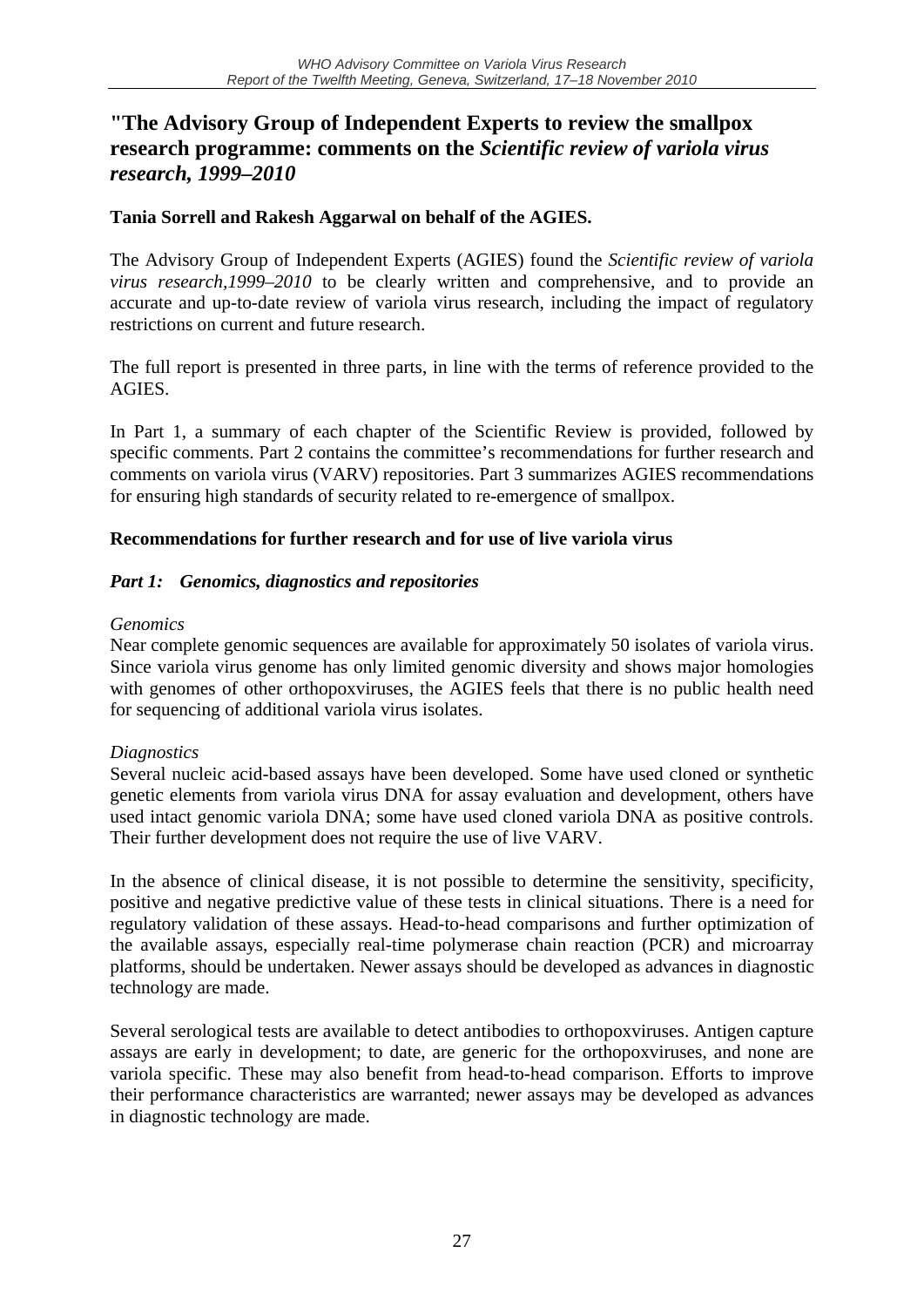## "The Advisory Group of Independent Experts to review the smallpox research programme: comments on the *Scientific review of variola virus research, 1999–2010*

**Tania Sorrell and Rakesh Aggarwal on behalf of the AGIES.**

The Advisory Group of Independent Experts (AGIES) found the *Scientific review of variola virus research,1999–2010* to be clearly written and comprehensive, and to provide an accurate and up-to-date review of variola virus research, including the impact of regulatory restrictions on current and future research.

The full report is presented in three parts, in line with the terms of reference provided to the AGIES.

In Part 1, a summary of each chapter of the Scientific Review is provided, followed by specific comments. Part 2 contains the committee's recommendations for further research and comments on variola virus (VARV) repositories. Part 3 summarizes AGIES recommendations for ensuring high standards of security related to re-emergence of smallpox.

### Recommendations for further research and for use of live variola virus

#### *Part 1: Genomics, diagnostics and repositories*

*Genomics*

Near complete genomic sequences are available for approximately 50 isolates of variola virus. Since variola virus genome has only limited genomic diversity and shows major homologies with genomes of other orthopoxviruses, the AGIES feels that there is no public health need for sequencing of additional variola virus isolates.

*Diagnostics*

Several nucleic acid-based assays have been developed. Some have used cloned or synthetic genetic elements from variola virus DNA for assay evaluation and development, others have used intact genomic variola DNA; some have used cloned variola DNA as positive controls. Their further development does not require the use of live VARV.

In the absence of clinical disease, it is not possible to determine the sensitivity, specificity, positive and negative predictive value of these tests in clinical situations. There is a need for regulatory validation of these assays. Head-to-head comparisons and further optimization of the available assays, especially real-time polymerase chain reaction (PCR) and microarray platforms, should be undertaken. Newer assays should be developed as advances in diagnostic technology are made.

Several serological tests are available to detect antibodies to orthopoxviruses. Antigen capture assays are early in development; to date, are generic for the orthopoxviruses, and none are variola specific. These may also benefit from head-to-head comparison. Efforts to improve their performance characteristics are warranted; newer assays may be developed as advances in diagnostic technology are made.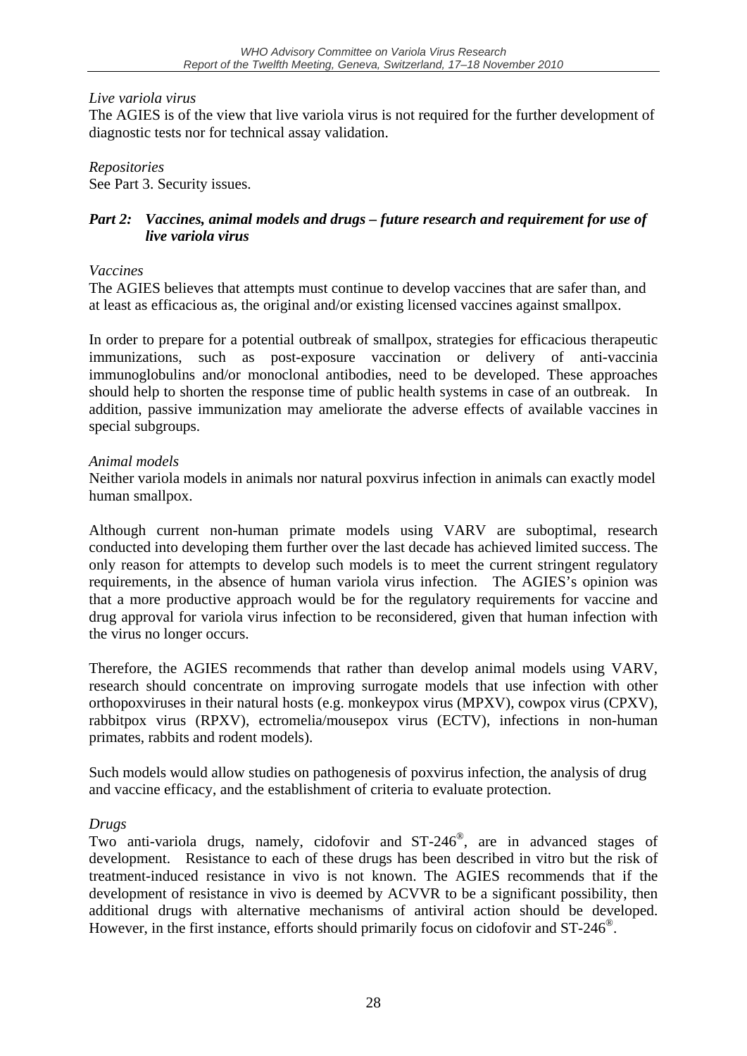*Live variola virus*

The AGIES is of the view that live variola virus is not required for the further development of diagnostic tests nor for technical assay validation.

*Repositories*

See Part 3. Security issues.

### *Part 2: Vaccines, animal models and drugs – future research and requirement for use of live variola virus*

*Vaccines*

The AGIES believes that attempts must continue to develop vaccines that are safer than, and at least as efficacious as, the original and/or existing licensed vaccines against smallpox.

In order to prepare for a potential outbreak of smallpox, strategies for efficacious therapeutic immunizations, such as post-exposure vaccination or delivery of anti-vaccinia immunoglobulins and/or monoclonal antibodies, need to be developed. These approaches should help to shorten the response time of public health systems in case of an outbreak. In addition, passive immunization may ameliorate the adverse effects of available vaccines in special subgroups.

*Animal models*

Neither variola models in animals nor natural poxvirus infection in animals can exactly model human smallpox.

Although current non-human primate models using VARV are suboptimal, research conducted into developing them further over the last decade has achieved limited success. The only reason for attempts to develop such models is to meet the current stringent regulatory requirements, in the absence of human variola virus infection. The AGIES's opinion was that a more productive approach would be for the regulatory requirements for vaccine and drug approval for variola virus infection to be reconsidered, given that human infection with the virus no longer occurs.

Therefore, the AGIES recommends that rather than develop animal models using VARV, research should concentrate on improving surrogate models that use infection with other orthopoxviruses in their natural hosts (e.g. monkeypox virus (MPXV), cowpox virus (CPXV), rabbitpox virus (RPXV), ectromelia/mousepox virus (ECTV), infections in non-human primates, rabbits and rodent models).

Such models would allow studies on pathogenesis of poxvirus infection, the analysis of drug and vaccine efficacy, and the establishment of criteria to evaluate protection.

*Drugs*

Two anti-variola drugs, namely, cidofovir and ST-246®, are in advanced stages of development. Resistance to each of these drugs has been described in vitro but the risk of treatment-induced resistance in vivo is not known. The AGIES recommends that if the development of resistance in vivo is deemed by ACVVR to be a significant possibility, then additional drugs with alternative mechanisms of antiviral action should be developed. However, in the first instance, efforts should primarily focus on cidofovir and ST-246®.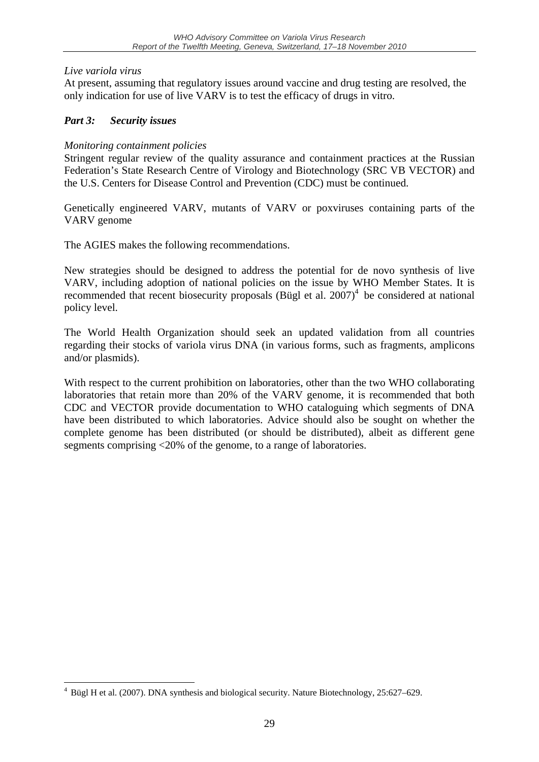*Live variola virus*

At present, assuming that regulatory issues around vaccine and drug testing are resolved, the only indication for use of live VARV is to test the efficacy of drugs in vitro.

### *Part 3: Security issues*

*Monitoring containment policies*

Stringent regular review of the quality assurance and containment practices at the Russian Federation's State Research Centre of Virology and Biotechnology (SRC VB VECTOR) and the U.S. Centers for Disease Control and Prevention (CDC) must be continued.

Genetically engineered VARV, mutants of VARV or poxviruses containing parts of the VARV genome

The AGIES makes the following recommendations.

New strategies should be designed to address the potential for de novo synthesis of live VARV, including adoption of national policies on the issue by WHO Member States. It is recommended that recent biosecurity proposals (Bügl et al. 2007)[4] be considered at national policy level.

The World Health Organization should seek an updated validation from all countries regarding their stocks of variola virus DNA (in various forms, such as fragments, amplicons and/or plasmids).

With respect to the current prohibition on laboratories, other than the two WHO collaborating laboratories that retain more than 20% of the VARV genome, it is recommended that both CDC and VECTOR provide documentation to WHO cataloguing which segments of DNA have been distributed to which laboratories. Advice should also be sought on whether the complete genome has been distributed (or should be distributed), albeit as different gene segments comprising <20% of the genome, to a range of laboratories.

---

[4] Bügl H et al. (2007). DNA synthesis and biological security. Nature Biotechnology, 25:627–629.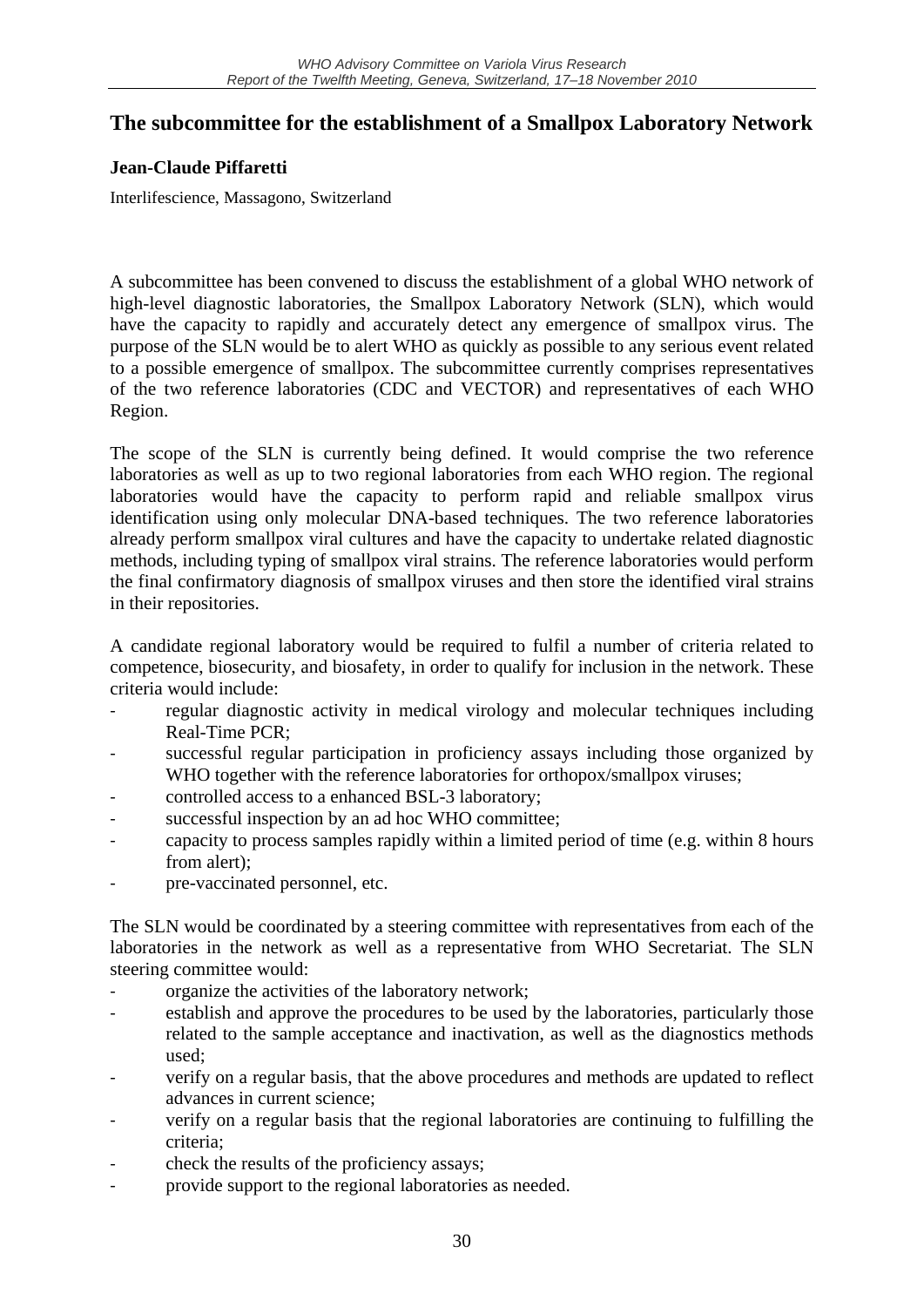## The subcommittee for the establishment of a Smallpox Laboratory Network

**Jean-Claude Piffaretti**

Interlifescience, Massagono, Switzerland

A subcommittee has been convened to discuss the establishment of a global WHO network of high-level diagnostic laboratories, the Smallpox Laboratory Network (SLN), which would have the capacity to rapidly and accurately detect any emergence of smallpox virus. The purpose of the SLN would be to alert WHO as quickly as possible to any serious event related to a possible emergence of smallpox. The subcommittee currently comprises representatives of the two reference laboratories (CDC and VECTOR) and representatives of each WHO Region.

The scope of the SLN is currently being defined. It would comprise the two reference laboratories as well as up to two regional laboratories from each WHO region. The regional laboratories would have the capacity to perform rapid and reliable smallpox virus identification using only molecular DNA-based techniques. The two reference laboratories already perform smallpox viral cultures and have the capacity to undertake related diagnostic methods, including typing of smallpox viral strains. The reference laboratories would perform the final confirmatory diagnosis of smallpox viruses and then store the identified viral strains in their repositories.

A candidate regional laboratory would be required to fulfil a number of criteria related to competence, biosecurity, and biosafety, in order to qualify for inclusion in the network. These criteria would include:

- regular diagnostic activity in medical virology and molecular techniques including Real-Time PCR;
- successful regular participation in proficiency assays including those organized by WHO together with the reference laboratories for orthopox/smallpox viruses;
- controlled access to a enhanced BSL-3 laboratory;
- successful inspection by an ad hoc WHO committee;
- capacity to process samples rapidly within a limited period of time (e.g. within 8 hours from alert);
- pre-vaccinated personnel, etc.

The SLN would be coordinated by a steering committee with representatives from each of the laboratories in the network as well as a representative from WHO Secretariat. The SLN steering committee would:

- organize the activities of the laboratory network;
- establish and approve the procedures to be used by the laboratories, particularly those related to the sample acceptance and inactivation, as well as the diagnostics methods used;
- verify on a regular basis, that the above procedures and methods are updated to reflect advances in current science;
- verify on a regular basis that the regional laboratories are continuing to fulfilling the criteria;
- check the results of the proficiency assays;
- provide support to the regional laboratories as needed.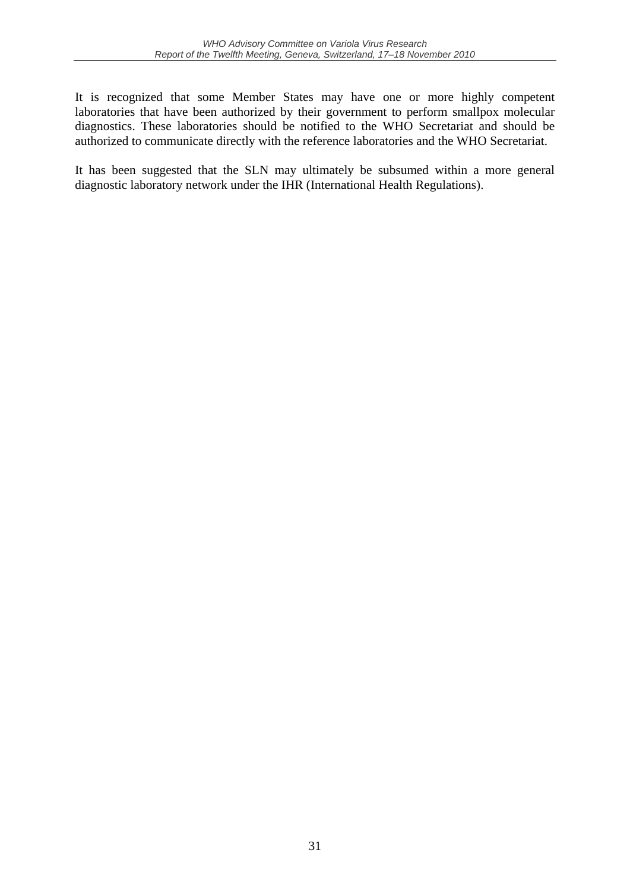It is recognized that some Member States may have one or more highly competent laboratories that have been authorized by their government to perform smallpox molecular diagnostics. These laboratories should be notified to the WHO Secretariat and should be authorized to communicate directly with the reference laboratories and the WHO Secretariat.

It has been suggested that the SLN may ultimately be subsumed within a more general diagnostic laboratory network under the IHR (International Health Regulations).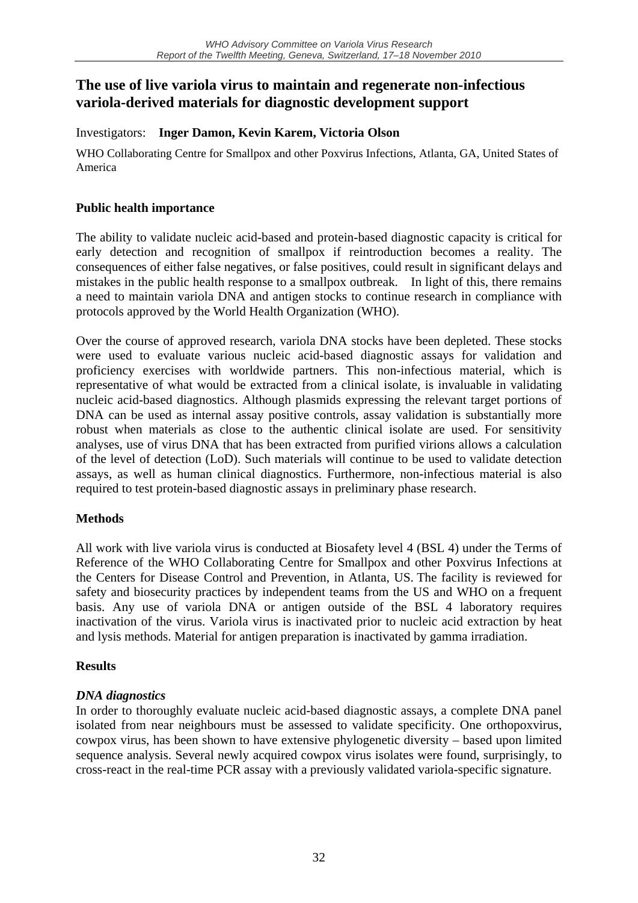## The use of live variola virus to maintain and regenerate non-infectious variola-derived materials for diagnostic development support

Investigators: **Inger Damon, Kevin Karem, Victoria Olson**

WHO Collaborating Centre for Smallpox and other Poxvirus Infections, Atlanta, GA, United States of America

### Public health importance

The ability to validate nucleic acid-based and protein-based diagnostic capacity is critical for early detection and recognition of smallpox if reintroduction becomes a reality. The consequences of either false negatives, or false positives, could result in significant delays and mistakes in the public health response to a smallpox outbreak. In light of this, there remains a need to maintain variola DNA and antigen stocks to continue research in compliance with protocols approved by the World Health Organization (WHO).

Over the course of approved research, variola DNA stocks have been depleted. These stocks were used to evaluate various nucleic acid-based diagnostic assays for validation and proficiency exercises with worldwide partners. This non-infectious material, which is representative of what would be extracted from a clinical isolate, is invaluable in validating nucleic acid-based diagnostics. Although plasmids expressing the relevant target portions of DNA can be used as internal assay positive controls, assay validation is substantially more robust when materials as close to the authentic clinical isolate are used. For sensitivity analyses, use of virus DNA that has been extracted from purified virions allows a calculation of the level of detection (LoD). Such materials will continue to be used to validate detection assays, as well as human clinical diagnostics. Furthermore, non-infectious material is also required to test protein-based diagnostic assays in preliminary phase research.

### Methods

All work with live variola virus is conducted at Biosafety level 4 (BSL 4) under the Terms of Reference of the WHO Collaborating Centre for Smallpox and other Poxvirus Infections at the Centers for Disease Control and Prevention, in Atlanta, US. The facility is reviewed for safety and biosecurity practices by independent teams from the US and WHO on a frequent basis. Any use of variola DNA or antigen outside of the BSL 4 laboratory requires inactivation of the virus. Variola virus is inactivated prior to nucleic acid extraction by heat and lysis methods. Material for antigen preparation is inactivated by gamma irradiation.

### Results

#### *DNA diagnostics*

In order to thoroughly evaluate nucleic acid-based diagnostic assays, a complete DNA panel isolated from near neighbours must be assessed to validate specificity. One orthopoxvirus, cowpox virus, has been shown to have extensive phylogenetic diversity – based upon limited sequence analysis. Several newly acquired cowpox virus isolates were found, surprisingly, to cross-react in the real-time PCR assay with a previously validated variola-specific signature.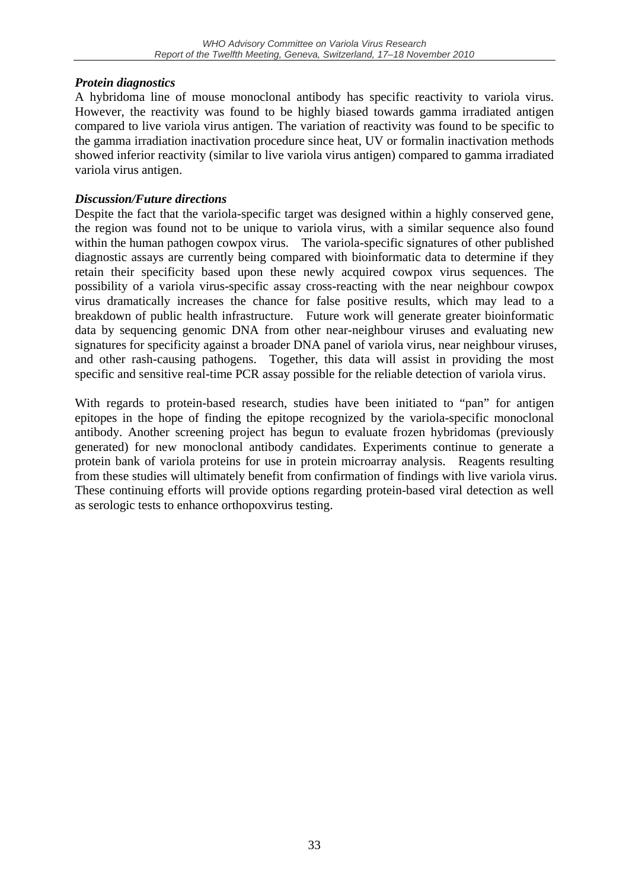***Protein diagnostics***

A hybridoma line of mouse monoclonal antibody has specific reactivity to variola virus. However, the reactivity was found to be highly biased towards gamma irradiated antigen compared to live variola virus antigen. The variation of reactivity was found to be specific to the gamma irradiation inactivation procedure since heat, UV or formalin inactivation methods showed inferior reactivity (similar to live variola virus antigen) compared to gamma irradiated variola virus antigen.

***Discussion/Future directions***

Despite the fact that the variola-specific target was designed within a highly conserved gene, the region was found not to be unique to variola virus, with a similar sequence also found within the human pathogen cowpox virus. The variola-specific signatures of other published diagnostic assays are currently being compared with bioinformatic data to determine if they retain their specificity based upon these newly acquired cowpox virus sequences. The possibility of a variola virus-specific assay cross-reacting with the near neighbour cowpox virus dramatically increases the chance for false positive results, which may lead to a breakdown of public health infrastructure. Future work will generate greater bioinformatic data by sequencing genomic DNA from other near-neighbour viruses and evaluating new signatures for specificity against a broader DNA panel of variola virus, near neighbour viruses, and other rash-causing pathogens. Together, this data will assist in providing the most specific and sensitive real-time PCR assay possible for the reliable detection of variola virus.

With regards to protein-based research, studies have been initiated to "pan" for antigen epitopes in the hope of finding the epitope recognized by the variola-specific monoclonal antibody. Another screening project has begun to evaluate frozen hybridomas (previously generated) for new monoclonal antibody candidates. Experiments continue to generate a protein bank of variola proteins for use in protein microarray analysis. Reagents resulting from these studies will ultimately benefit from confirmation of findings with live variola virus. These continuing efforts will provide options regarding protein-based viral detection as well as serologic tests to enhance orthopoxvirus testing.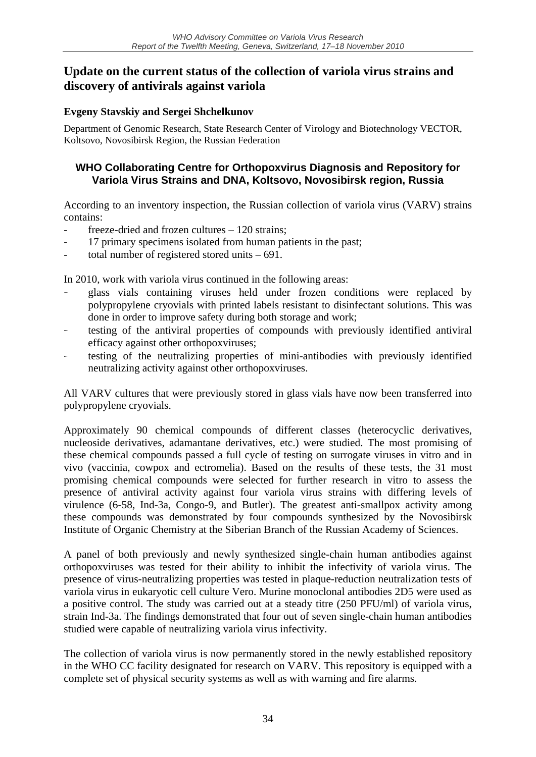## Update on the current status of the collection of variola virus strains and discovery of antivirals against variola

**Evgeny Stavskiy and Sergei Shchelkunov**

Department of Genomic Research, State Research Center of Virology and Biotechnology VECTOR, Koltsovo, Novosibirsk Region, the Russian Federation

### WHO Collaborating Centre for Orthopoxvirus Diagnosis and Repository for Variola Virus Strains and DNA, Koltsovo, Novosibirsk region, Russia

According to an inventory inspection, the Russian collection of variola virus (VARV) strains contains:

- freeze-dried and frozen cultures – 120 strains;
- 17 primary specimens isolated from human patients in the past;
- total number of registered stored units – 691.

In 2010, work with variola virus continued in the following areas:

- glass vials containing viruses held under frozen conditions were replaced by polypropylene cryovials with printed labels resistant to disinfectant solutions. This was done in order to improve safety during both storage and work;
- testing of the antiviral properties of compounds with previously identified antiviral efficacy against other orthopoxviruses;
- testing of the neutralizing properties of mini-antibodies with previously identified neutralizing activity against other orthopoxviruses.

All VARV cultures that were previously stored in glass vials have now been transferred into polypropylene cryovials.

Approximately 90 chemical compounds of different classes (heterocyclic derivatives, nucleoside derivatives, adamantane derivatives, etc.) were studied. The most promising of these chemical compounds passed a full cycle of testing on surrogate viruses in vitro and in vivo (vaccinia, cowpox and ectromelia). Based on the results of these tests, the 31 most promising chemical compounds were selected for further research in vitro to assess the presence of antiviral activity against four variola virus strains with differing levels of virulence (6-58, Ind-3a, Congo-9, and Butler). The greatest anti-smallpox activity among these compounds was demonstrated by four compounds synthesized by the Novosibirsk Institute of Organic Chemistry at the Siberian Branch of the Russian Academy of Sciences.

A panel of both previously and newly synthesized single-chain human antibodies against orthopoxviruses was tested for their ability to inhibit the infectivity of variola virus. The presence of virus-neutralizing properties was tested in plaque-reduction neutralization tests of variola virus in eukaryotic cell culture Vero. Murine monoclonal antibodies 2D5 were used as a positive control. The study was carried out at a steady titre (250 PFU/ml) of variola virus, strain Ind-3a. The findings demonstrated that four out of seven single-chain human antibodies studied were capable of neutralizing variola virus infectivity.

The collection of variola virus is now permanently stored in the newly established repository in the WHO CC facility designated for research on VARV. This repository is equipped with a complete set of physical security systems as well as with warning and fire alarms.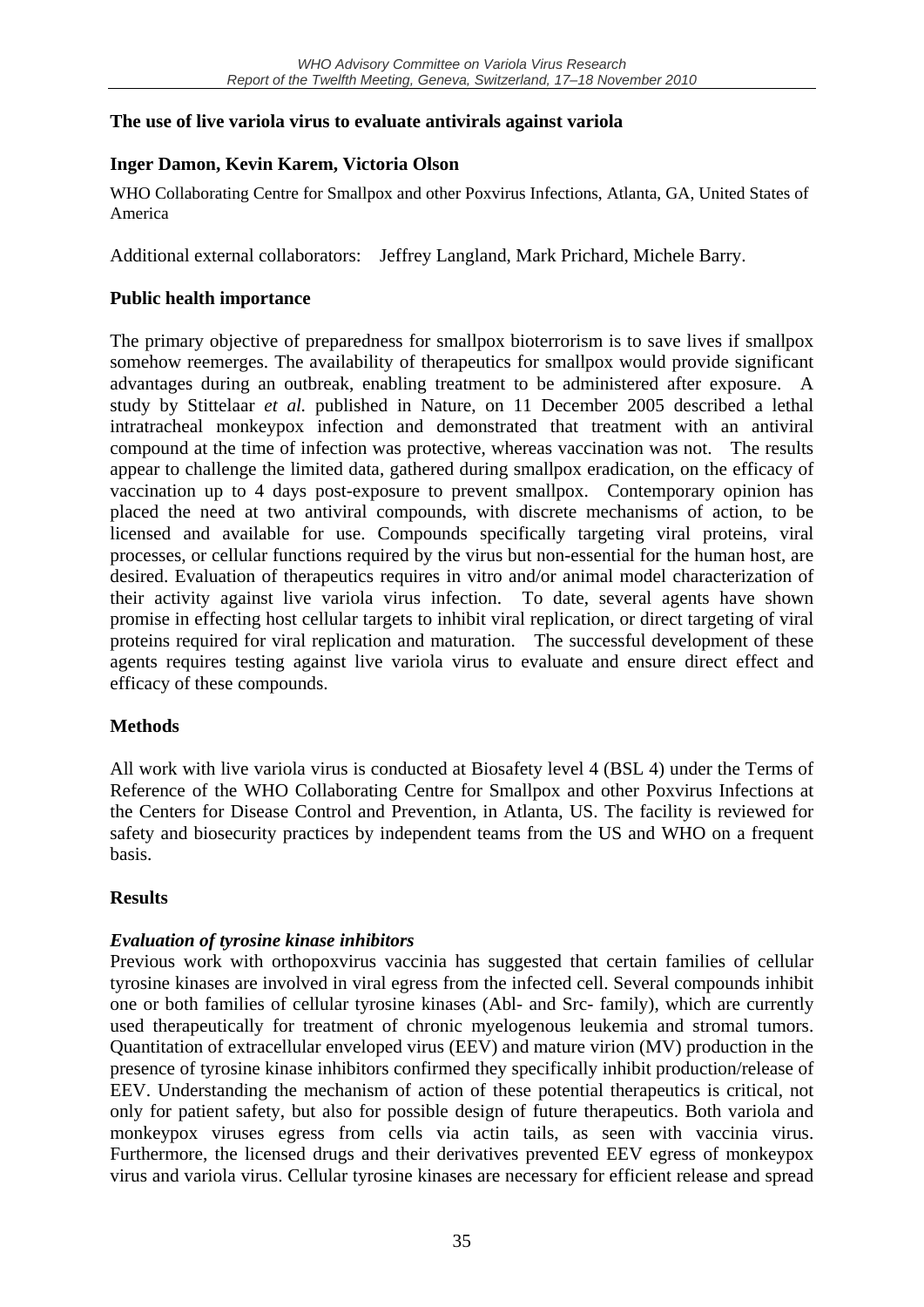## The use of live variola virus to evaluate antivirals against variola

**Inger Damon, Kevin Karem, Victoria Olson**

WHO Collaborating Centre for Smallpox and other Poxvirus Infections, Atlanta, GA, United States of America

Additional external collaborators: Jeffrey Langland, Mark Prichard, Michele Barry.

### Public health importance

The primary objective of preparedness for smallpox bioterrorism is to save lives if smallpox somehow reemerges. The availability of therapeutics for smallpox would provide significant advantages during an outbreak, enabling treatment to be administered after exposure. A study by Stittelaar *et al.* published in Nature, on 11 December 2005 described a lethal intratracheal monkeypox infection and demonstrated that treatment with an antiviral compound at the time of infection was protective, whereas vaccination was not. The results appear to challenge the limited data, gathered during smallpox eradication, on the efficacy of vaccination up to 4 days post-exposure to prevent smallpox. Contemporary opinion has placed the need at two antiviral compounds, with discrete mechanisms of action, to be licensed and available for use. Compounds specifically targeting viral proteins, viral processes, or cellular functions required by the virus but non-essential for the human host, are desired. Evaluation of therapeutics requires in vitro and/or animal model characterization of their activity against live variola virus infection. To date, several agents have shown promise in effecting host cellular targets to inhibit viral replication, or direct targeting of viral proteins required for viral replication and maturation. The successful development of these agents requires testing against live variola virus to evaluate and ensure direct effect and efficacy of these compounds.

### Methods

All work with live variola virus is conducted at Biosafety level 4 (BSL 4) under the Terms of Reference of the WHO Collaborating Centre for Smallpox and other Poxvirus Infections at the Centers for Disease Control and Prevention, in Atlanta, US. The facility is reviewed for safety and biosecurity practices by independent teams from the US and WHO on a frequent basis.

### Results

#### *Evaluation of tyrosine kinase inhibitors*

Previous work with orthopoxvirus vaccinia has suggested that certain families of cellular tyrosine kinases are involved in viral egress from the infected cell. Several compounds inhibit one or both families of cellular tyrosine kinases (Abl- and Src- family), which are currently used therapeutically for treatment of chronic myelogenous leukemia and stromal tumors. Quantitation of extracellular enveloped virus (EEV) and mature virion (MV) production in the presence of tyrosine kinase inhibitors confirmed they specifically inhibit production/release of EEV. Understanding the mechanism of action of these potential therapeutics is critical, not only for patient safety, but also for possible design of future therapeutics. Both variola and monkeypox viruses egress from cells via actin tails, as seen with vaccinia virus. Furthermore, the licensed drugs and their derivatives prevented EEV egress of monkeypox virus and variola virus. Cellular tyrosine kinases are necessary for efficient release and spread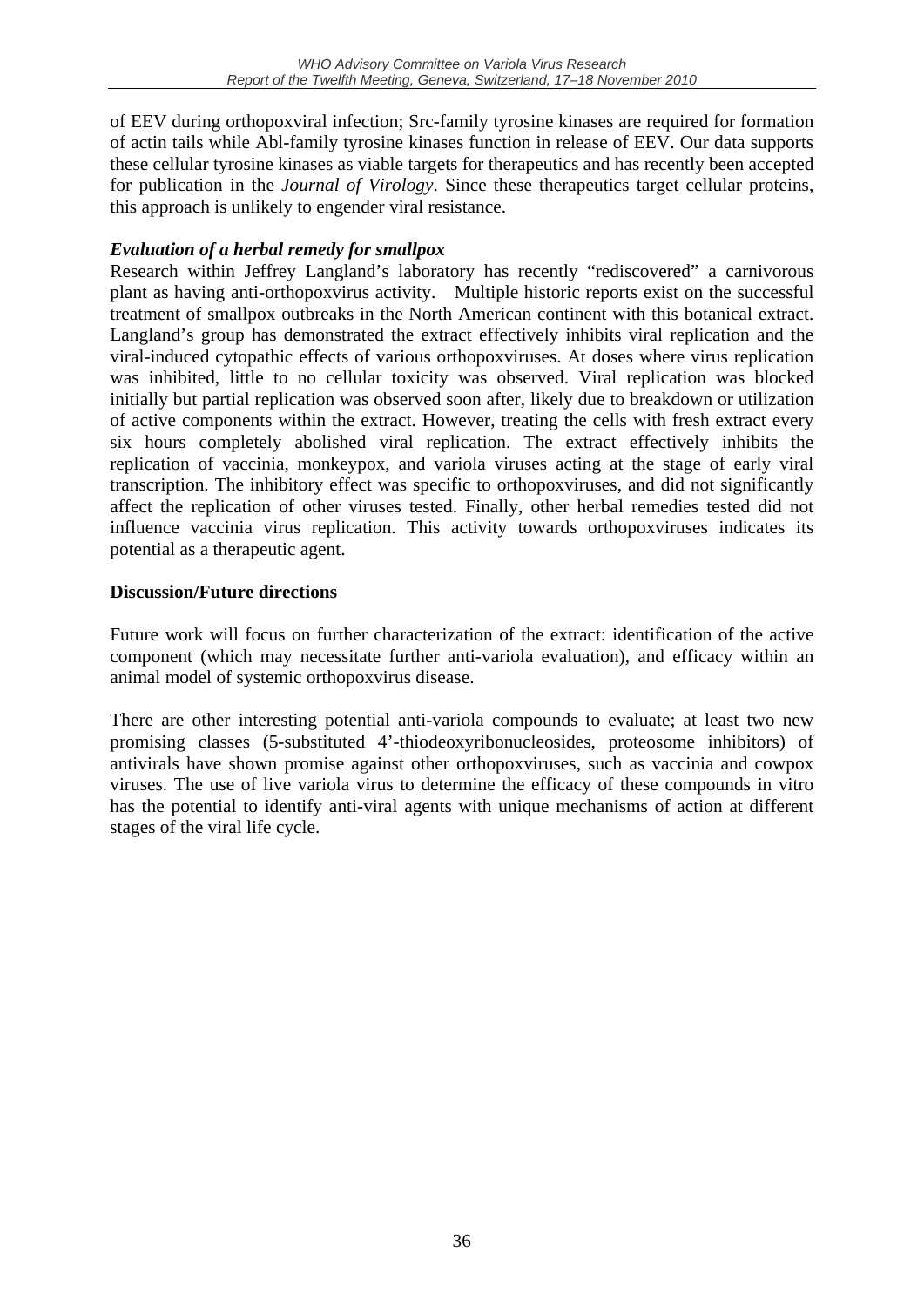of EEV during orthopoxviral infection; Src-family tyrosine kinases are required for formation of actin tails while Abl-family tyrosine kinases function in release of EEV. Our data supports these cellular tyrosine kinases as viable targets for therapeutics and has recently been accepted for publication in the *Journal of Virology*. Since these therapeutics target cellular proteins, this approach is unlikely to engender viral resistance.

***Evaluation of a herbal remedy for smallpox***

Research within Jeffrey Langland's laboratory has recently "rediscovered" a carnivorous plant as having anti-orthopoxvirus activity. Multiple historic reports exist on the successful treatment of smallpox outbreaks in the North American continent with this botanical extract. Langland's group has demonstrated the extract effectively inhibits viral replication and the viral-induced cytopathic effects of various orthopoxviruses. At doses where virus replication was inhibited, little to no cellular toxicity was observed. Viral replication was blocked initially but partial replication was observed soon after, likely due to breakdown or utilization of active components within the extract. However, treating the cells with fresh extract every six hours completely abolished viral replication. The extract effectively inhibits the replication of vaccinia, monkeypox, and variola viruses acting at the stage of early viral transcription. The inhibitory effect was specific to orthopoxviruses, and did not significantly affect the replication of other viruses tested. Finally, other herbal remedies tested did not influence vaccinia virus replication. This activity towards orthopoxviruses indicates its potential as a therapeutic agent.

**Discussion/Future directions**

Future work will focus on further characterization of the extract: identification of the active component (which may necessitate further anti-variola evaluation), and efficacy within an animal model of systemic orthopoxvirus disease.

There are other interesting potential anti-variola compounds to evaluate; at least two new promising classes (5-substituted 4'-thiodeoxyribonucleosides, proteosome inhibitors) of antivirals have shown promise against other orthopoxviruses, such as vaccinia and cowpox viruses. The use of live variola virus to determine the efficacy of these compounds in vitro has the potential to identify anti-viral agents with unique mechanisms of action at different stages of the viral life cycle.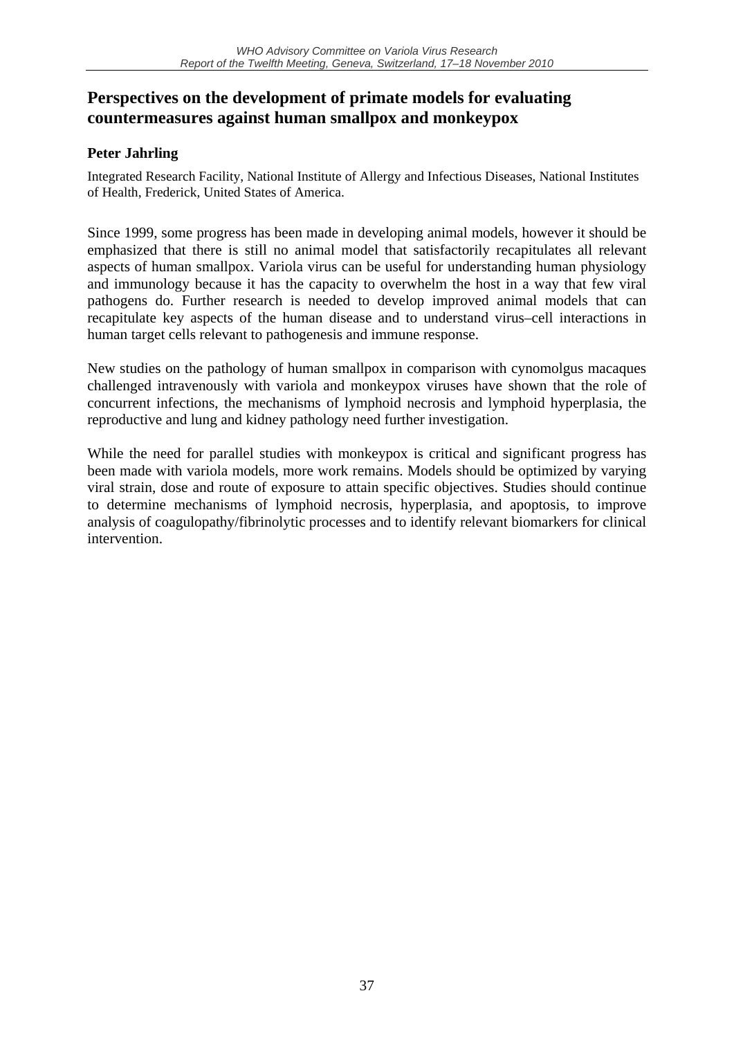## Perspectives on the development of primate models for evaluating countermeasures against human smallpox and monkeypox

**Peter Jahrling**

Integrated Research Facility, National Institute of Allergy and Infectious Diseases, National Institutes of Health, Frederick, United States of America.

Since 1999, some progress has been made in developing animal models, however it should be emphasized that there is still no animal model that satisfactorily recapitulates all relevant aspects of human smallpox. Variola virus can be useful for understanding human physiology and immunology because it has the capacity to overwhelm the host in a way that few viral pathogens do. Further research is needed to develop improved animal models that can recapitulate key aspects of the human disease and to understand virus–cell interactions in human target cells relevant to pathogenesis and immune response.

New studies on the pathology of human smallpox in comparison with cynomolgus macaques challenged intravenously with variola and monkeypox viruses have shown that the role of concurrent infections, the mechanisms of lymphoid necrosis and lymphoid hyperplasia, the reproductive and lung and kidney pathology need further investigation.

While the need for parallel studies with monkeypox is critical and significant progress has been made with variola models, more work remains. Models should be optimized by varying viral strain, dose and route of exposure to attain specific objectives. Studies should continue to determine mechanisms of lymphoid necrosis, hyperplasia, and apoptosis, to improve analysis of coagulopathy/fibrinolytic processes and to identify relevant biomarkers for clinical intervention.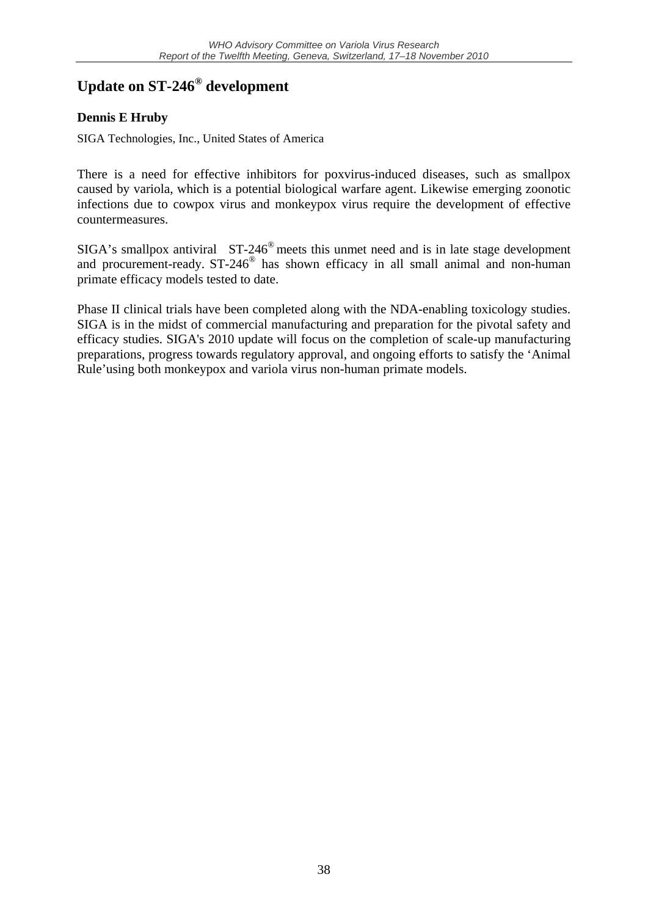## Update on ST-246® development

**Dennis E Hruby**

SIGA Technologies, Inc., United States of America

There is a need for effective inhibitors for poxvirus-induced diseases, such as smallpox caused by variola, which is a potential biological warfare agent. Likewise emerging zoonotic infections due to cowpox virus and monkeypox virus require the development of effective countermeasures.

SIGA's smallpox antiviral ST-246® meets this unmet need and is in late stage development and procurement-ready. ST-246® has shown efficacy in all small animal and non-human primate efficacy models tested to date.

Phase II clinical trials have been completed along with the NDA-enabling toxicology studies. SIGA is in the midst of commercial manufacturing and preparation for the pivotal safety and efficacy studies. SIGA's 2010 update will focus on the completion of scale-up manufacturing preparations, progress towards regulatory approval, and ongoing efforts to satisfy the 'Animal Rule'using both monkeypox and variola virus non-human primate models.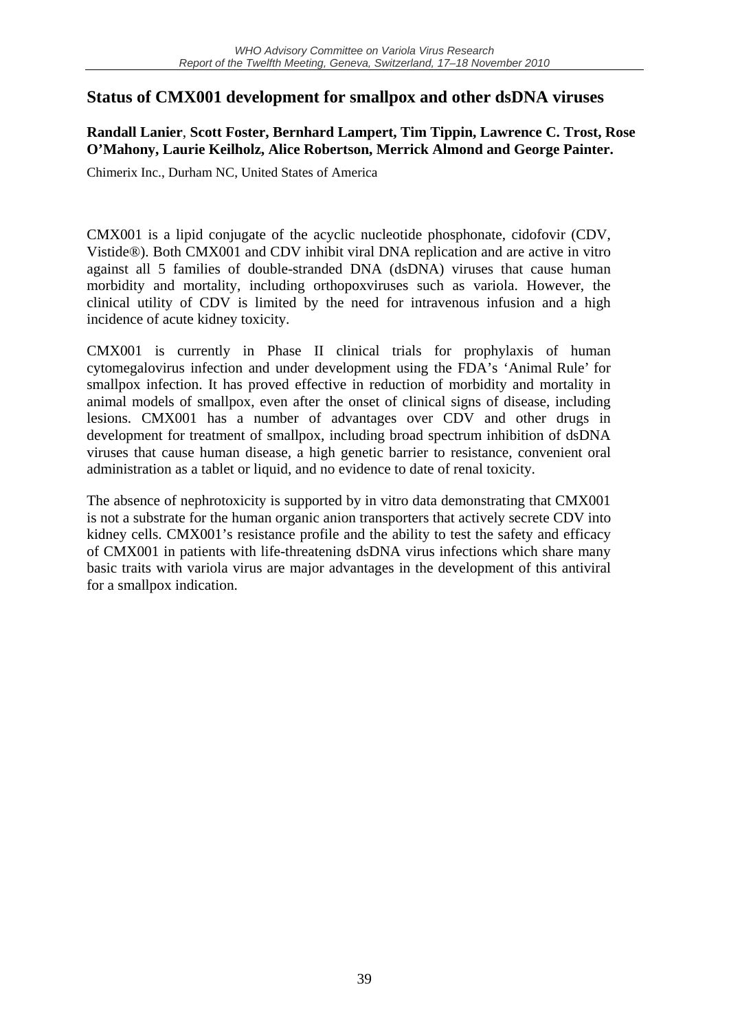## Status of CMX001 development for smallpox and other dsDNA viruses

**Randall Lanier**, **Scott Foster, Bernhard Lampert, Tim Tippin, Lawrence C. Trost, Rose O'Mahony, Laurie Keilholz, Alice Robertson, Merrick Almond and George Painter.**

Chimerix Inc., Durham NC, United States of America

CMX001 is a lipid conjugate of the acyclic nucleotide phosphonate, cidofovir (CDV, Vistide®). Both CMX001 and CDV inhibit viral DNA replication and are active in vitro against all 5 families of double-stranded DNA (dsDNA) viruses that cause human morbidity and mortality, including orthopoxviruses such as variola. However, the clinical utility of CDV is limited by the need for intravenous infusion and a high incidence of acute kidney toxicity.

CMX001 is currently in Phase II clinical trials for prophylaxis of human cytomegalovirus infection and under development using the FDA's 'Animal Rule' for smallpox infection. It has proved effective in reduction of morbidity and mortality in animal models of smallpox, even after the onset of clinical signs of disease, including lesions. CMX001 has a number of advantages over CDV and other drugs in development for treatment of smallpox, including broad spectrum inhibition of dsDNA viruses that cause human disease, a high genetic barrier to resistance, convenient oral administration as a tablet or liquid, and no evidence to date of renal toxicity.

The absence of nephrotoxicity is supported by in vitro data demonstrating that CMX001 is not a substrate for the human organic anion transporters that actively secrete CDV into kidney cells. CMX001's resistance profile and the ability to test the safety and efficacy of CMX001 in patients with life-threatening dsDNA virus infections which share many basic traits with variola virus are major advantages in the development of this antiviral for a smallpox indication.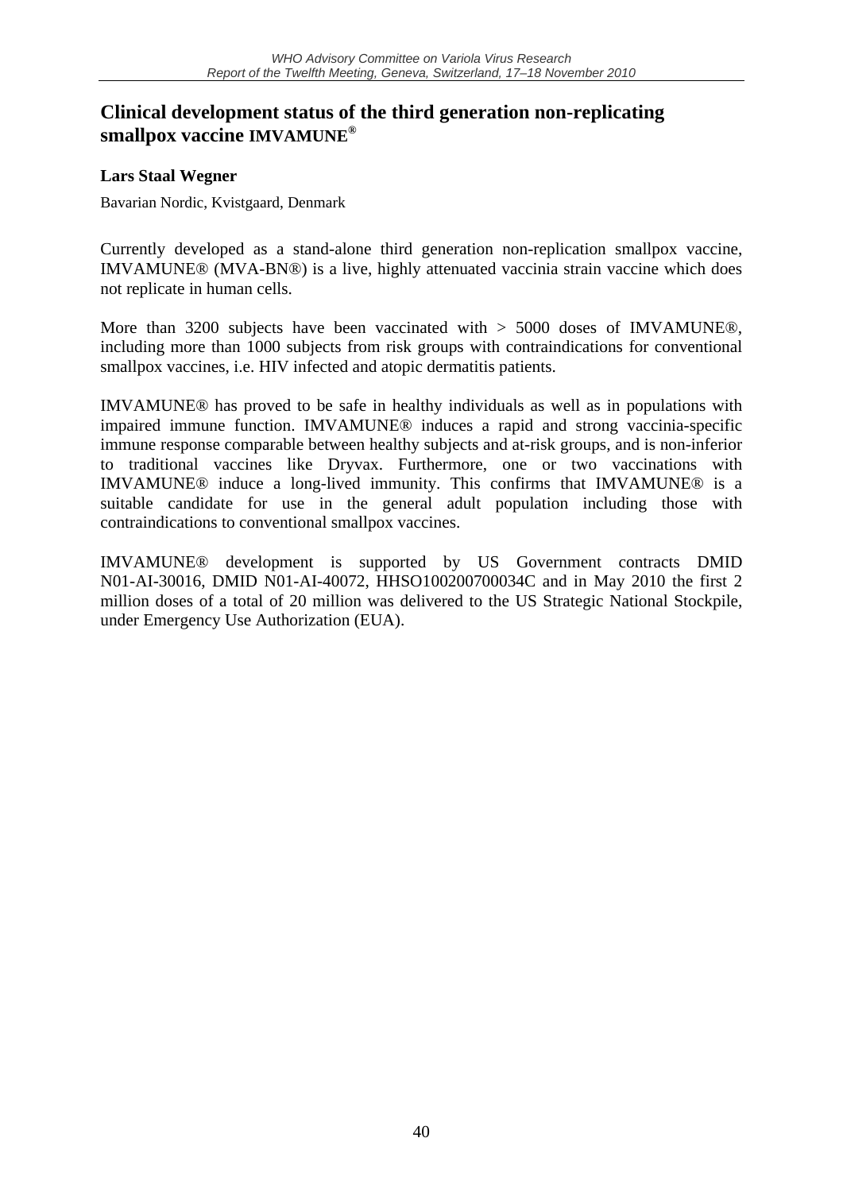## Clinical development status of the third generation non-replicating smallpox vaccine IMVAMUNE®

**Lars Staal Wegner**

Bavarian Nordic, Kvistgaard, Denmark

Currently developed as a stand-alone third generation non-replication smallpox vaccine, IMVAMUNE® (MVA-BN®) is a live, highly attenuated vaccinia strain vaccine which does not replicate in human cells.

More than 3200 subjects have been vaccinated with > 5000 doses of IMVAMUNE®, including more than 1000 subjects from risk groups with contraindications for conventional smallpox vaccines, i.e. HIV infected and atopic dermatitis patients.

IMVAMUNE® has proved to be safe in healthy individuals as well as in populations with impaired immune function. IMVAMUNE® induces a rapid and strong vaccinia-specific immune response comparable between healthy subjects and at-risk groups, and is non-inferior to traditional vaccines like Dryvax. Furthermore, one or two vaccinations with IMVAMUNE® induce a long-lived immunity. This confirms that IMVAMUNE® is a suitable candidate for use in the general adult population including those with contraindications to conventional smallpox vaccines.

IMVAMUNE® development is supported by US Government contracts DMID N01-AI-30016, DMID N01-AI-40072, HHSO100200700034C and in May 2010 the first 2 million doses of a total of 20 million was delivered to the US Strategic National Stockpile, under Emergency Use Authorization (EUA).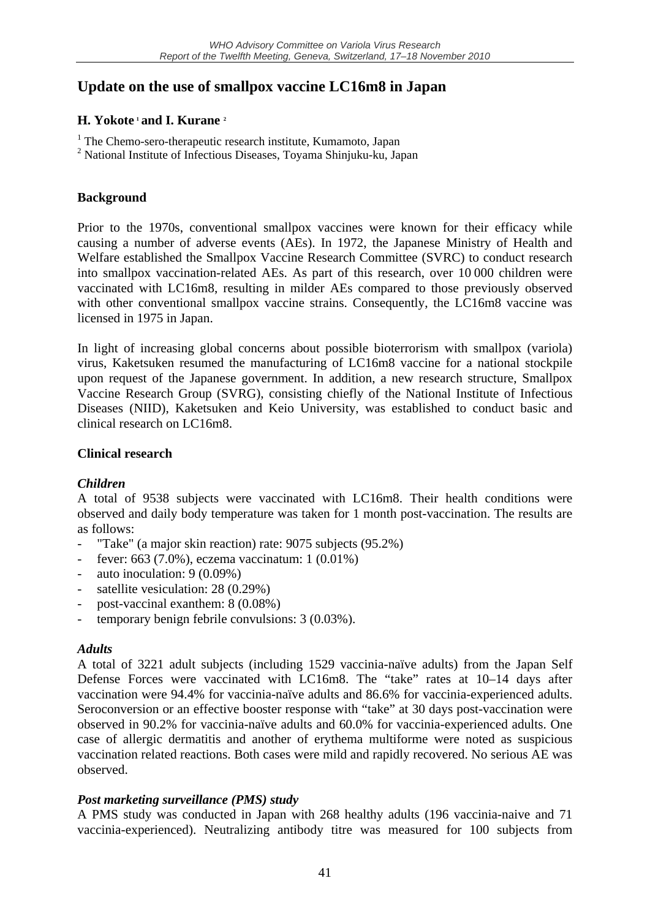# Update on the use of smallpox vaccine LC16m8 in Japan

**H. Yokote [1] and I. Kurane [2]**

[1] The Chemo-sero-therapeutic research institute, Kumamoto, Japan
[2] National Institute of Infectious Diseases, Toyama Shinjuku-ku, Japan

## Background

Prior to the 1970s, conventional smallpox vaccines were known for their efficacy while causing a number of adverse events (AEs). In 1972, the Japanese Ministry of Health and Welfare established the Smallpox Vaccine Research Committee (SVRC) to conduct research into smallpox vaccination-related AEs. As part of this research, over 10 000 children were vaccinated with LC16m8, resulting in milder AEs compared to those previously observed with other conventional smallpox vaccine strains. Consequently, the LC16m8 vaccine was licensed in 1975 in Japan.

In light of increasing global concerns about possible bioterrorism with smallpox (variola) virus, Kaketsuken resumed the manufacturing of LC16m8 vaccine for a national stockpile upon request of the Japanese government. In addition, a new research structure, Smallpox Vaccine Research Group (SVRG), consisting chiefly of the National Institute of Infectious Diseases (NIID), Kaketsuken and Keio University, was established to conduct basic and clinical research on LC16m8.

## Clinical research

### *Children*

A total of 9538 subjects were vaccinated with LC16m8. Their health conditions were observed and daily body temperature was taken for 1 month post-vaccination. The results are as follows:

- "Take" (a major skin reaction) rate: 9075 subjects (95.2%)
- fever: 663 (7.0%), eczema vaccinatum: 1 (0.01%)
- auto inoculation: 9 (0.09%)
- satellite vesiculation: 28 (0.29%)
- post-vaccinal exanthem: 8 (0.08%)
- temporary benign febrile convulsions: 3 (0.03%).

### *Adults*

A total of 3221 adult subjects (including 1529 vaccinia-naïve adults) from the Japan Self Defense Forces were vaccinated with LC16m8. The "take" rates at 10–14 days after vaccination were 94.4% for vaccinia-naïve adults and 86.6% for vaccinia-experienced adults. Seroconversion or an effective booster response with "take" at 30 days post-vaccination were observed in 90.2% for vaccinia-naïve adults and 60.0% for vaccinia-experienced adults. One case of allergic dermatitis and another of erythema multiforme were noted as suspicious vaccination related reactions. Both cases were mild and rapidly recovered. No serious AE was observed.

### *Post marketing surveillance (PMS) study*

A PMS study was conducted in Japan with 268 healthy adults (196 vaccinia-naive and 71 vaccinia-experienced). Neutralizing antibody titre was measured for 100 subjects from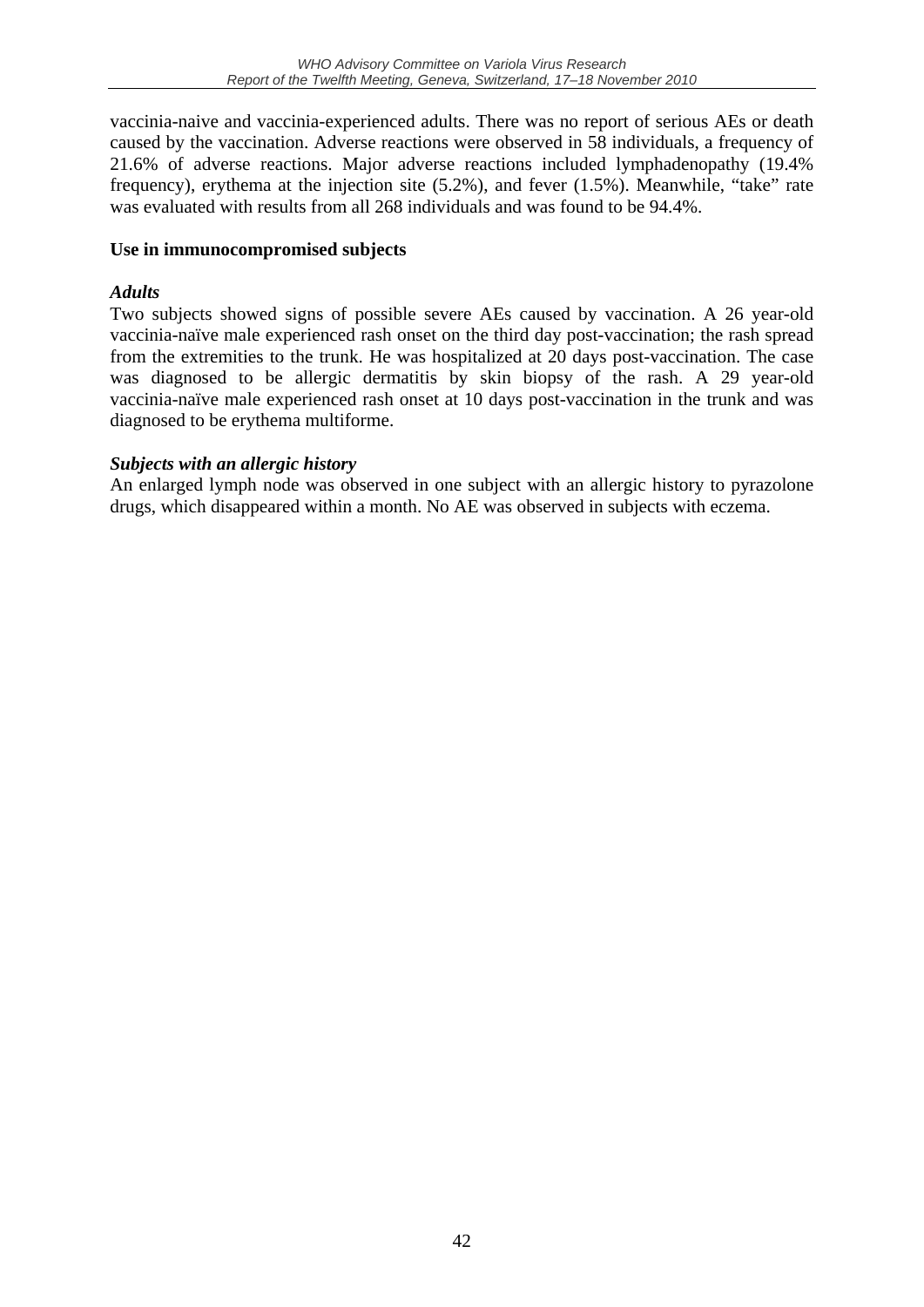vaccinia-naive and vaccinia-experienced adults. There was no report of serious AEs or death caused by the vaccination. Adverse reactions were observed in 58 individuals, a frequency of 21.6% of adverse reactions. Major adverse reactions included lymphadenopathy (19.4% frequency), erythema at the injection site (5.2%), and fever (1.5%). Meanwhile, "take" rate was evaluated with results from all 268 individuals and was found to be 94.4%.

**Use in immunocompromised subjects**

***Adults***

Two subjects showed signs of possible severe AEs caused by vaccination. A 26 year-old vaccinia-naïve male experienced rash onset on the third day post-vaccination; the rash spread from the extremities to the trunk. He was hospitalized at 20 days post-vaccination. The case was diagnosed to be allergic dermatitis by skin biopsy of the rash. A 29 year-old vaccinia-naïve male experienced rash onset at 10 days post-vaccination in the trunk and was diagnosed to be erythema multiforme.

***Subjects with an allergic history***

An enlarged lymph node was observed in one subject with an allergic history to pyrazolone drugs, which disappeared within a month. No AE was observed in subjects with eczema.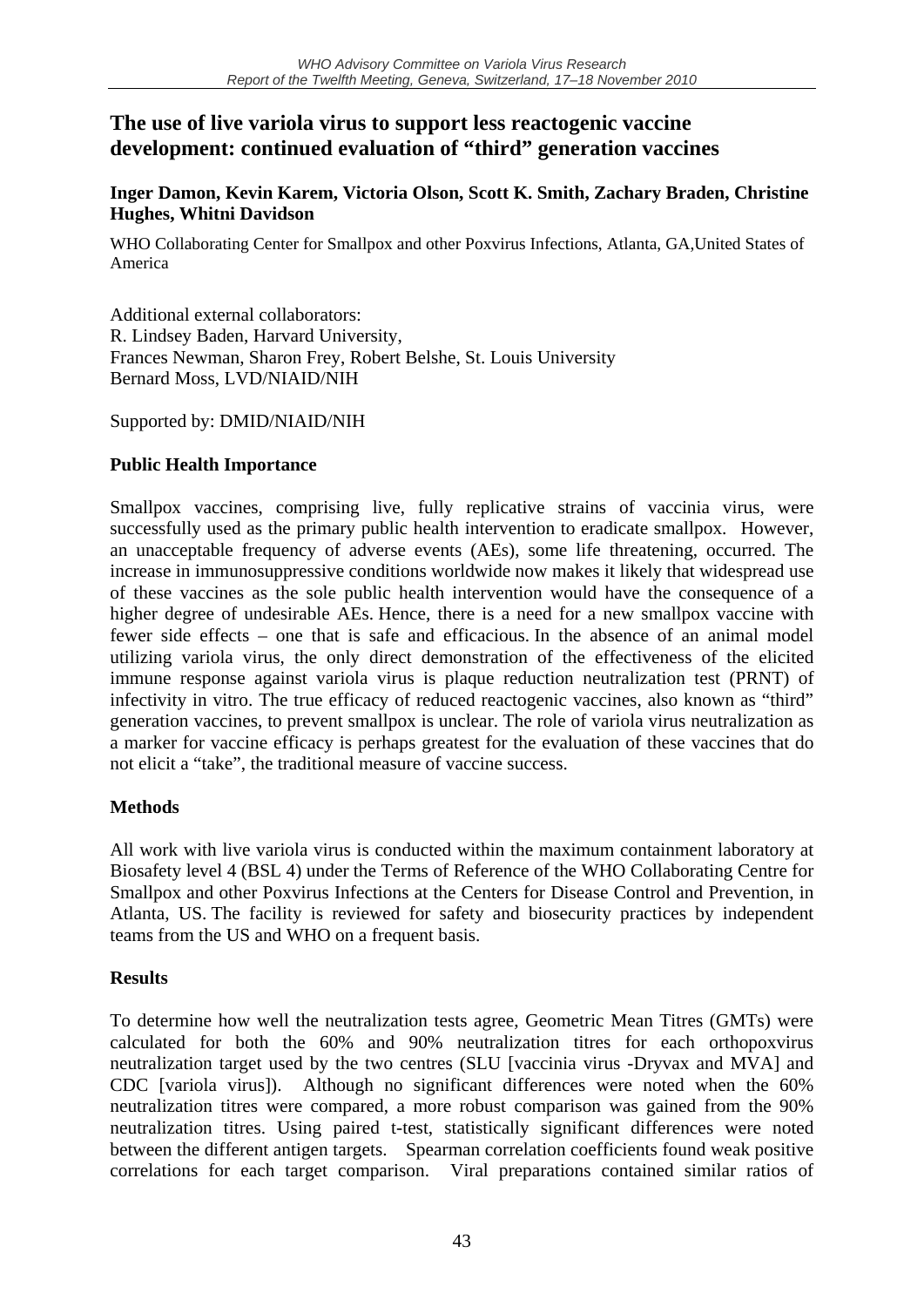# The use of live variola virus to support less reactogenic vaccine development: continued evaluation of "third" generation vaccines

**Inger Damon, Kevin Karem, Victoria Olson, Scott K. Smith, Zachary Braden, Christine Hughes, Whitni Davidson**

WHO Collaborating Center for Smallpox and other Poxvirus Infections, Atlanta, GA,United States of America

Additional external collaborators:
R. Lindsey Baden, Harvard University,
Frances Newman, Sharon Frey, Robert Belshe, St. Louis University
Bernard Moss, LVD/NIAID/NIH

Supported by: DMID/NIAID/NIH

## Public Health Importance

Smallpox vaccines, comprising live, fully replicative strains of vaccinia virus, were successfully used as the primary public health intervention to eradicate smallpox. However, an unacceptable frequency of adverse events (AEs), some life threatening, occurred. The increase in immunosuppressive conditions worldwide now makes it likely that widespread use of these vaccines as the sole public health intervention would have the consequence of a higher degree of undesirable AEs. Hence, there is a need for a new smallpox vaccine with fewer side effects – one that is safe and efficacious. In the absence of an animal model utilizing variola virus, the only direct demonstration of the effectiveness of the elicited immune response against variola virus is plaque reduction neutralization test (PRNT) of infectivity in vitro. The true efficacy of reduced reactogenic vaccines, also known as "third" generation vaccines, to prevent smallpox is unclear. The role of variola virus neutralization as a marker for vaccine efficacy is perhaps greatest for the evaluation of these vaccines that do not elicit a "take", the traditional measure of vaccine success.

## Methods

All work with live variola virus is conducted within the maximum containment laboratory at Biosafety level 4 (BSL 4) under the Terms of Reference of the WHO Collaborating Centre for Smallpox and other Poxvirus Infections at the Centers for Disease Control and Prevention, in Atlanta, US. The facility is reviewed for safety and biosecurity practices by independent teams from the US and WHO on a frequent basis.

## Results

To determine how well the neutralization tests agree, Geometric Mean Titres (GMTs) were calculated for both the 60% and 90% neutralization titres for each orthopoxvirus neutralization target used by the two centres (SLU [vaccinia virus -Dryvax and MVA] and CDC [variola virus]). Although no significant differences were noted when the 60% neutralization titres were compared, a more robust comparison was gained from the 90% neutralization titres. Using paired t-test, statistically significant differences were noted between the different antigen targets. Spearman correlation coefficients found weak positive correlations for each target comparison. Viral preparations contained similar ratios of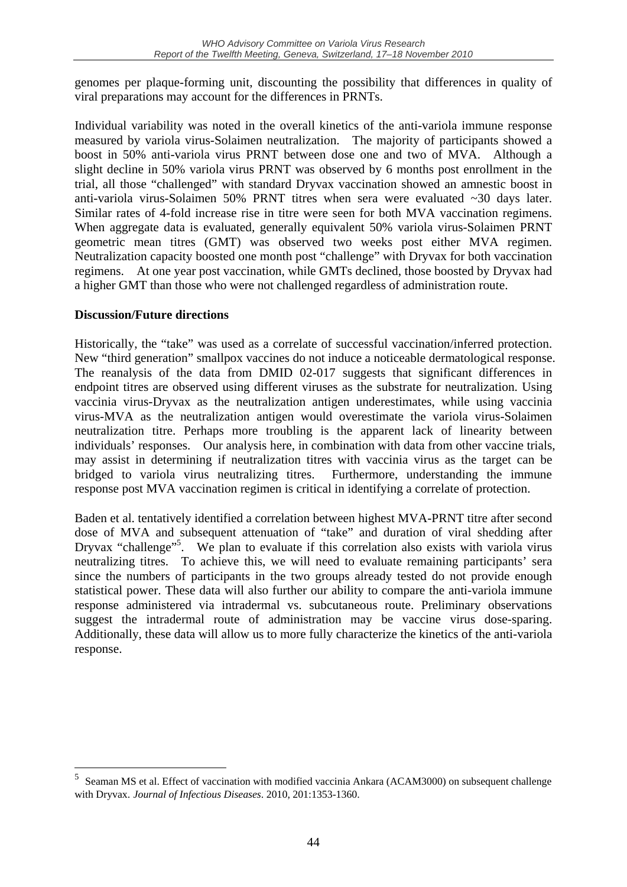genomes per plaque-forming unit, discounting the possibility that differences in quality of viral preparations may account for the differences in PRNTs.

Individual variability was noted in the overall kinetics of the anti-variola immune response measured by variola virus-Solaimen neutralization. The majority of participants showed a boost in 50% anti-variola virus PRNT between dose one and two of MVA. Although a slight decline in 50% variola virus PRNT was observed by 6 months post enrollment in the trial, all those "challenged" with standard Dryvax vaccination showed an amnestic boost in anti-variola virus-Solaimen 50% PRNT titres when sera were evaluated ~30 days later. Similar rates of 4-fold increase rise in titre were seen for both MVA vaccination regimens. When aggregate data is evaluated, generally equivalent 50% variola virus-Solaimen PRNT geometric mean titres (GMT) was observed two weeks post either MVA regimen. Neutralization capacity boosted one month post "challenge" with Dryvax for both vaccination regimens. At one year post vaccination, while GMTs declined, those boosted by Dryvax had a higher GMT than those who were not challenged regardless of administration route.

**Discussion/Future directions**

Historically, the "take" was used as a correlate of successful vaccination/inferred protection. New "third generation" smallpox vaccines do not induce a noticeable dermatological response. The reanalysis of the data from DMID 02-017 suggests that significant differences in endpoint titres are observed using different viruses as the substrate for neutralization. Using vaccinia virus-Dryvax as the neutralization antigen underestimates, while using vaccinia virus-MVA as the neutralization antigen would overestimate the variola virus-Solaimen neutralization titre. Perhaps more troubling is the apparent lack of linearity between individuals' responses. Our analysis here, in combination with data from other vaccine trials, may assist in determining if neutralization titres with vaccinia virus as the target can be bridged to variola virus neutralizing titres. Furthermore, understanding the immune response post MVA vaccination regimen is critical in identifying a correlate of protection.

Baden et al. tentatively identified a correlation between highest MVA-PRNT titre after second dose of MVA and subsequent attenuation of "take" and duration of viral shedding after Dryvax "challenge"[5]. We plan to evaluate if this correlation also exists with variola virus neutralizing titres. To achieve this, we will need to evaluate remaining participants' sera since the numbers of participants in the two groups already tested do not provide enough statistical power. These data will also further our ability to compare the anti-variola immune response administered via intradermal vs. subcutaneous route. Preliminary observations suggest the intradermal route of administration may be vaccine virus dose-sparing. Additionally, these data will allow us to more fully characterize the kinetics of the anti-variola response.

---

[5] Seaman MS et al. Effect of vaccination with modified vaccinia Ankara (ACAM3000) on subsequent challenge with Dryvax. *Journal of Infectious Diseases*. 2010, 201:1353-1360.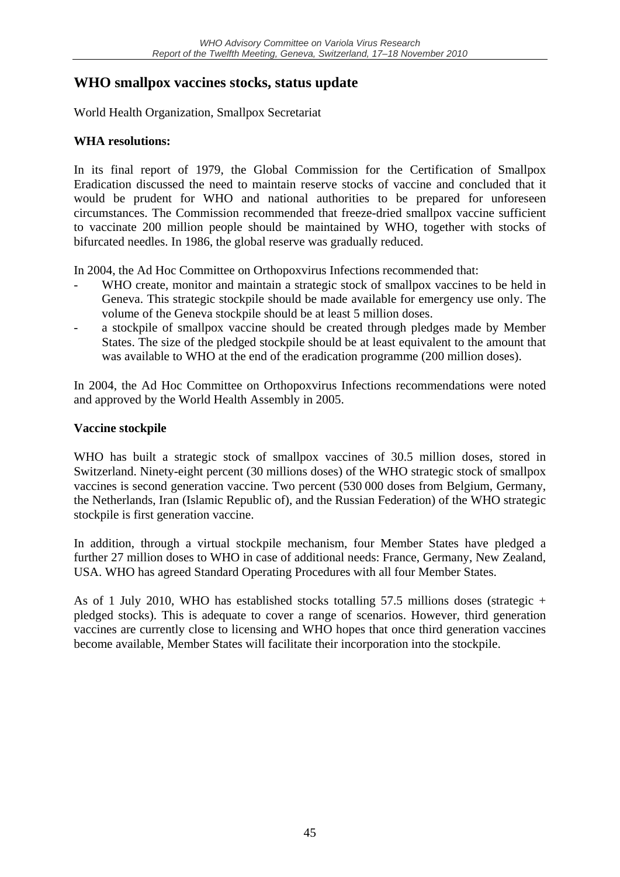# WHO smallpox vaccines stocks, status update

World Health Organization, Smallpox Secretariat

**WHA resolutions:**

In its final report of 1979, the Global Commission for the Certification of Smallpox Eradication discussed the need to maintain reserve stocks of vaccine and concluded that it would be prudent for WHO and national authorities to be prepared for unforeseen circumstances. The Commission recommended that freeze-dried smallpox vaccine sufficient to vaccinate 200 million people should be maintained by WHO, together with stocks of bifurcated needles. In 1986, the global reserve was gradually reduced.

In 2004, the Ad Hoc Committee on Orthopoxvirus Infections recommended that:

- WHO create, monitor and maintain a strategic stock of smallpox vaccines to be held in Geneva. This strategic stockpile should be made available for emergency use only. The volume of the Geneva stockpile should be at least 5 million doses.
- a stockpile of smallpox vaccine should be created through pledges made by Member States. The size of the pledged stockpile should be at least equivalent to the amount that was available to WHO at the end of the eradication programme (200 million doses).

In 2004, the Ad Hoc Committee on Orthopoxvirus Infections recommendations were noted and approved by the World Health Assembly in 2005.

**Vaccine stockpile**

WHO has built a strategic stock of smallpox vaccines of 30.5 million doses, stored in Switzerland. Ninety-eight percent (30 millions doses) of the WHO strategic stock of smallpox vaccines is second generation vaccine. Two percent (530 000 doses from Belgium, Germany, the Netherlands, Iran (Islamic Republic of), and the Russian Federation) of the WHO strategic stockpile is first generation vaccine.

In addition, through a virtual stockpile mechanism, four Member States have pledged a further 27 million doses to WHO in case of additional needs: France, Germany, New Zealand, USA. WHO has agreed Standard Operating Procedures with all four Member States.

As of 1 July 2010, WHO has established stocks totalling 57.5 millions doses (strategic + pledged stocks). This is adequate to cover a range of scenarios. However, third generation vaccines are currently close to licensing and WHO hopes that once third generation vaccines become available, Member States will facilitate their incorporation into the stockpile.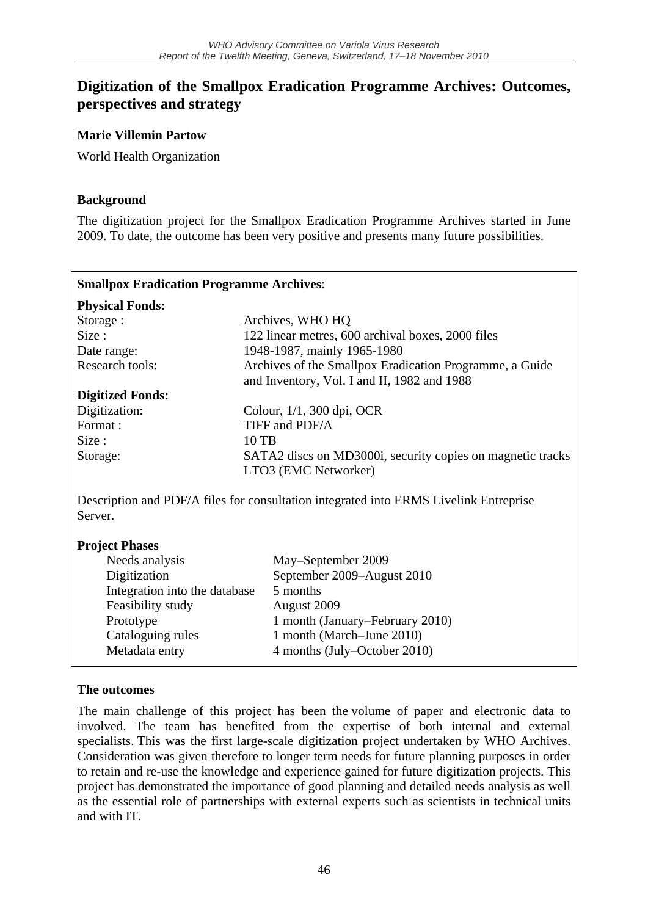## Digitization of the Smallpox Eradication Programme Archives: Outcomes, perspectives and strategy

**Marie Villemin Partow**

World Health Organization

### Background

The digitization project for the Smallpox Eradication Programme Archives started in June 2009. To date, the outcome has been very positive and presents many future possibilities.

**Smallpox Eradication Programme Archives**:

**Physical Fonds:**

| | |
|---|---|
| Storage : | Archives, WHO HQ |
| Size : | 122 linear metres, 600 archival boxes, 2000 files |
| Date range: | 1948-1987, mainly 1965-1980 |
| Research tools: | Archives of the Smallpox Eradication Programme, a Guide and Inventory, Vol. I and II, 1982 and 1988 |

**Digitized Fonds:**

| | |
|---|---|
| Digitization: | Colour, 1/1, 300 dpi, OCR |
| Format : | TIFF and PDF/A |
| Size : | 10 TB |
| Storage: | SATA2 discs on MD3000i, security copies on magnetic tracks LTO3 (EMC Networker) |

Description and PDF/A files for consultation integrated into ERMS Livelink Entreprise Server.

**Project Phases**

| | |
|---|---|
| Needs analysis | May–September 2009 |
| Digitization | September 2009–August 2010 |
| Integration into the database | 5 months |
| Feasibility study | August 2009 |
| Prototype | 1 month (January–February 2010) |
| Cataloguing rules | 1 month (March–June 2010) |
| Metadata entry | 4 months (July–October 2010) |

### The outcomes

The main challenge of this project has been the volume of paper and electronic data to involved. The team has benefited from the expertise of both internal and external specialists. This was the first large-scale digitization project undertaken by WHO Archives. Consideration was given therefore to longer term needs for future planning purposes in order to retain and re-use the knowledge and experience gained for future digitization projects. This project has demonstrated the importance of good planning and detailed needs analysis as well as the essential role of partnerships with external experts such as scientists in technical units and with IT.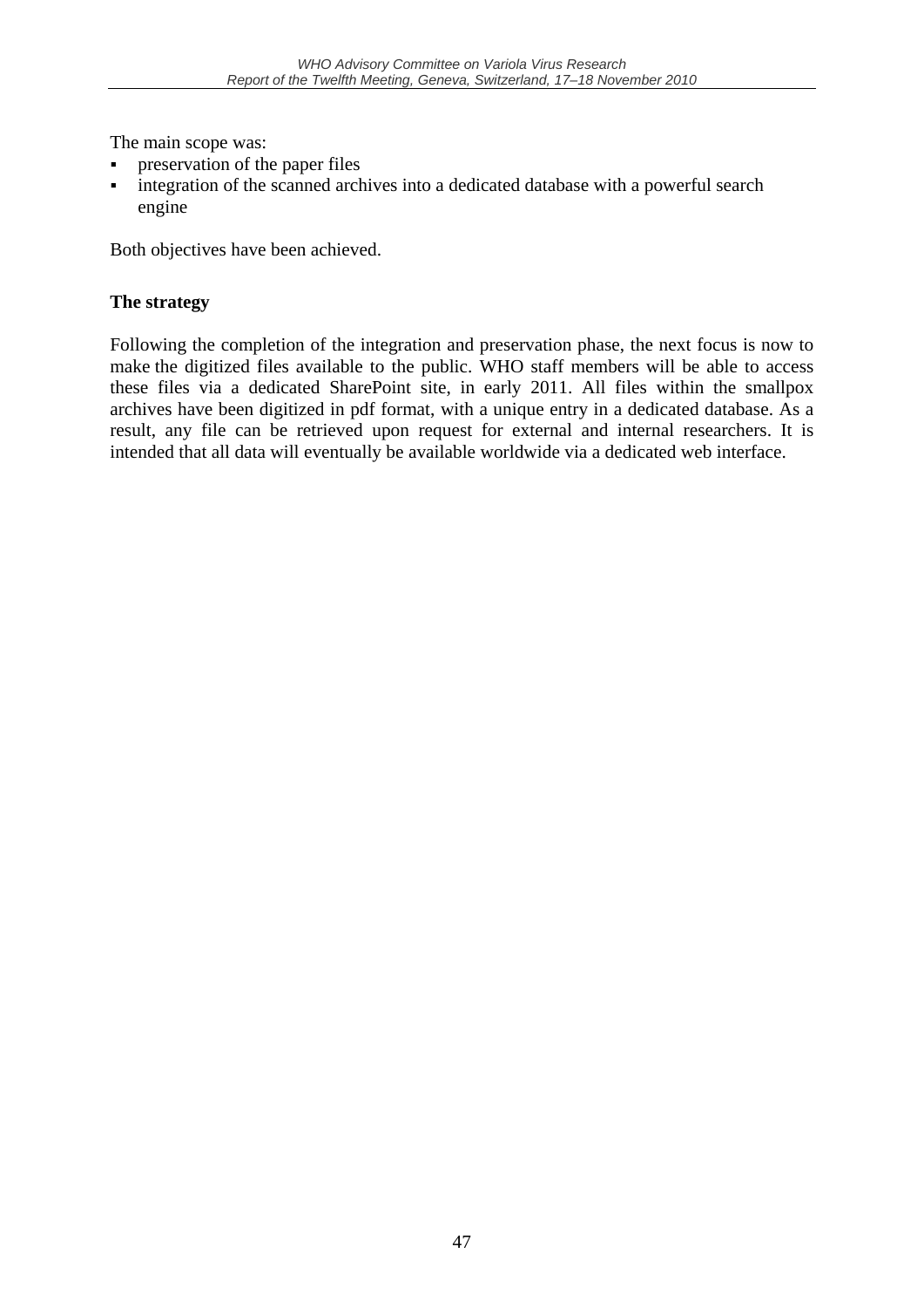The main scope was:

- preservation of the paper files
- integration of the scanned archives into a dedicated database with a powerful search engine

Both objectives have been achieved.

**The strategy**

Following the completion of the integration and preservation phase, the next focus is now to make the digitized files available to the public. WHO staff members will be able to access these files via a dedicated SharePoint site, in early 2011. All files within the smallpox archives have been digitized in pdf format, with a unique entry in a dedicated database. As a result, any file can be retrieved upon request for external and internal researchers. It is intended that all data will eventually be available worldwide via a dedicated web interface.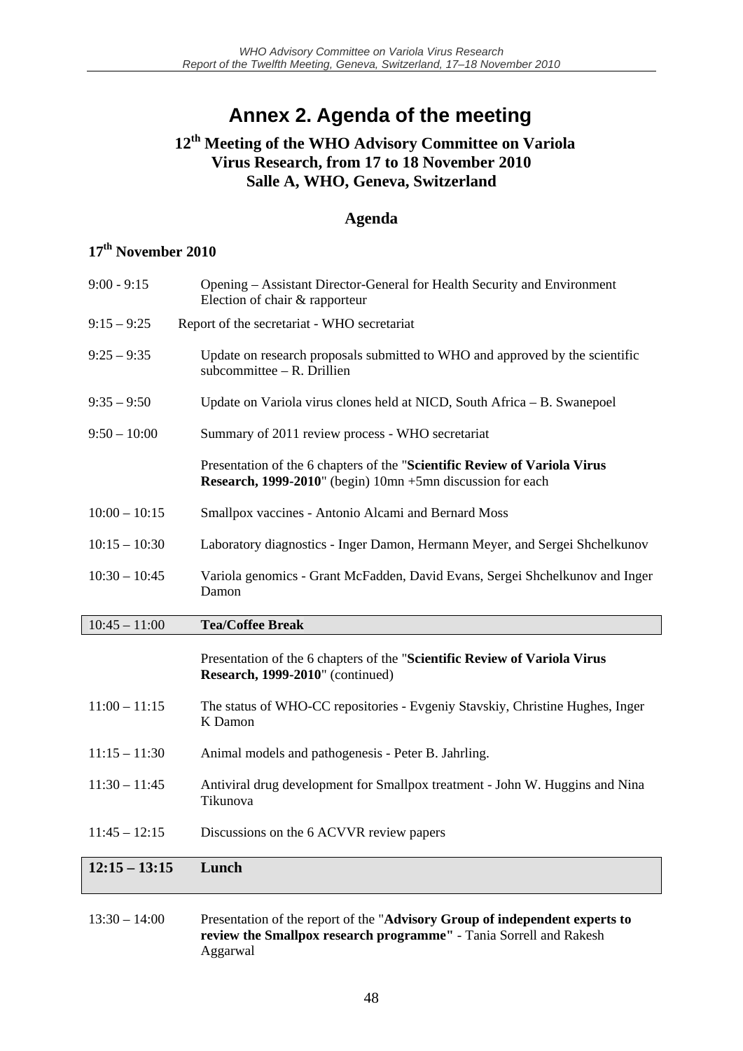# Annex 2. Agenda of the meeting

## 12th Meeting of the WHO Advisory Committee on Variola Virus Research, from 17 to 18 November 2010 Salle A, WHO, Geneva, Switzerland

### Agenda

**17th November 2010**

| | |
|---|---|
| 9:00 - 9:15 | Opening – Assistant Director-General for Health Security and Environment<br>Election of chair & rapporteur |
| 9:15 – 9:25 | Report of the secretariat - WHO secretariat |
| 9:25 – 9:35 | Update on research proposals submitted to WHO and approved by the scientific subcommittee – R. Drillien |
| 9:35 – 9:50 | Update on Variola virus clones held at NICD, South Africa – B. Swanepoel |
| 9:50 – 10:00 | Summary of 2011 review process - WHO secretariat |
| | Presentation of the 6 chapters of the "**Scientific Review of Variola Virus Research, 1999-2010**" (begin) 10mn +5mn discussion for each |
| 10:00 – 10:15 | Smallpox vaccines - Antonio Alcami and Bernard Moss |
| 10:15 – 10:30 | Laboratory diagnostics - Inger Damon, Hermann Meyer, and Sergei Shchelkunov |
| 10:30 – 10:45 | Variola genomics - Grant McFadden, David Evans, Sergei Shchelkunov and Inger Damon |
| 10:45 – 11:00 | **Tea/Coffee Break** |
| | Presentation of the 6 chapters of the "**Scientific Review of Variola Virus Research, 1999-2010**" (continued) |
| 11:00 – 11:15 | The status of WHO-CC repositories - Evgeniy Stavskiy, Christine Hughes, Inger K Damon |
| 11:15 – 11:30 | Animal models and pathogenesis - Peter B. Jahrling. |
| 11:30 – 11:45 | Antiviral drug development for Smallpox treatment - John W. Huggins and Nina Tikunova |
| 11:45 – 12:15 | Discussions on the 6 ACVVR review papers |
| **12:15 – 13:15** | **Lunch** |
| 13:30 – 14:00 | Presentation of the report of the "**Advisory Group of independent experts to review the Smallpox research programme"** - Tania Sorrell and Rakesh Aggarwal |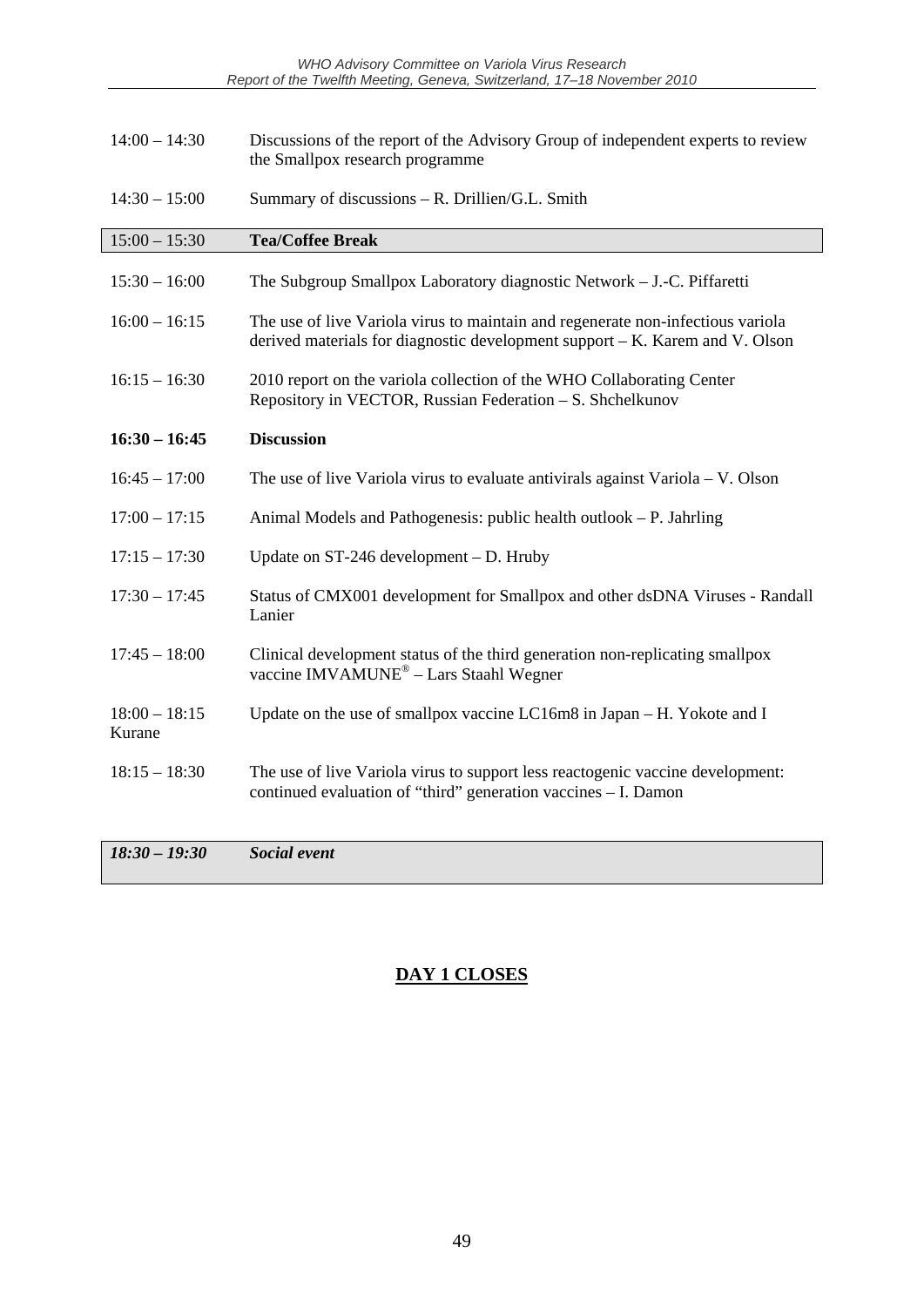| | |
|---|---|
| 14:00 – 14:30 | Discussions of the report of the Advisory Group of independent experts to review the Smallpox research programme |
| 14:30 – 15:00 | Summary of discussions – R. Drillien/G.L. Smith |
| **15:00 – 15:30** | **Tea/Coffee Break** |
| 15:30 – 16:00 | The Subgroup Smallpox Laboratory diagnostic Network – J.-C. Piffaretti |
| 16:00 – 16:15 | The use of live Variola virus to maintain and regenerate non-infectious variola derived materials for diagnostic development support – K. Karem and V. Olson |
| 16:15 – 16:30 | 2010 report on the variola collection of the WHO Collaborating Center Repository in VECTOR, Russian Federation – S. Shchelkunov |
| **16:30 – 16:45** | **Discussion** |
| 16:45 – 17:00 | The use of live Variola virus to evaluate antivirals against Variola – V. Olson |
| 17:00 – 17:15 | Animal Models and Pathogenesis: public health outlook – P. Jahrling |
| 17:15 – 17:30 | Update on ST-246 development – D. Hruby |
| 17:30 – 17:45 | Status of CMX001 development for Smallpox and other dsDNA Viruses - Randall Lanier |
| 17:45 – 18:00 | Clinical development status of the third generation non-replicating smallpox vaccine IMVAMUNE® – Lars Staahl Wegner |
| 18:00 – 18:15 Kurane | Update on the use of smallpox vaccine LC16m8 in Japan – H. Yokote and I |
| 18:15 – 18:30 | The use of live Variola virus to support less reactogenic vaccine development: continued evaluation of "third" generation vaccines – I. Damon |
| ***18:30 – 19:30*** | ***Social event*** |

## DAY 1 CLOSES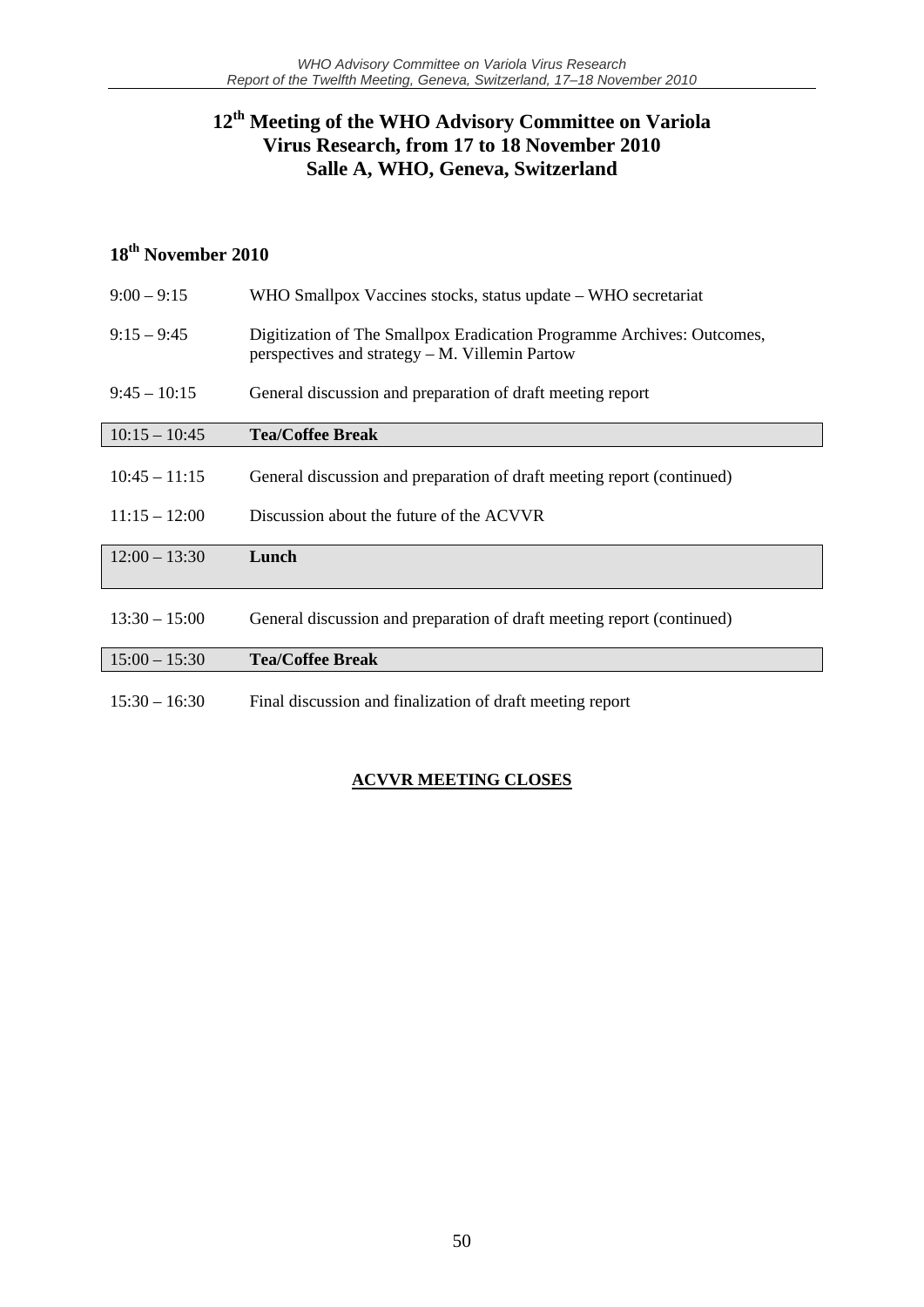# 12th Meeting of the WHO Advisory Committee on Variola Virus Research, from 17 to 18 November 2010 Salle A, WHO, Geneva, Switzerland

## 18th November 2010

| Time | Session |
|---|---|
| 9:00 – 9:15 | WHO Smallpox Vaccines stocks, status update – WHO secretariat |
| 9:15 – 9:45 | Digitization of The Smallpox Eradication Programme Archives: Outcomes, perspectives and strategy – M. Villemin Partow |
| 9:45 – 10:15 | General discussion and preparation of draft meeting report |
| 10:15 – 10:45 | **Tea/Coffee Break** |
| 10:45 – 11:15 | General discussion and preparation of draft meeting report (continued) |
| 11:15 – 12:00 | Discussion about the future of the ACVVR |
| 12:00 – 13:30 | **Lunch** |
| 13:30 – 15:00 | General discussion and preparation of draft meeting report (continued) |
| 15:00 – 15:30 | **Tea/Coffee Break** |
| 15:30 – 16:30 | Final discussion and finalization of draft meeting report |

**ACVVR MEETING CLOSES**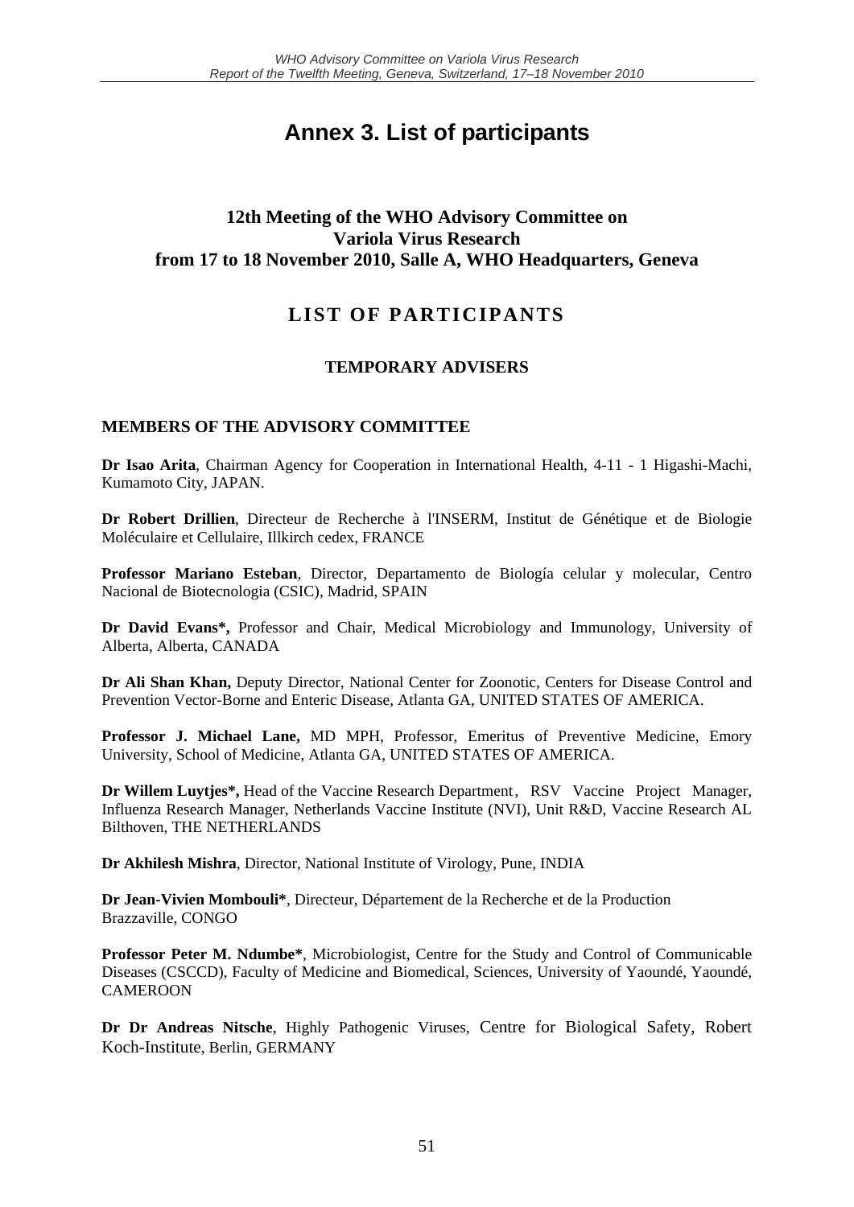# Annex 3. List of participants

### 12th Meeting of the WHO Advisory Committee on Variola Virus Research from 17 to 18 November 2010, Salle A, WHO Headquarters, Geneva

## LIST OF PARTICIPANTS

### TEMPORARY ADVISERS

### MEMBERS OF THE ADVISORY COMMITTEE

**Dr Isao Arita**, Chairman Agency for Cooperation in International Health, 4-11 - 1 Higashi-Machi, Kumamoto City, JAPAN.

**Dr Robert Drillien**, Directeur de Recherche à l'INSERM, Institut de Génétique et de Biologie Moléculaire et Cellulaire, Illkirch cedex, FRANCE

**Professor Mariano Esteban**, Director, Departamento de Biología celular y molecular, Centro Nacional de Biotecnologia (CSIC), Madrid, SPAIN

**Dr David Evans*,** Professor and Chair, Medical Microbiology and Immunology, University of Alberta, Alberta, CANADA

**Dr Ali Shan Khan,** Deputy Director, National Center for Zoonotic, Centers for Disease Control and Prevention Vector-Borne and Enteric Disease, Atlanta GA, UNITED STATES OF AMERICA.

**Professor J. Michael Lane,** MD MPH, Professor, Emeritus of Preventive Medicine, Emory University, School of Medicine, Atlanta GA, UNITED STATES OF AMERICA.

**Dr Willem Luytjes*,** Head of the Vaccine Research Department, RSV Vaccine Project Manager, Influenza Research Manager, Netherlands Vaccine Institute (NVI), Unit R&D, Vaccine Research AL Bilthoven, THE NETHERLANDS

**Dr Akhilesh Mishra**, Director, National Institute of Virology, Pune, INDIA

**Dr Jean-Vivien Mombouli***, Directeur, Département de la Recherche et de la Production Brazzaville, CONGO

**Professor Peter M. Ndumbe***, Microbiologist, Centre for the Study and Control of Communicable Diseases (CSCCD), Faculty of Medicine and Biomedical, Sciences, University of Yaoundé, Yaoundé, CAMEROON

**Dr Dr Andreas Nitsche**, Highly Pathogenic Viruses, Centre for Biological Safety, Robert Koch-Institute, Berlin, GERMANY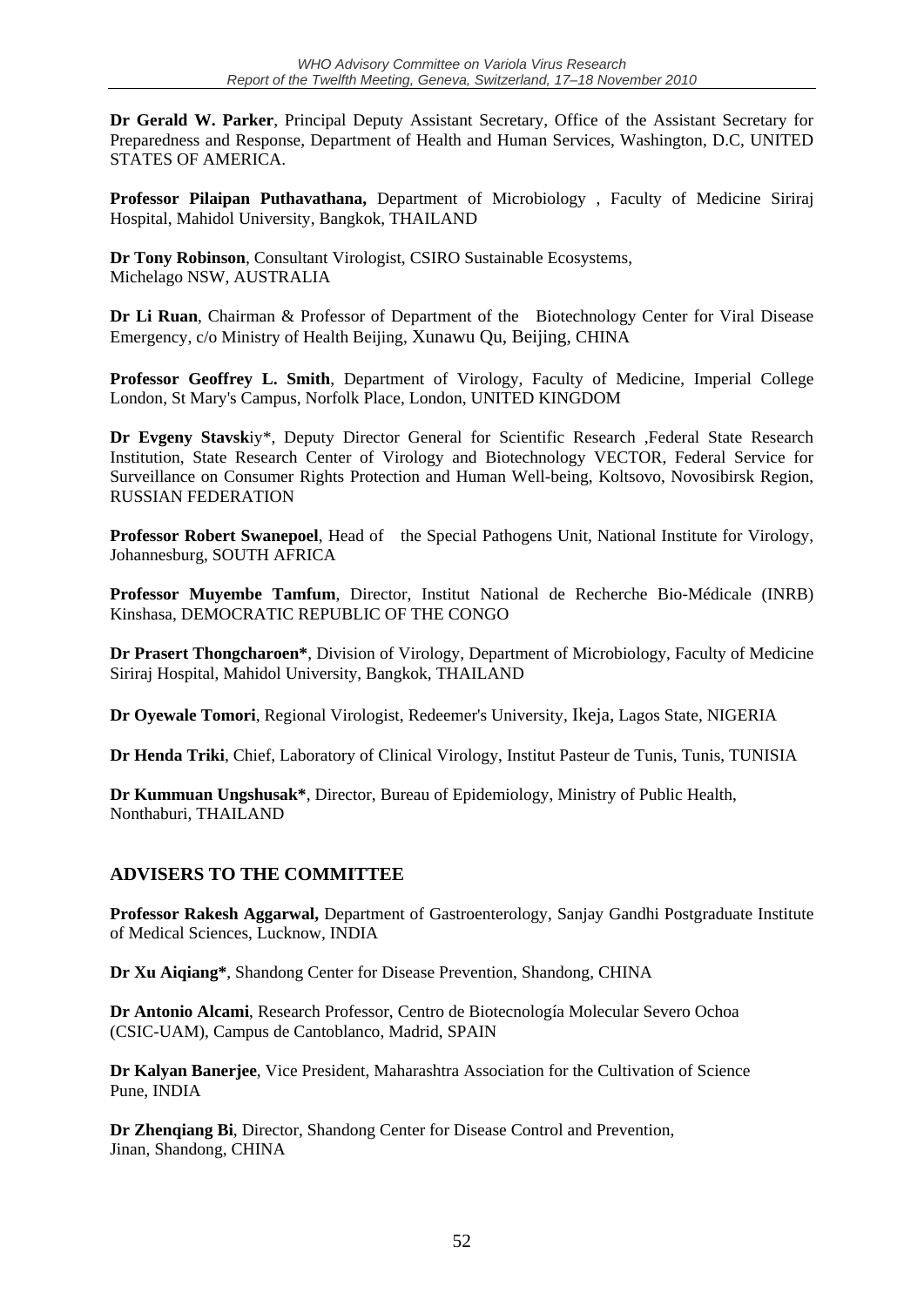**Dr Gerald W. Parker**, Principal Deputy Assistant Secretary, Office of the Assistant Secretary for Preparedness and Response, Department of Health and Human Services, Washington, D.C, UNITED STATES OF AMERICA.

**Professor Pilaipan Puthavathana,** Department of Microbiology , Faculty of Medicine Siriraj Hospital, Mahidol University, Bangkok, THAILAND

**Dr Tony Robinson**, Consultant Virologist, CSIRO Sustainable Ecosystems, Michelago NSW, AUSTRALIA

**Dr Li Ruan**, Chairman & Professor of Department of the Biotechnology Center for Viral Disease Emergency, c/o Ministry of Health Beijing, Xunawu Qu, Beijing, CHINA

**Professor Geoffrey L. Smith**, Department of Virology, Faculty of Medicine, Imperial College London, St Mary's Campus, Norfolk Place, London, UNITED KINGDOM

**Dr Evgeny Stavsk**iy*, Deputy Director General for Scientific Research ,Federal State Research Institution, State Research Center of Virology and Biotechnology VECTOR, Federal Service for Surveillance on Consumer Rights Protection and Human Well-being, Koltsovo, Novosibirsk Region, RUSSIAN FEDERATION

**Professor Robert Swanepoel**, Head of the Special Pathogens Unit, National Institute for Virology, Johannesburg, SOUTH AFRICA

**Professor Muyembe Tamfum**, Director, Institut National de Recherche Bio-Médicale (INRB) Kinshasa, DEMOCRATIC REPUBLIC OF THE CONGO

**Dr Prasert Thongcharoen***, Division of Virology, Department of Microbiology, Faculty of Medicine Siriraj Hospital, Mahidol University, Bangkok, THAILAND

**Dr Oyewale Tomori**, Regional Virologist, Redeemer's University, Ikeja, Lagos State, NIGERIA

**Dr Henda Triki**, Chief, Laboratory of Clinical Virology, Institut Pasteur de Tunis, Tunis, TUNISIA

**Dr Kummuan Ungshusak***, Director, Bureau of Epidemiology, Ministry of Public Health, Nonthaburi, THAILAND

## ADVISERS TO THE COMMITTEE

**Professor Rakesh Aggarwal,** Department of Gastroenterology, Sanjay Gandhi Postgraduate Institute of Medical Sciences, Lucknow, INDIA

**Dr Xu Aiqiang***, Shandong Center for Disease Prevention, Shandong, CHINA

**Dr Antonio Alcami**, Research Professor, Centro de Biotecnología Molecular Severo Ochoa (CSIC-UAM), Campus de Cantoblanco, Madrid, SPAIN

**Dr Kalyan Banerjee**, Vice President, Maharashtra Association for the Cultivation of Science Pune, INDIA

**Dr Zhenqiang Bi**, Director, Shandong Center for Disease Control and Prevention, Jinan, Shandong, CHINA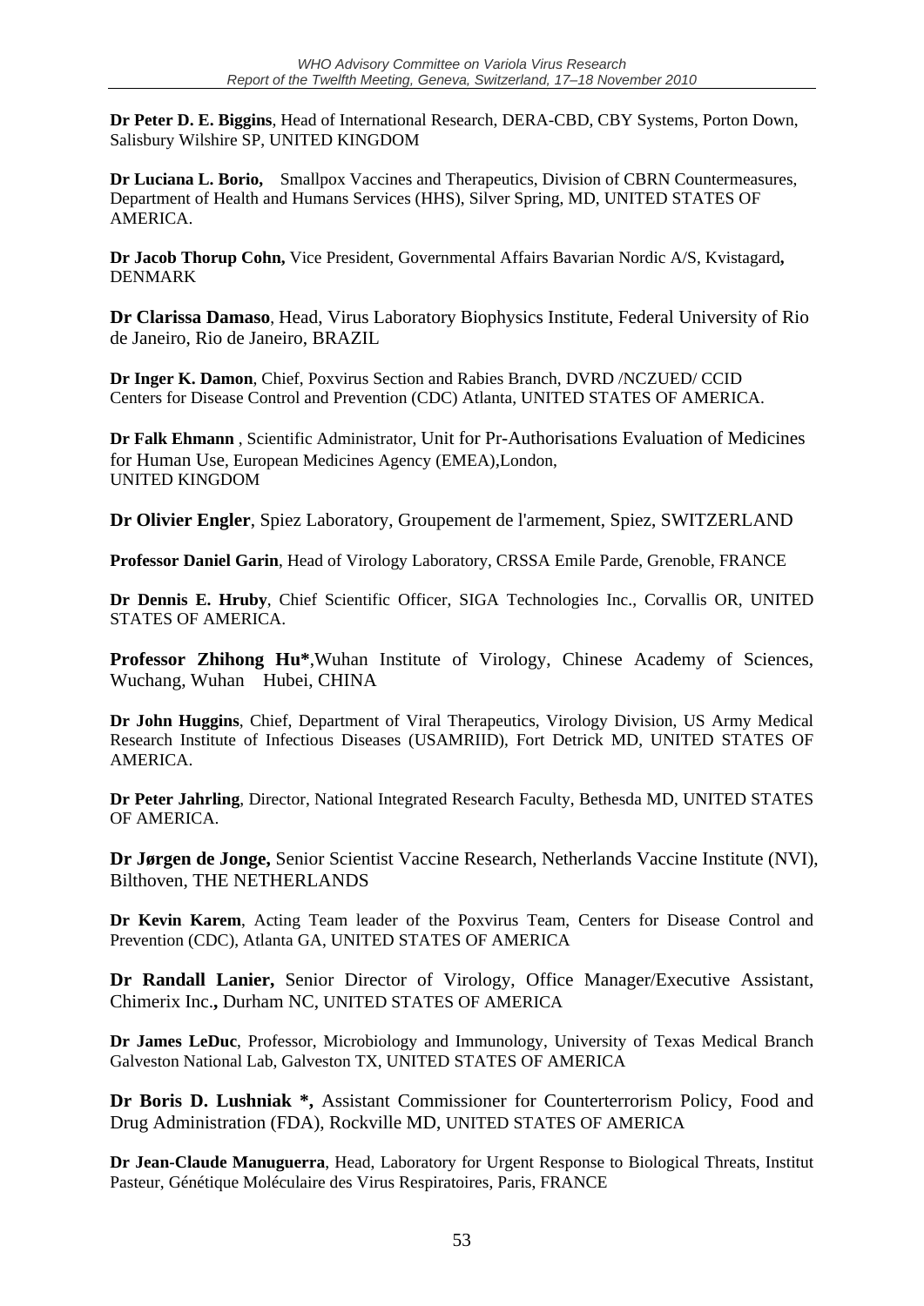**Dr Peter D. E. Biggins**, Head of International Research, DERA-CBD, CBY Systems, Porton Down, Salisbury Wilshire SP, UNITED KINGDOM

**Dr Luciana L. Borio,** Smallpox Vaccines and Therapeutics, Division of CBRN Countermeasures, Department of Health and Humans Services (HHS), Silver Spring, MD, UNITED STATES OF AMERICA.

**Dr Jacob Thorup Cohn,** Vice President, Governmental Affairs Bavarian Nordic A/S, Kvistagard**,** DENMARK

**Dr Clarissa Damaso**, Head, Virus Laboratory Biophysics Institute, Federal University of Rio de Janeiro, Rio de Janeiro, BRAZIL

**Dr Inger K. Damon**, Chief, Poxvirus Section and Rabies Branch, DVRD /NCZUED/ CCID Centers for Disease Control and Prevention (CDC) Atlanta, UNITED STATES OF AMERICA.

**Dr Falk Ehmann** , Scientific Administrator, Unit for Pr-Authorisations Evaluation of Medicines for Human Use, European Medicines Agency (EMEA),London, UNITED KINGDOM

**Dr Olivier Engler**, Spiez Laboratory, Groupement de l'armement, Spiez, SWITZERLAND

**Professor Daniel Garin**, Head of Virology Laboratory, CRSSA Emile Parde, Grenoble, FRANCE

**Dr Dennis E. Hruby**, Chief Scientific Officer, SIGA Technologies Inc., Corvallis OR, UNITED STATES OF AMERICA.

**Professor Zhihong Hu***,Wuhan Institute of Virology, Chinese Academy of Sciences, Wuchang, Wuhan Hubei, CHINA

**Dr John Huggins**, Chief, Department of Viral Therapeutics, Virology Division, US Army Medical Research Institute of Infectious Diseases (USAMRIID), Fort Detrick MD, UNITED STATES OF AMERICA.

**Dr Peter Jahrling**, Director, National Integrated Research Faculty, Bethesda MD, UNITED STATES OF AMERICA.

**Dr Jørgen de Jonge,** Senior Scientist Vaccine Research, Netherlands Vaccine Institute (NVI), Bilthoven, THE NETHERLANDS

**Dr Kevin Karem**, Acting Team leader of the Poxvirus Team, Centers for Disease Control and Prevention (CDC), Atlanta GA, UNITED STATES OF AMERICA

**Dr Randall Lanier,** Senior Director of Virology, Office Manager/Executive Assistant, Chimerix Inc.**,** Durham NC, UNITED STATES OF AMERICA

**Dr James LeDuc**, Professor, Microbiology and Immunology, University of Texas Medical Branch Galveston National Lab, Galveston TX, UNITED STATES OF AMERICA

**Dr Boris D. Lushniak *,** Assistant Commissioner for Counterterrorism Policy, Food and Drug Administration (FDA), Rockville MD, UNITED STATES OF AMERICA

**Dr Jean-Claude Manuguerra**, Head, Laboratory for Urgent Response to Biological Threats, Institut Pasteur, Génétique Moléculaire des Virus Respiratoires, Paris, FRANCE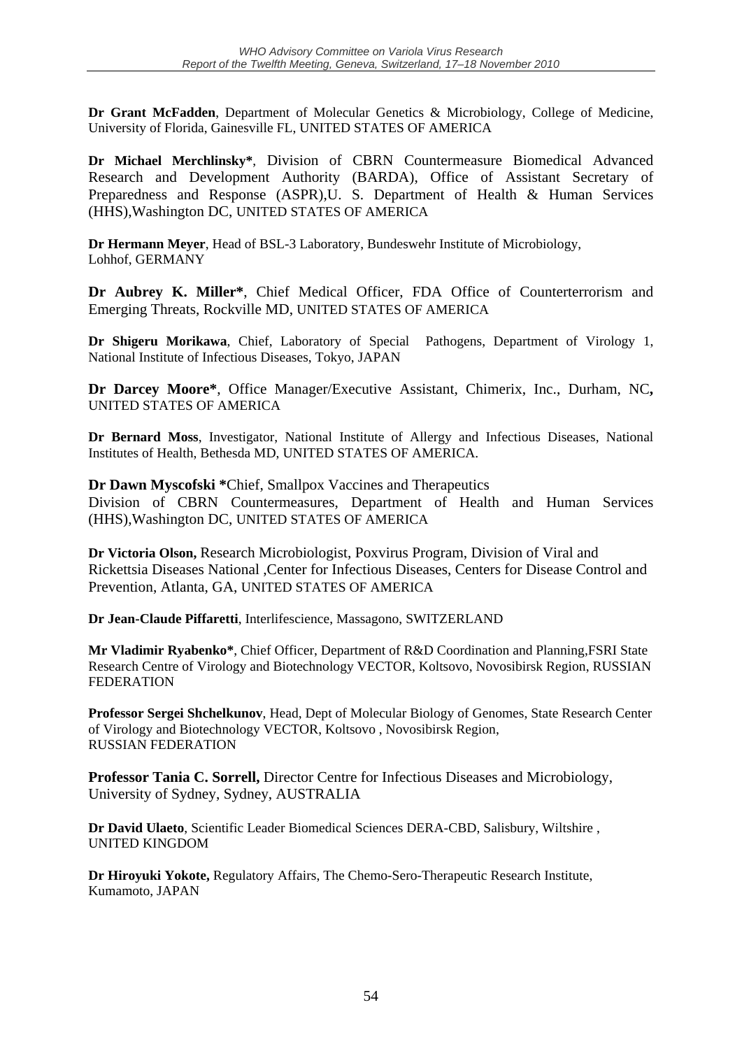**Dr Grant McFadden**, Department of Molecular Genetics & Microbiology, College of Medicine, University of Florida, Gainesville FL, UNITED STATES OF AMERICA

**Dr Michael Merchlinsky***, Division of CBRN Countermeasure Biomedical Advanced Research and Development Authority (BARDA), Office of Assistant Secretary of Preparedness and Response (ASPR),U. S. Department of Health & Human Services (HHS),Washington DC, UNITED STATES OF AMERICA

**Dr Hermann Meyer**, Head of BSL-3 Laboratory, Bundeswehr Institute of Microbiology, Lohhof, GERMANY

**Dr Aubrey K. Miller***, Chief Medical Officer, FDA Office of Counterterrorism and Emerging Threats, Rockville MD, UNITED STATES OF AMERICA

**Dr Shigeru Morikawa**, Chief, Laboratory of Special Pathogens, Department of Virology 1, National Institute of Infectious Diseases, Tokyo, JAPAN

**Dr Darcey Moore***, Office Manager/Executive Assistant, Chimerix, Inc., Durham, NC**,** UNITED STATES OF AMERICA

**Dr Bernard Moss**, Investigator, National Institute of Allergy and Infectious Diseases, National Institutes of Health, Bethesda MD, UNITED STATES OF AMERICA.

**Dr Dawn Myscofski ***Chief, Smallpox Vaccines and Therapeutics Division of CBRN Countermeasures, Department of Health and Human Services (HHS),Washington DC, UNITED STATES OF AMERICA

**Dr Victoria Olson,** Research Microbiologist, Poxvirus Program, Division of Viral and Rickettsia Diseases National ,Center for Infectious Diseases, Centers for Disease Control and Prevention, Atlanta, GA, UNITED STATES OF AMERICA

**Dr Jean-Claude Piffaretti**, Interlifescience, Massagono, SWITZERLAND

**Mr Vladimir Ryabenko***, Chief Officer, Department of R&D Coordination and Planning,FSRI State Research Centre of Virology and Biotechnology VECTOR, Koltsovo, Novosibirsk Region, RUSSIAN FEDERATION

**Professor Sergei Shchelkunov**, Head, Dept of Molecular Biology of Genomes, State Research Center of Virology and Biotechnology VECTOR, Koltsovo , Novosibirsk Region, RUSSIAN FEDERATION

**Professor Tania C. Sorrell,** Director Centre for Infectious Diseases and Microbiology, University of Sydney, Sydney, AUSTRALIA

**Dr David Ulaeto**, Scientific Leader Biomedical Sciences DERA-CBD, Salisbury, Wiltshire , UNITED KINGDOM

**Dr Hiroyuki Yokote,** Regulatory Affairs, The Chemo-Sero-Therapeutic Research Institute, Kumamoto, JAPAN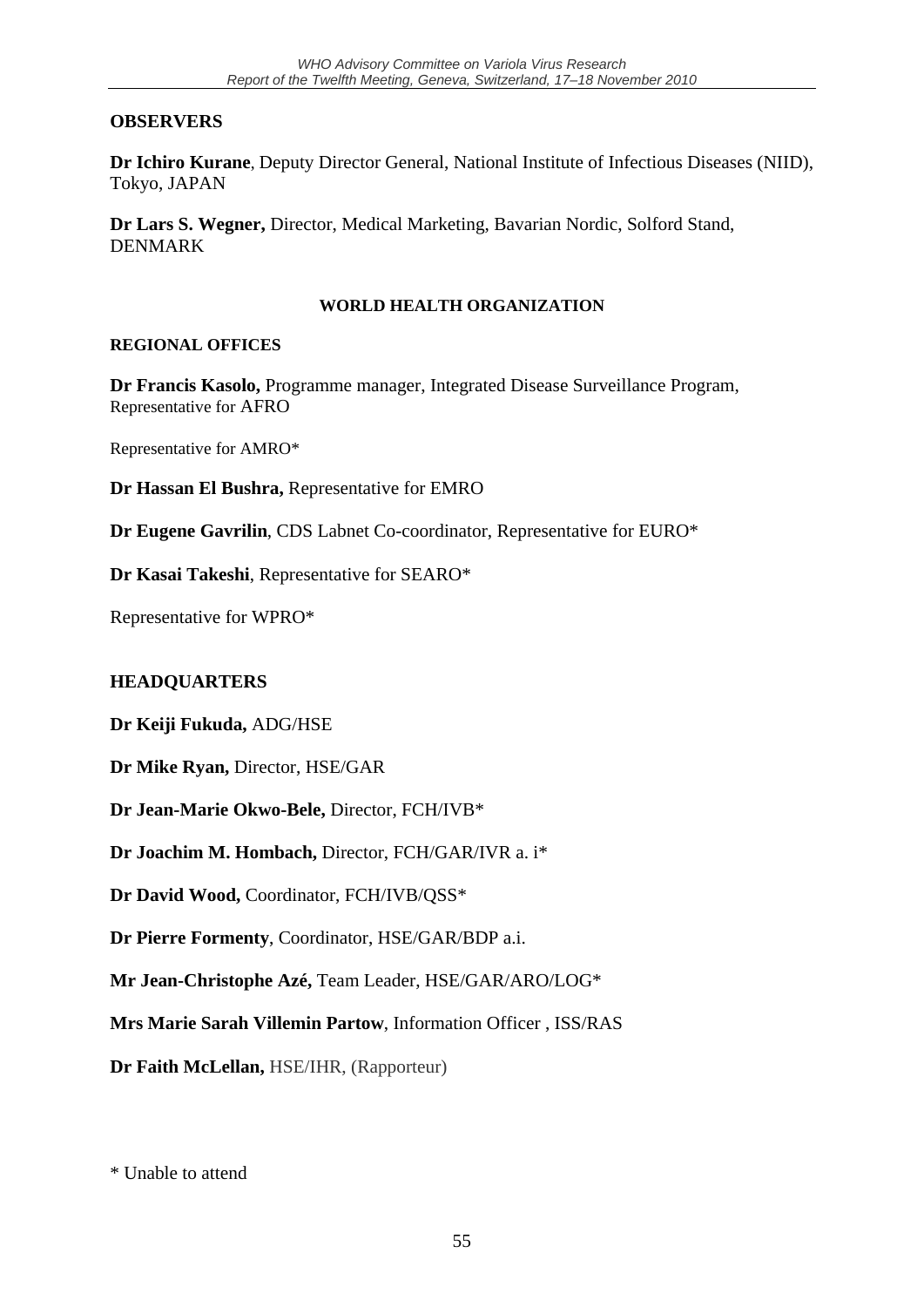## OBSERVERS

**Dr Ichiro Kurane**, Deputy Director General, National Institute of Infectious Diseases (NIID), Tokyo, JAPAN

**Dr Lars S. Wegner,** Director, Medical Marketing, Bavarian Nordic, Solford Stand, DENMARK

## WORLD HEALTH ORGANIZATION

### REGIONAL OFFICES

**Dr Francis Kasolo,** Programme manager, Integrated Disease Surveillance Program, Representative for AFRO

Representative for AMRO*

**Dr Hassan El Bushra,** Representative for EMRO

**Dr Eugene Gavrilin**, CDS Labnet Co-coordinator, Representative for EURO*

**Dr Kasai Takeshi**, Representative for SEARO*

Representative for WPRO*

### HEADQUARTERS

**Dr Keiji Fukuda,** ADG/HSE

**Dr Mike Ryan,** Director, HSE/GAR

**Dr Jean-Marie Okwo-Bele,** Director, FCH/IVB*

**Dr Joachim M. Hombach,** Director, FCH/GAR/IVR a. i*

**Dr David Wood,** Coordinator, FCH/IVB/QSS*

**Dr Pierre Formenty**, Coordinator, HSE/GAR/BDP a.i.

**Mr Jean-Christophe Azé,** Team Leader, HSE/GAR/ARO/LOG*

**Mrs Marie Sarah Villemin Partow**, Information Officer , ISS/RAS

**Dr Faith McLellan,** HSE/IHR, (Rapporteur)

\* Unable to attend